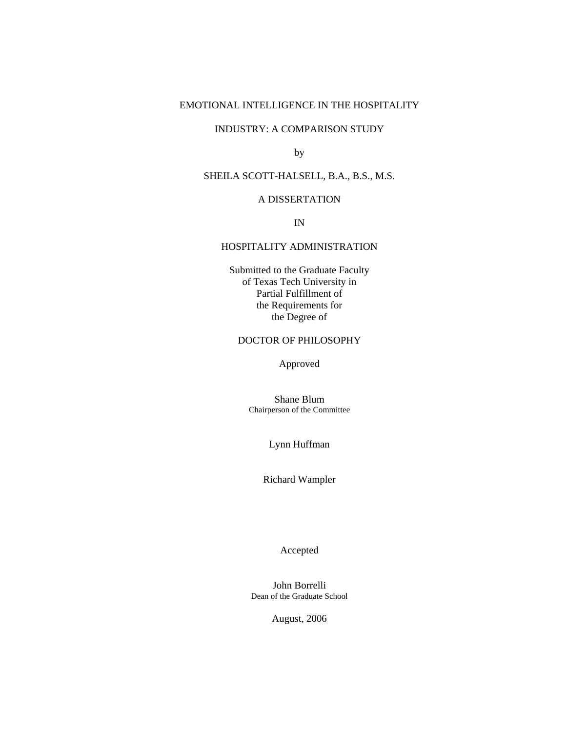# EMOTIONAL INTELLIGENCE IN THE HOSPITALITY INDUSTRY: A COMPARISON STUDY

by

SHEILA SCOTT-HALSELL, B.A., B.S., M.S.

A DISSERTATION

IN

HOSPITALITY ADMINISTRATION

Submitted to the Graduate Faculty
of Texas Tech University in
Partial Fulfillment of
the Requirements for
the Degree of

DOCTOR OF PHILOSOPHY

Approved

Shane Blum
Chairperson of the Committee

Lynn Huffman

Richard Wampler

Accepted

John Borrelli
Dean of the Graduate School

August, 2006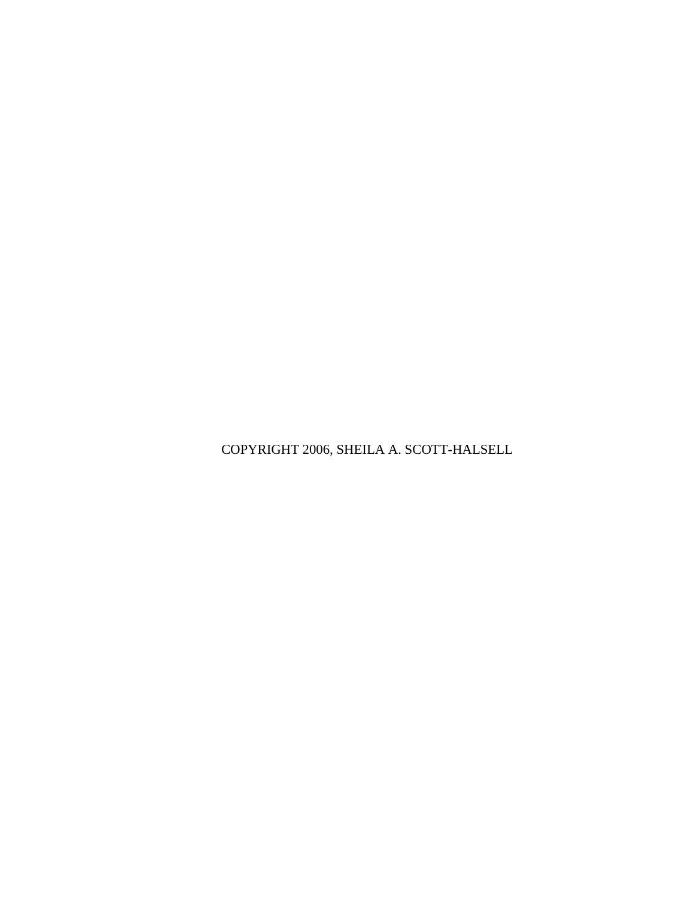COPYRIGHT 2006, SHEILA A. SCOTT-HALSELL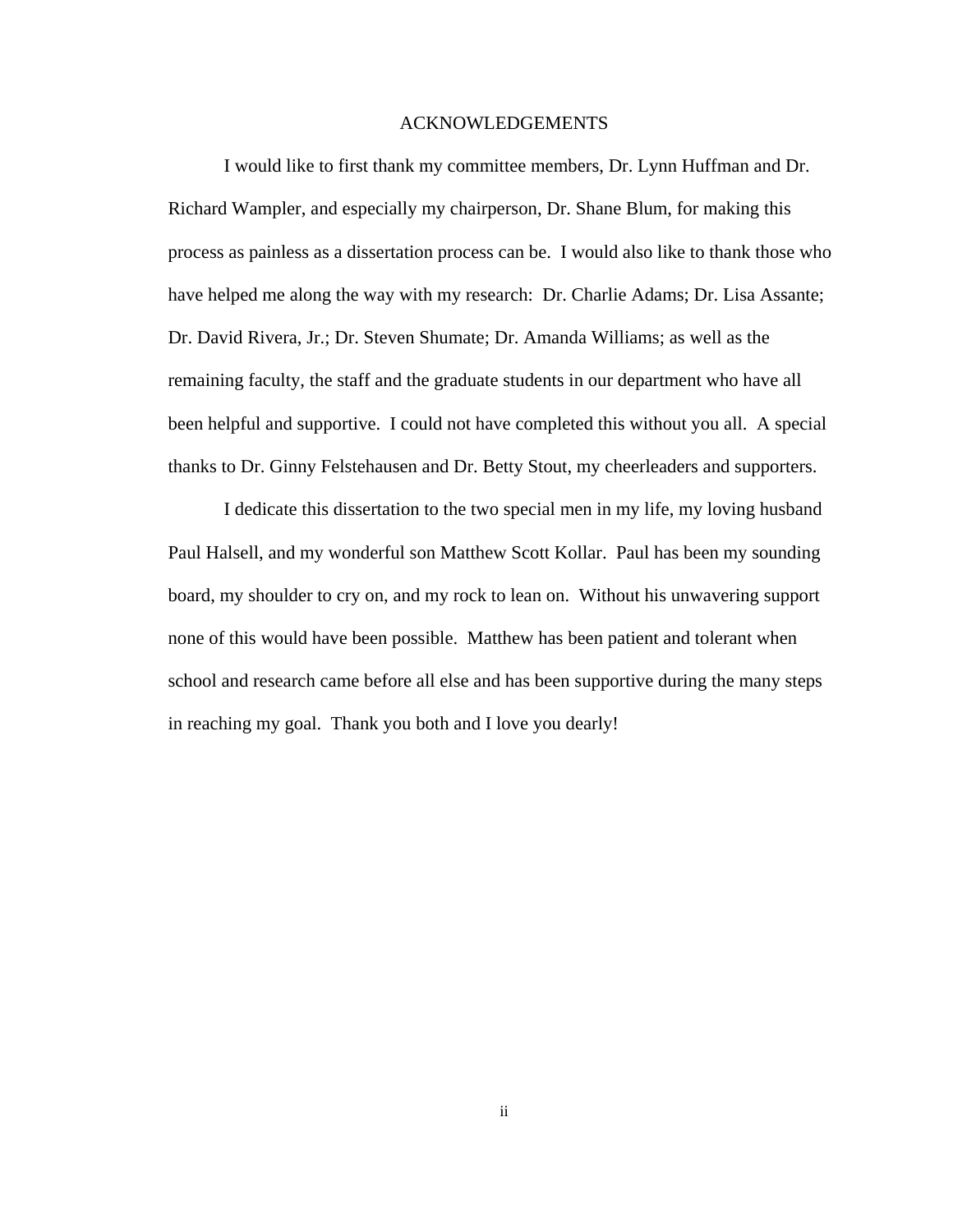# ACKNOWLEDGEMENTS

I would like to first thank my committee members, Dr. Lynn Huffman and Dr. Richard Wampler, and especially my chairperson, Dr. Shane Blum, for making this process as painless as a dissertation process can be. I would also like to thank those who have helped me along the way with my research: Dr. Charlie Adams; Dr. Lisa Assante; Dr. David Rivera, Jr.; Dr. Steven Shumate; Dr. Amanda Williams; as well as the remaining faculty, the staff and the graduate students in our department who have all been helpful and supportive. I could not have completed this without you all. A special thanks to Dr. Ginny Felstehausen and Dr. Betty Stout, my cheerleaders and supporters.

I dedicate this dissertation to the two special men in my life, my loving husband Paul Halsell, and my wonderful son Matthew Scott Kollar. Paul has been my sounding board, my shoulder to cry on, and my rock to lean on. Without his unwavering support none of this would have been possible. Matthew has been patient and tolerant when school and research came before all else and has been supportive during the many steps in reaching my goal. Thank you both and I love you dearly!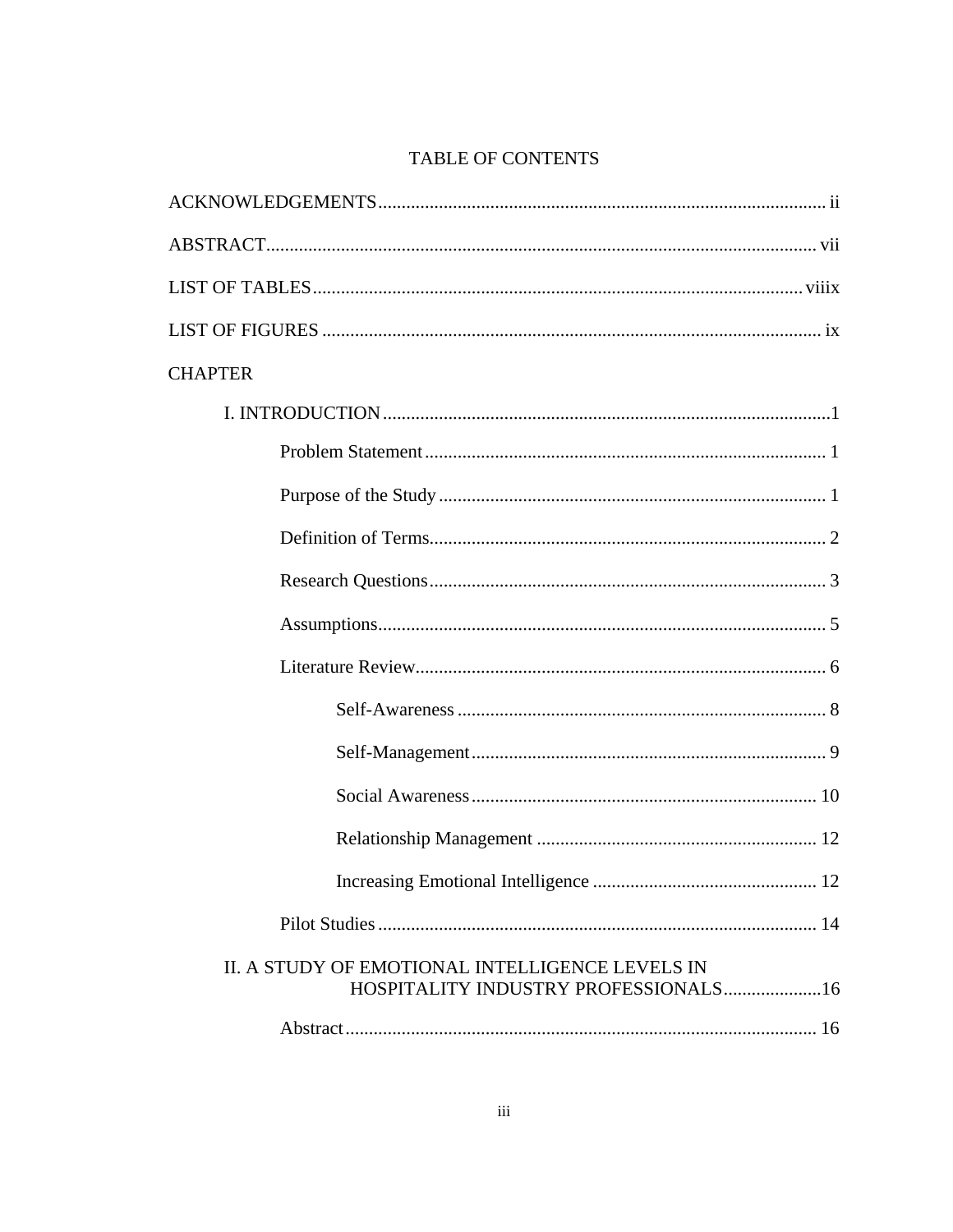# TABLE OF CONTENTS

ACKNOWLEDGEMENTS ................................................................................................ ii

ABSTRACT ..................................................................................................................... vii

LIST OF TABLES ......................................................................................................... viiix

LIST OF FIGURES .......................................................................................................... ix

CHAPTER

- I. INTRODUCTION ...............................................................................................1
  - Problem Statement ...................................................................................... 1
  - Purpose of the Study .................................................................................. 1
  - Definition of Terms..................................................................................... 2
  - Research Questions ..................................................................................... 3
  - Assumptions................................................................................................ 5
  - Literature Review........................................................................................ 6
    - Self-Awareness ............................................................................... 8
    - Self-Management ............................................................................ 9
    - Social Awareness .......................................................................... 10
    - Relationship Management ............................................................ 12
    - Increasing Emotional Intelligence ................................................ 12
  - Pilot Studies .............................................................................................. 14
- II. A STUDY OF EMOTIONAL INTELLIGENCE LEVELS IN HOSPITALITY INDUSTRY PROFESSIONALS.....................16
  - Abstract ..................................................................................................... 16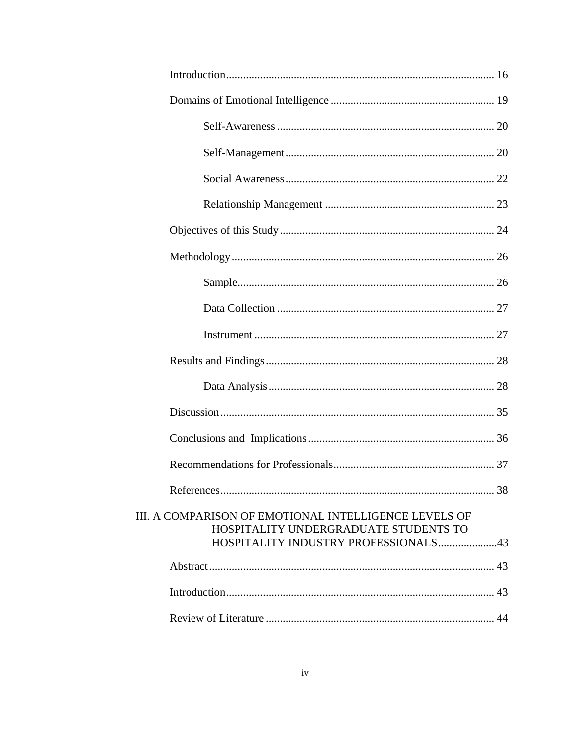Introduction ................................................................................ 16

Domains of Emotional Intelligence ........................................................ 19

Self-Awareness ............................................................................ 20

Self-Management .......................................................................... 20

Social Awareness .......................................................................... 22

Relationship Management ............................................................ 23

Objectives of this Study .......................................................................... 24

Methodology ............................................................................................ 26

Sample .......................................................................................... 26

Data Collection ............................................................................. 27

Instrument .................................................................................... 27

Results and Findings ................................................................................ 28

Data Analysis ............................................................................... 28

Discussion ................................................................................................ 35

Conclusions and Implications ................................................................. 36

Recommendations for Professionals ........................................................ 37

References ................................................................................................ 38

III. A COMPARISON OF EMOTIONAL INTELLIGENCE LEVELS OF HOSPITALITY UNDERGRADUATE STUDENTS TO HOSPITALITY INDUSTRY PROFESSIONALS ..................... 43

Abstract .................................................................................................... 43

Introduction .............................................................................................. 43

Review of Literature ................................................................................ 44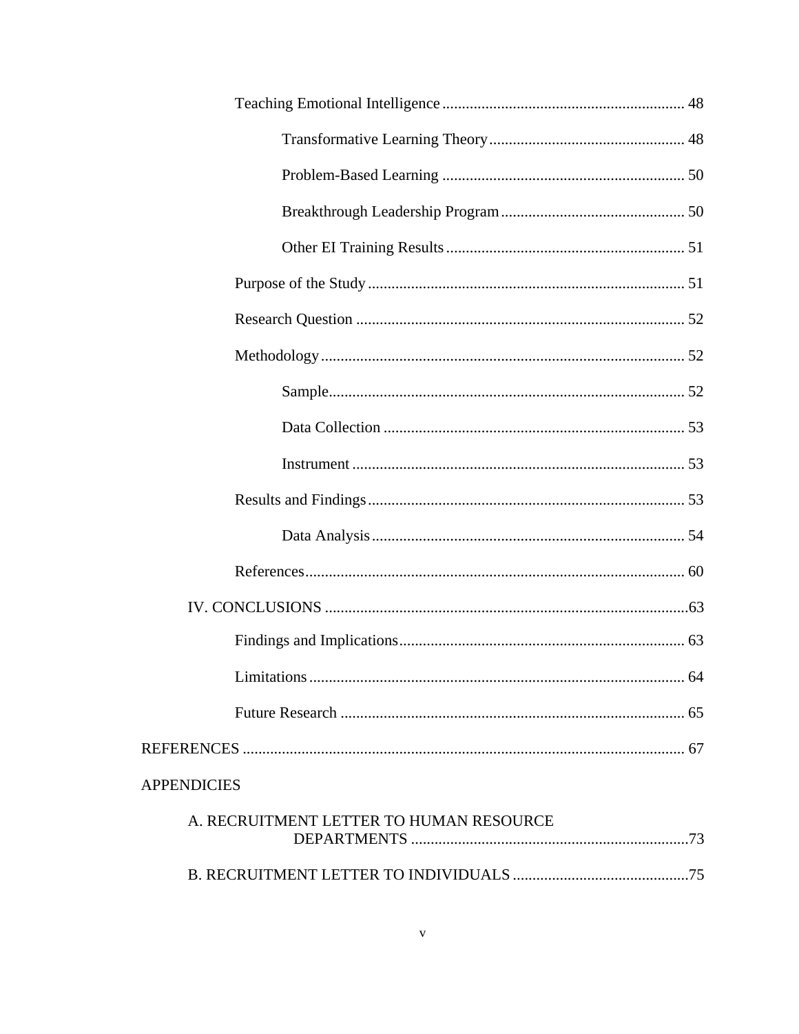Teaching Emotional Intelligence ............................................................ 48

Transformative Learning Theory ................................................. 48

Problem-Based Learning ............................................................. 50

Breakthrough Leadership Program .............................................. 50

Other EI Training Results ............................................................ 51

Purpose of the Study ................................................................................ 51

Research Question ................................................................................... 52

Methodology ............................................................................................ 52

Sample .......................................................................................... 52

Data Collection ............................................................................ 53

Instrument .................................................................................... 53

Results and Findings ................................................................................ 53

Data Analysis ............................................................................... 54

References ................................................................................................ 60

IV. CONCLUSIONS ............................................................................................ 63

Findings and Implications ........................................................................ 63

Limitations ............................................................................................... 64

Future Research ........................................................................................ 65

REFERENCES ................................................................................................................ 67

APPENDICIES

A. RECRUITMENT LETTER TO HUMAN RESOURCE DEPARTMENTS ...................................................................... 73

B. RECRUITMENT LETTER TO INDIVIDUALS ............................................ 75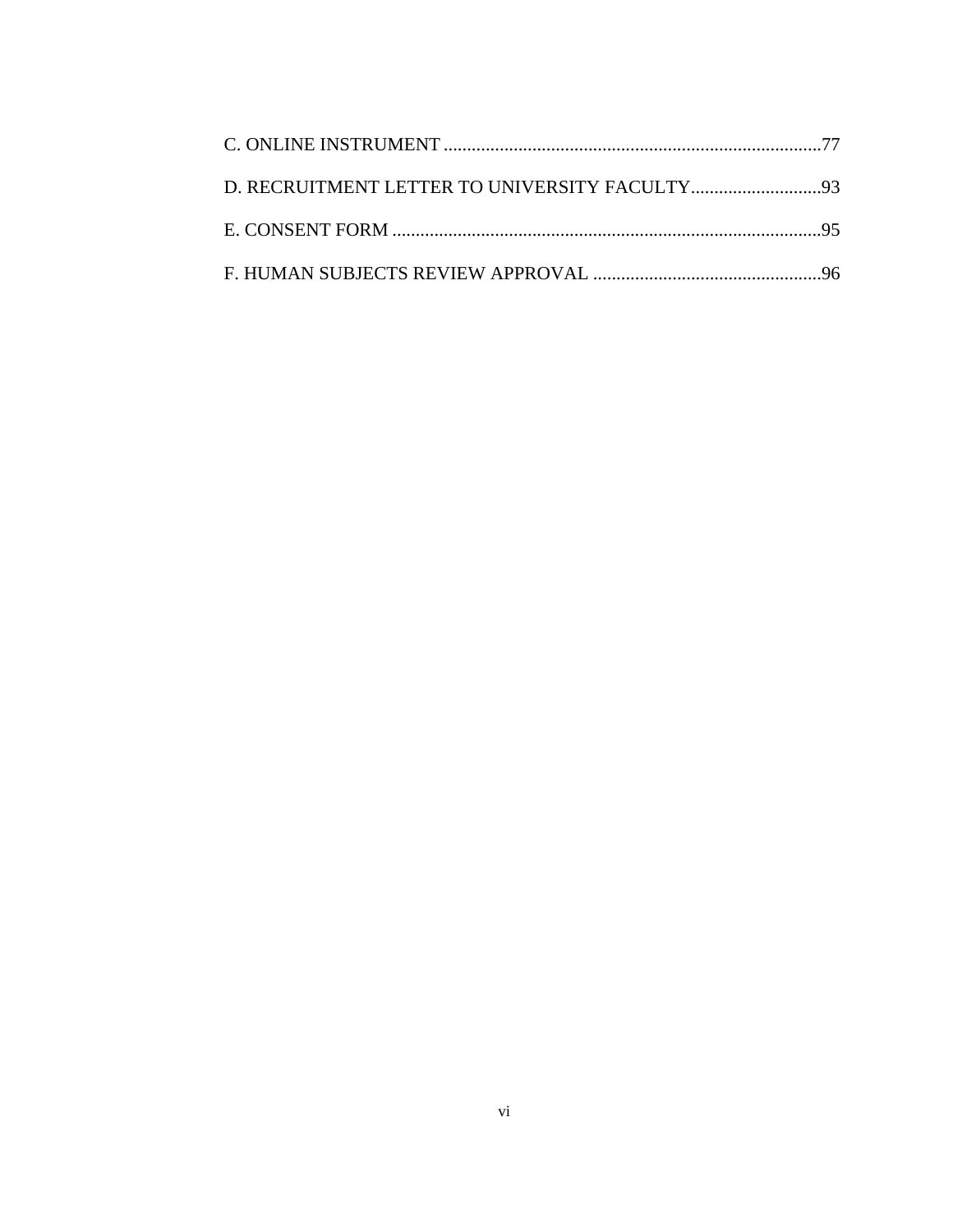C. ONLINE INSTRUMENT ..................................................................................77

D. RECRUITMENT LETTER TO UNIVERSITY FACULTY............................93

E. CONSENT FORM ............................................................................................95

F. HUMAN SUBJECTS REVIEW APPROVAL .................................................96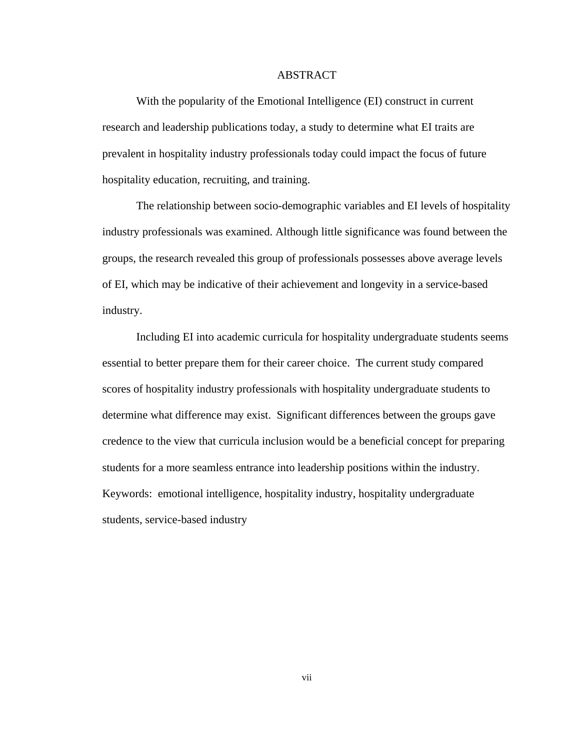# ABSTRACT

With the popularity of the Emotional Intelligence (EI) construct in current research and leadership publications today, a study to determine what EI traits are prevalent in hospitality industry professionals today could impact the focus of future hospitality education, recruiting, and training.

The relationship between socio-demographic variables and EI levels of hospitality industry professionals was examined. Although little significance was found between the groups, the research revealed this group of professionals possesses above average levels of EI, which may be indicative of their achievement and longevity in a service-based industry.

Including EI into academic curricula for hospitality undergraduate students seems essential to better prepare them for their career choice. The current study compared scores of hospitality industry professionals with hospitality undergraduate students to determine what difference may exist. Significant differences between the groups gave credence to the view that curricula inclusion would be a beneficial concept for preparing students for a more seamless entrance into leadership positions within the industry.

Keywords: emotional intelligence, hospitality industry, hospitality undergraduate students, service-based industry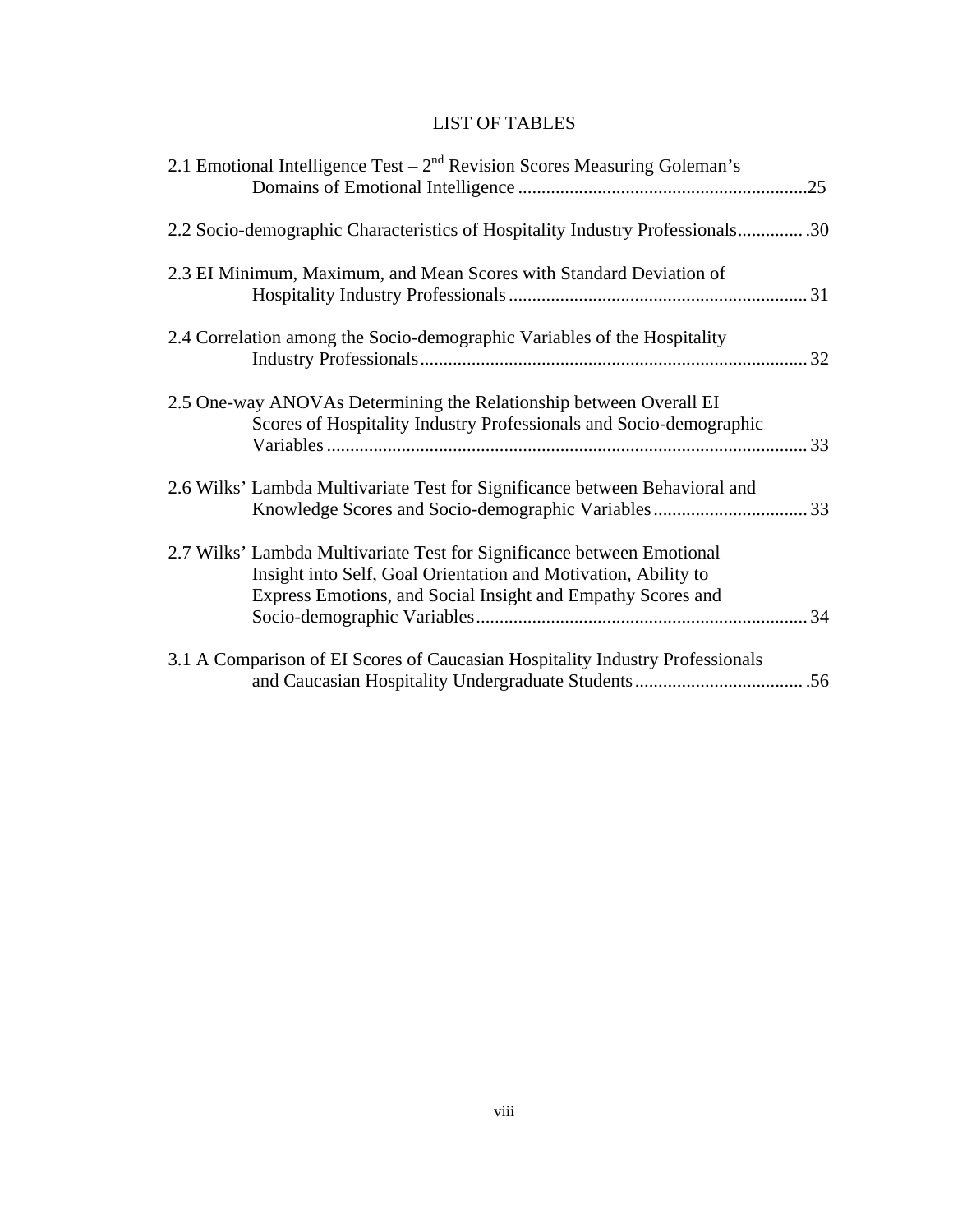# LIST OF TABLES

2.1 Emotional Intelligence Test – $2^{nd}$ Revision Scores Measuring Goleman's Domains of Emotional Intelligence .............................................................25

2.2 Socio-demographic Characteristics of Hospitality Industry Professionals.............. .30

2.3 EI Minimum, Maximum, and Mean Scores with Standard Deviation of Hospitality Industry Professionals ................................................................ 31

2.4 Correlation among the Socio-demographic Variables of the Hospitality Industry Professionals.................................................................................. 32

2.5 One-way ANOVAs Determining the Relationship between Overall EI Scores of Hospitality Industry Professionals and Socio-demographic Variables ...................................................................................................... 33

2.6 Wilks' Lambda Multivariate Test for Significance between Behavioral and Knowledge Scores and Socio-demographic Variables................................. 33

2.7 Wilks' Lambda Multivariate Test for Significance between Emotional Insight into Self, Goal Orientation and Motivation, Ability to Express Emotions, and Social Insight and Empathy Scores and Socio-demographic Variables....................................................................... 34

3.1 A Comparison of EI Scores of Caucasian Hospitality Industry Professionals and Caucasian Hospitality Undergraduate Students.................................... .56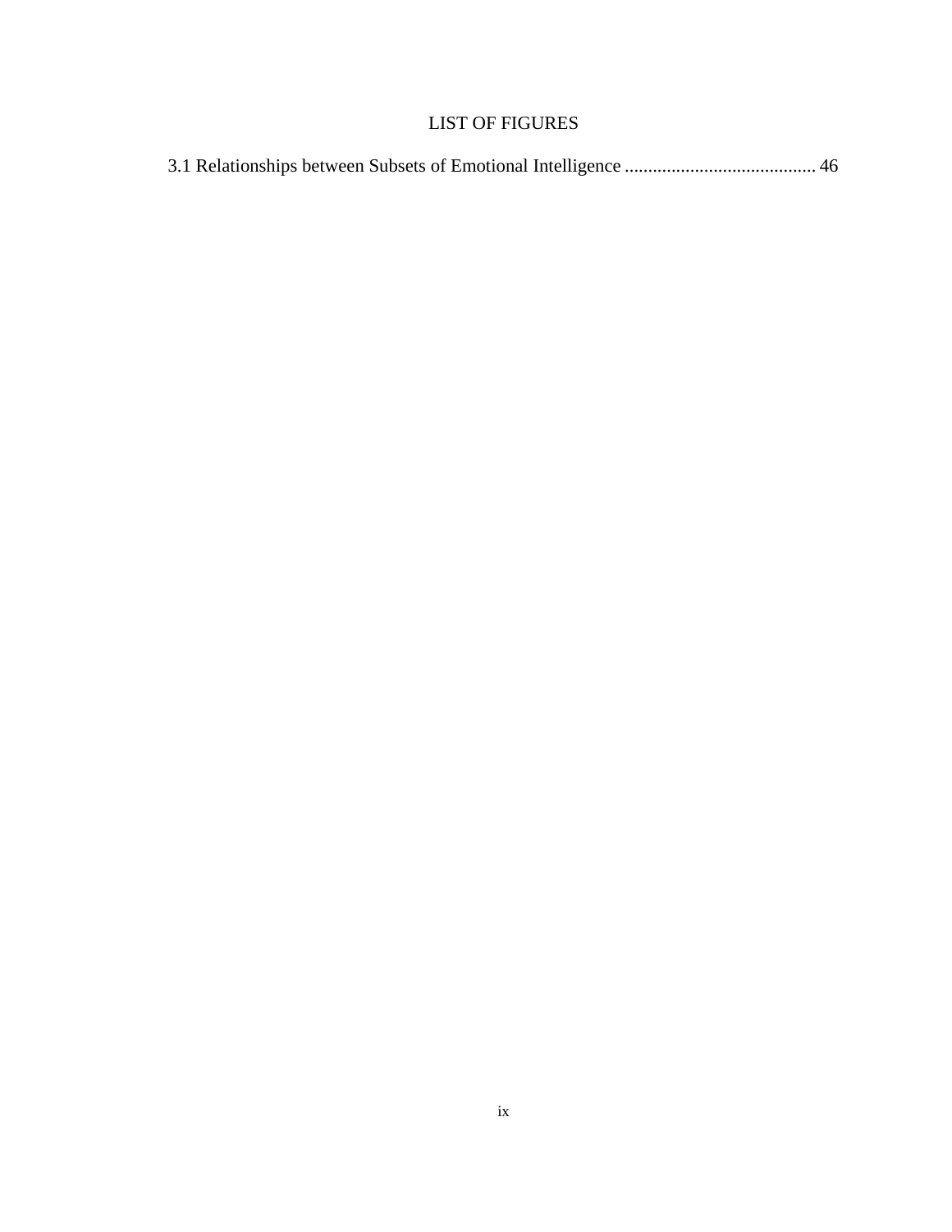# LIST OF FIGURES

3.1 Relationships between Subsets of Emotional Intelligence ......................................... 46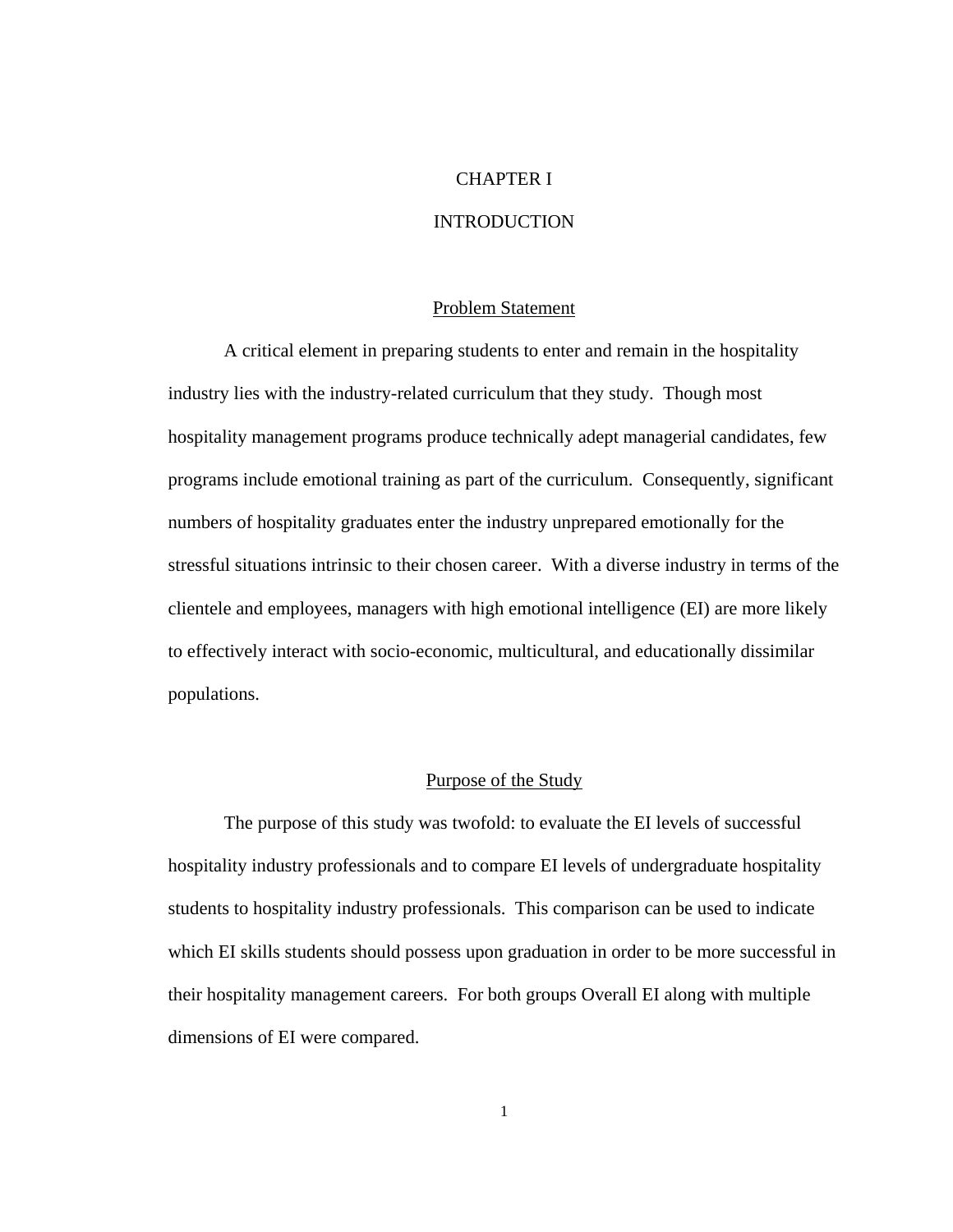# CHAPTER I

# INTRODUCTION

## Problem Statement

A critical element in preparing students to enter and remain in the hospitality industry lies with the industry-related curriculum that they study. Though most hospitality management programs produce technically adept managerial candidates, few programs include emotional training as part of the curriculum. Consequently, significant numbers of hospitality graduates enter the industry unprepared emotionally for the stressful situations intrinsic to their chosen career. With a diverse industry in terms of the clientele and employees, managers with high emotional intelligence (EI) are more likely to effectively interact with socio-economic, multicultural, and educationally dissimilar populations.

## Purpose of the Study

The purpose of this study was twofold: to evaluate the EI levels of successful hospitality industry professionals and to compare EI levels of undergraduate hospitality students to hospitality industry professionals. This comparison can be used to indicate which EI skills students should possess upon graduation in order to be more successful in their hospitality management careers. For both groups Overall EI along with multiple dimensions of EI were compared.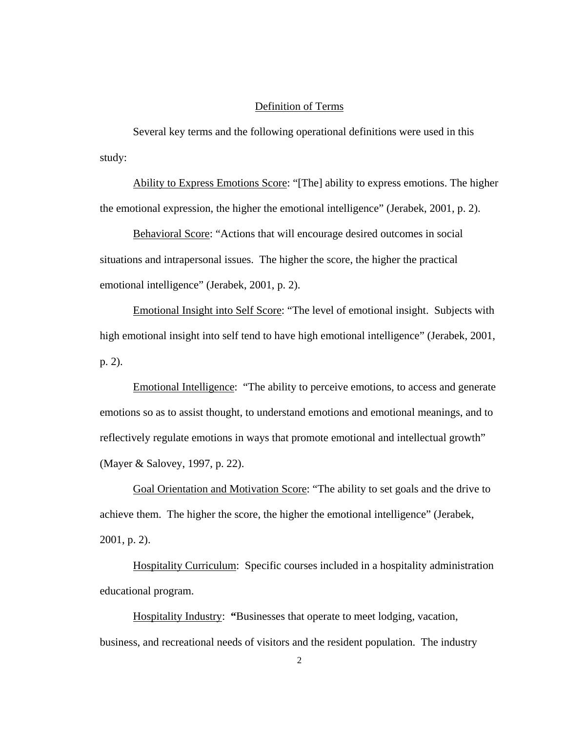## Definition of Terms

Several key terms and the following operational definitions were used in this study:

Ability to Express Emotions Score: "[The] ability to express emotions. The higher the emotional expression, the higher the emotional intelligence" (Jerabek, 2001, p. 2).

Behavioral Score: "Actions that will encourage desired outcomes in social situations and intrapersonal issues. The higher the score, the higher the practical emotional intelligence" (Jerabek, 2001, p. 2).

Emotional Insight into Self Score: "The level of emotional insight. Subjects with high emotional insight into self tend to have high emotional intelligence" (Jerabek, 2001, p. 2).

Emotional Intelligence: "The ability to perceive emotions, to access and generate emotions so as to assist thought, to understand emotions and emotional meanings, and to reflectively regulate emotions in ways that promote emotional and intellectual growth" (Mayer & Salovey, 1997, p. 22).

Goal Orientation and Motivation Score: "The ability to set goals and the drive to achieve them. The higher the score, the higher the emotional intelligence" (Jerabek, 2001, p. 2).

Hospitality Curriculum: Specific courses included in a hospitality administration educational program.

Hospitality Industry: **"**Businesses that operate to meet lodging, vacation, business, and recreational needs of visitors and the resident population. The industry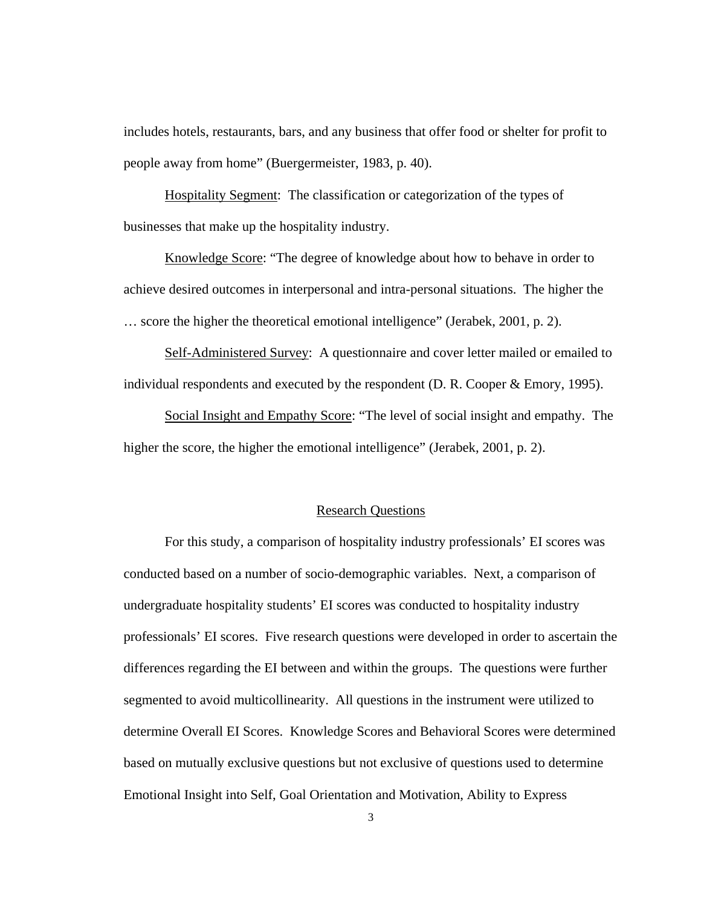includes hotels, restaurants, bars, and any business that offer food or shelter for profit to people away from home" (Buergermeister, 1983, p. 40).

Hospitality Segment: The classification or categorization of the types of businesses that make up the hospitality industry.

Knowledge Score: "The degree of knowledge about how to behave in order to achieve desired outcomes in interpersonal and intra-personal situations. The higher the … score the higher the theoretical emotional intelligence" (Jerabek, 2001, p. 2).

Self-Administered Survey: A questionnaire and cover letter mailed or emailed to individual respondents and executed by the respondent (D. R. Cooper & Emory, 1995).

Social Insight and Empathy Score: "The level of social insight and empathy. The higher the score, the higher the emotional intelligence" (Jerabek, 2001, p. 2).

## Research Questions

For this study, a comparison of hospitality industry professionals' EI scores was conducted based on a number of socio-demographic variables. Next, a comparison of undergraduate hospitality students' EI scores was conducted to hospitality industry professionals' EI scores. Five research questions were developed in order to ascertain the differences regarding the EI between and within the groups. The questions were further segmented to avoid multicollinearity. All questions in the instrument were utilized to determine Overall EI Scores. Knowledge Scores and Behavioral Scores were determined based on mutually exclusive questions but not exclusive of questions used to determine Emotional Insight into Self, Goal Orientation and Motivation, Ability to Express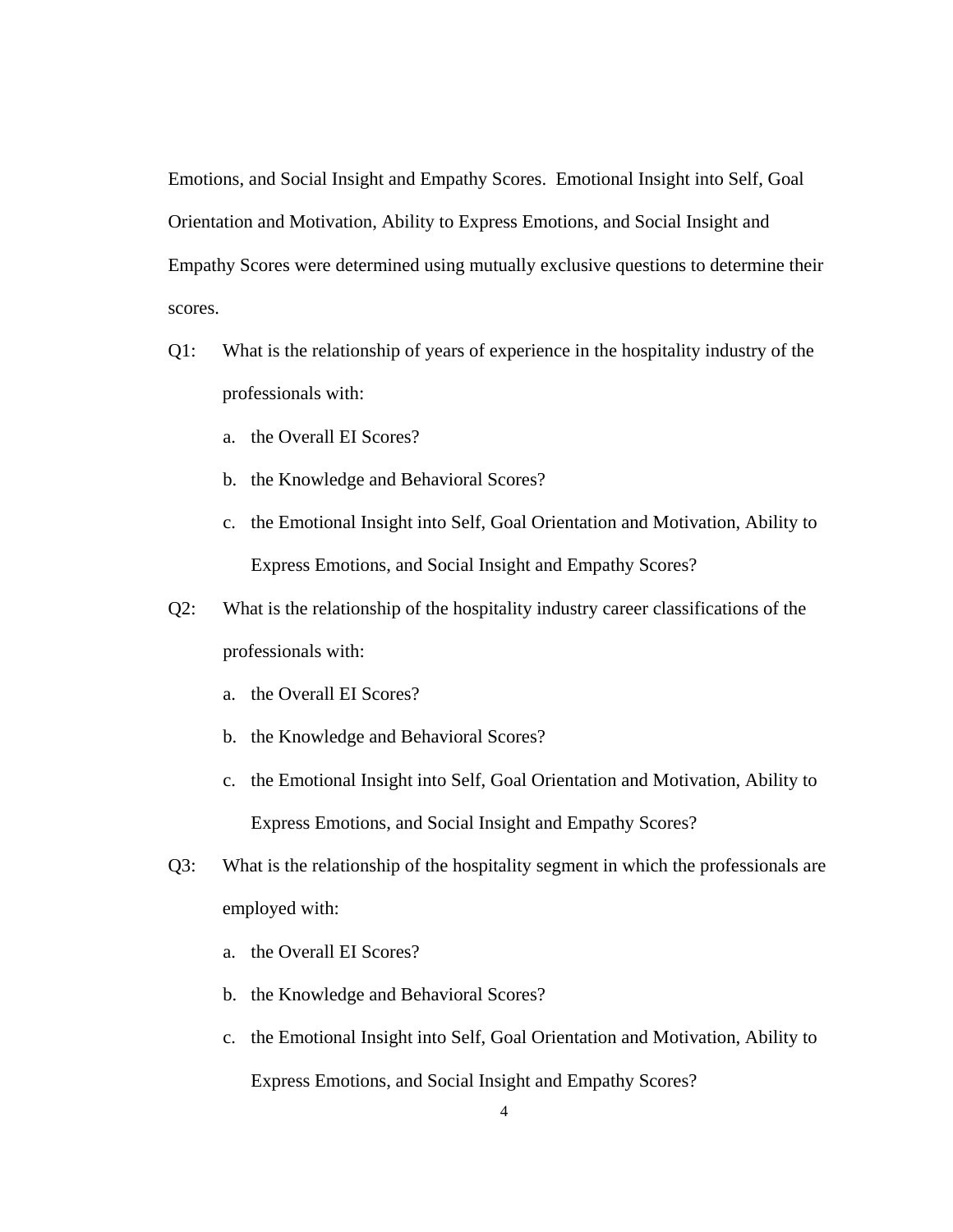Emotions, and Social Insight and Empathy Scores. Emotional Insight into Self, Goal Orientation and Motivation, Ability to Express Emotions, and Social Insight and Empathy Scores were determined using mutually exclusive questions to determine their scores.

Q1: What is the relationship of years of experience in the hospitality industry of the professionals with:

a. the Overall EI Scores?
b. the Knowledge and Behavioral Scores?
c. the Emotional Insight into Self, Goal Orientation and Motivation, Ability to Express Emotions, and Social Insight and Empathy Scores?

Q2: What is the relationship of the hospitality industry career classifications of the professionals with:

a. the Overall EI Scores?
b. the Knowledge and Behavioral Scores?
c. the Emotional Insight into Self, Goal Orientation and Motivation, Ability to Express Emotions, and Social Insight and Empathy Scores?

Q3: What is the relationship of the hospitality segment in which the professionals are employed with:

a. the Overall EI Scores?
b. the Knowledge and Behavioral Scores?
c. the Emotional Insight into Self, Goal Orientation and Motivation, Ability to Express Emotions, and Social Insight and Empathy Scores?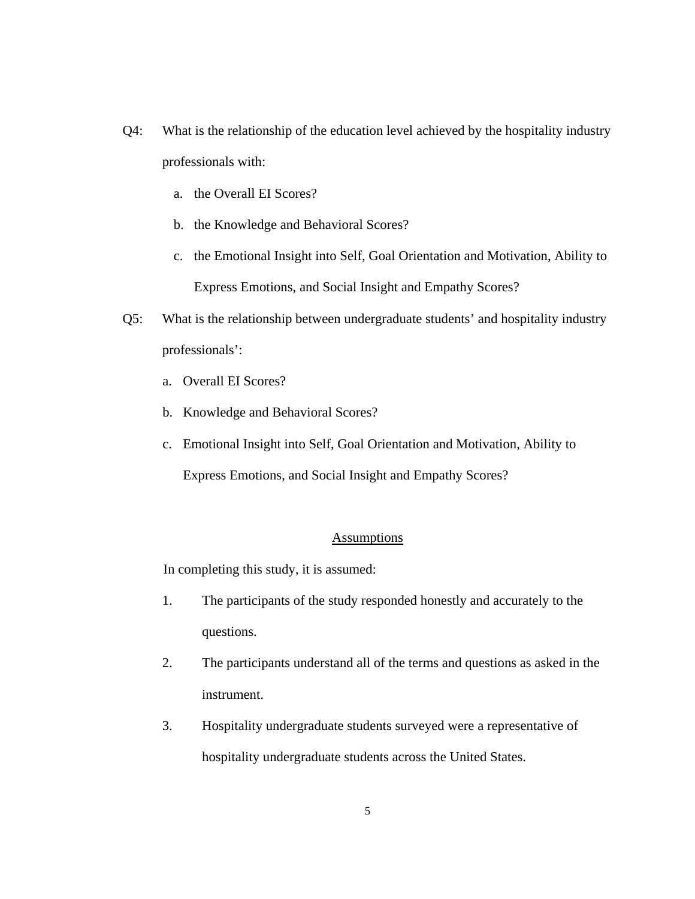Q4: What is the relationship of the education level achieved by the hospitality industry professionals with:

a. the Overall EI Scores?

b. the Knowledge and Behavioral Scores?

c. the Emotional Insight into Self, Goal Orientation and Motivation, Ability to Express Emotions, and Social Insight and Empathy Scores?

Q5: What is the relationship between undergraduate students' and hospitality industry professionals':

a. Overall EI Scores?

b. Knowledge and Behavioral Scores?

c. Emotional Insight into Self, Goal Orientation and Motivation, Ability to Express Emotions, and Social Insight and Empathy Scores?

## Assumptions

In completing this study, it is assumed:

1. The participants of the study responded honestly and accurately to the questions.
2. The participants understand all of the terms and questions as asked in the instrument.
3. Hospitality undergraduate students surveyed were a representative of hospitality undergraduate students across the United States.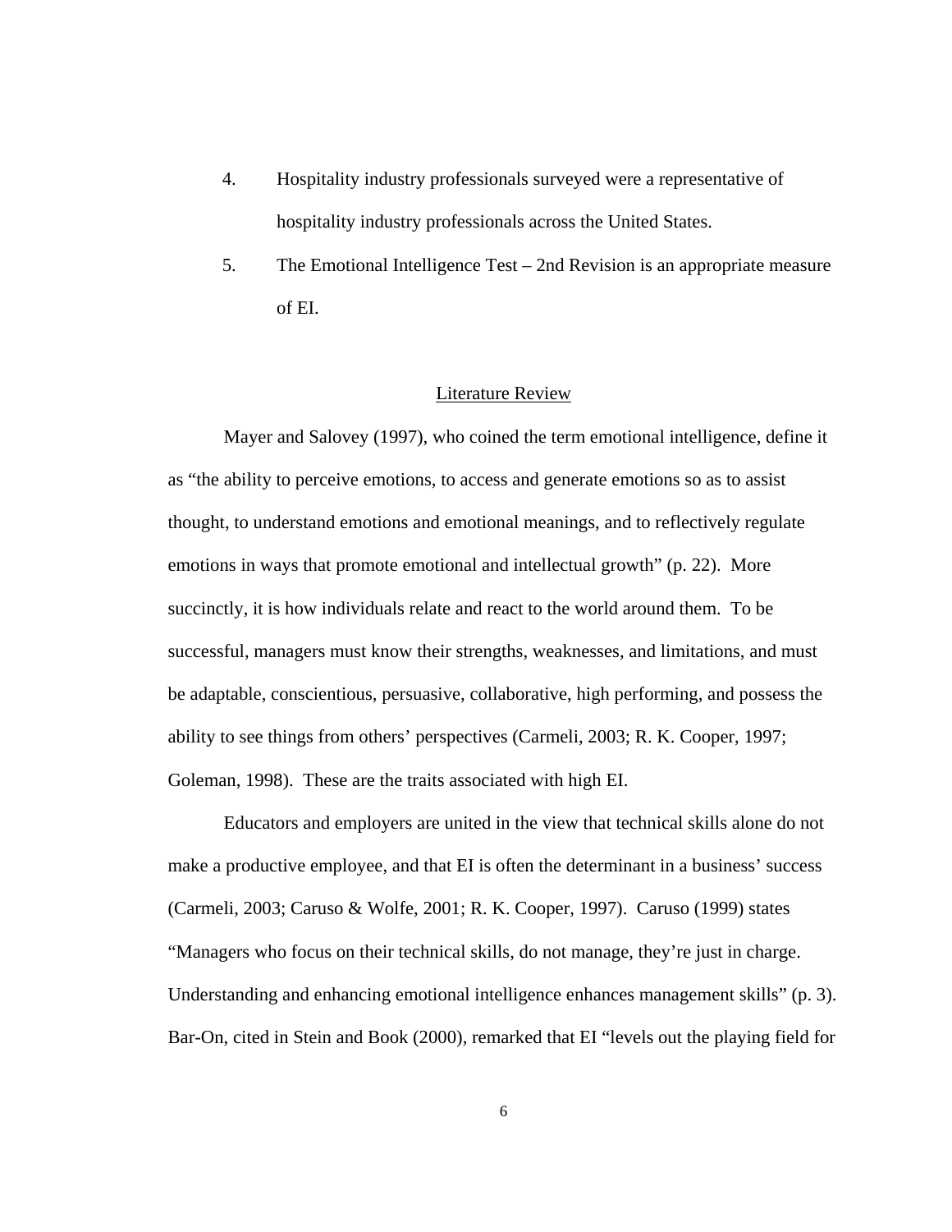4. Hospitality industry professionals surveyed were a representative of hospitality industry professionals across the United States.
5. The Emotional Intelligence Test – 2nd Revision is an appropriate measure of EI.

## Literature Review

Mayer and Salovey (1997), who coined the term emotional intelligence, define it as “the ability to perceive emotions, to access and generate emotions so as to assist thought, to understand emotions and emotional meanings, and to reflectively regulate emotions in ways that promote emotional and intellectual growth” (p. 22). More succinctly, it is how individuals relate and react to the world around them. To be successful, managers must know their strengths, weaknesses, and limitations, and must be adaptable, conscientious, persuasive, collaborative, high performing, and possess the ability to see things from others’ perspectives (Carmeli, 2003; R. K. Cooper, 1997; Goleman, 1998). These are the traits associated with high EI.

Educators and employers are united in the view that technical skills alone do not make a productive employee, and that EI is often the determinant in a business’ success (Carmeli, 2003; Caruso & Wolfe, 2001; R. K. Cooper, 1997). Caruso (1999) states “Managers who focus on their technical skills, do not manage, they’re just in charge. Understanding and enhancing emotional intelligence enhances management skills” (p. 3). Bar-On, cited in Stein and Book (2000), remarked that EI “levels out the playing field for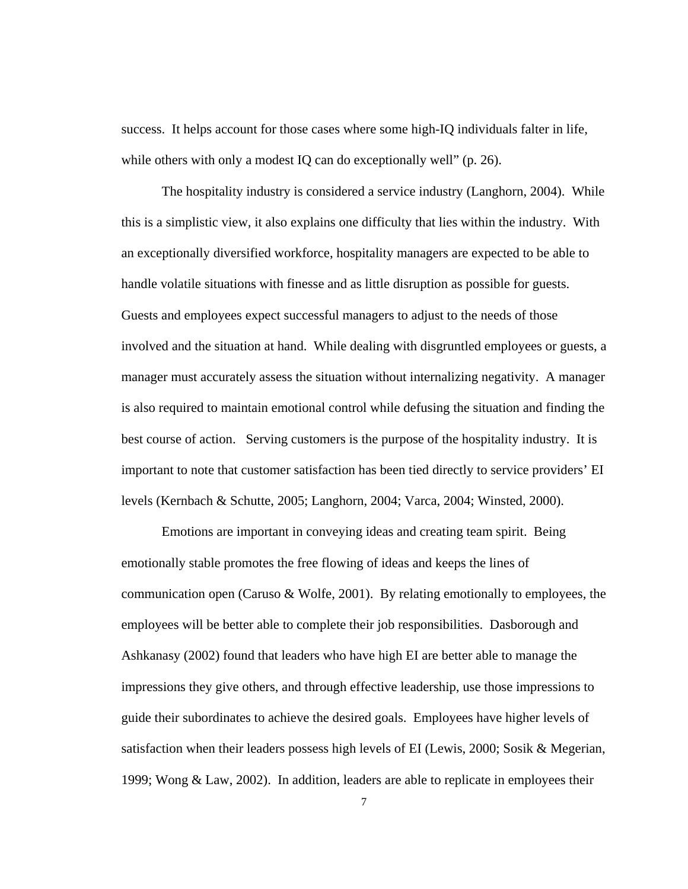success. It helps account for those cases where some high-IQ individuals falter in life, while others with only a modest IQ can do exceptionally well" (p. 26).

The hospitality industry is considered a service industry (Langhorn, 2004). While this is a simplistic view, it also explains one difficulty that lies within the industry. With an exceptionally diversified workforce, hospitality managers are expected to be able to handle volatile situations with finesse and as little disruption as possible for guests. Guests and employees expect successful managers to adjust to the needs of those involved and the situation at hand. While dealing with disgruntled employees or guests, a manager must accurately assess the situation without internalizing negativity. A manager is also required to maintain emotional control while defusing the situation and finding the best course of action. Serving customers is the purpose of the hospitality industry. It is important to note that customer satisfaction has been tied directly to service providers' EI levels (Kernbach & Schutte, 2005; Langhorn, 2004; Varca, 2004; Winsted, 2000).

Emotions are important in conveying ideas and creating team spirit. Being emotionally stable promotes the free flowing of ideas and keeps the lines of communication open (Caruso & Wolfe, 2001). By relating emotionally to employees, the employees will be better able to complete their job responsibilities. Dasborough and Ashkanasy (2002) found that leaders who have high EI are better able to manage the impressions they give others, and through effective leadership, use those impressions to guide their subordinates to achieve the desired goals. Employees have higher levels of satisfaction when their leaders possess high levels of EI (Lewis, 2000; Sosik & Megerian, 1999; Wong & Law, 2002). In addition, leaders are able to replicate in employees their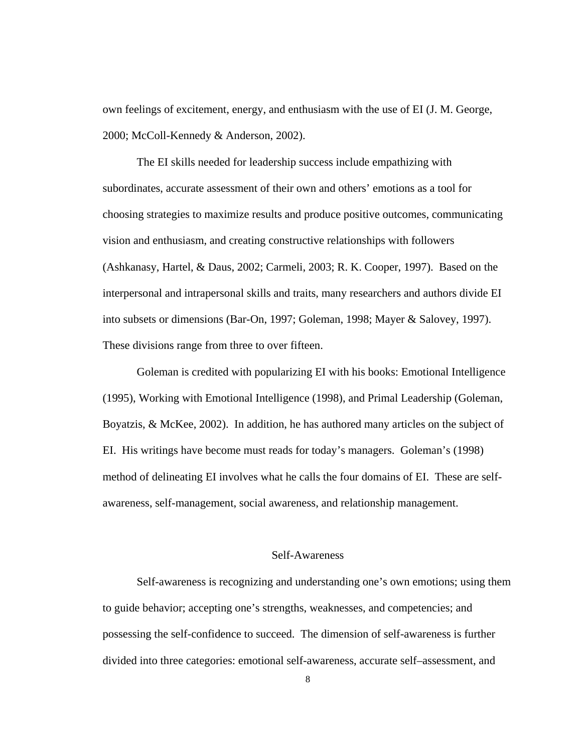own feelings of excitement, energy, and enthusiasm with the use of EI (J. M. George, 2000; McColl-Kennedy & Anderson, 2002).

The EI skills needed for leadership success include empathizing with subordinates, accurate assessment of their own and others' emotions as a tool for choosing strategies to maximize results and produce positive outcomes, communicating vision and enthusiasm, and creating constructive relationships with followers (Ashkanasy, Hartel, & Daus, 2002; Carmeli, 2003; R. K. Cooper, 1997). Based on the interpersonal and intrapersonal skills and traits, many researchers and authors divide EI into subsets or dimensions (Bar-On, 1997; Goleman, 1998; Mayer & Salovey, 1997). These divisions range from three to over fifteen.

Goleman is credited with popularizing EI with his books: Emotional Intelligence (1995), Working with Emotional Intelligence (1998), and Primal Leadership (Goleman, Boyatzis, & McKee, 2002). In addition, he has authored many articles on the subject of EI. His writings have become must reads for today's managers. Goleman's (1998) method of delineating EI involves what he calls the four domains of EI. These are self-awareness, self-management, social awareness, and relationship management.

## Self-Awareness

Self-awareness is recognizing and understanding one's own emotions; using them to guide behavior; accepting one's strengths, weaknesses, and competencies; and possessing the self-confidence to succeed. The dimension of self-awareness is further divided into three categories: emotional self-awareness, accurate self–assessment, and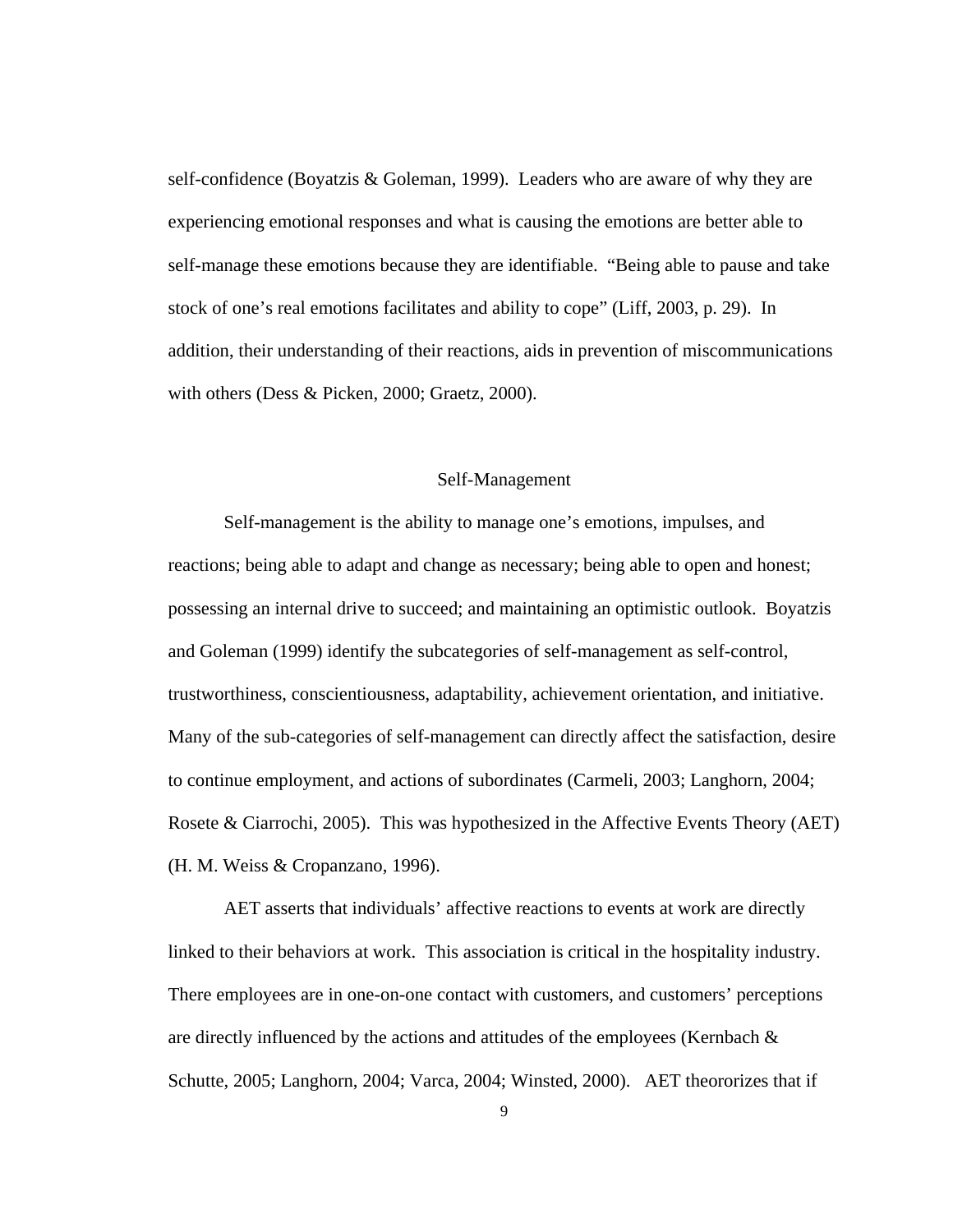self-confidence (Boyatzis & Goleman, 1999). Leaders who are aware of why they are experiencing emotional responses and what is causing the emotions are better able to self-manage these emotions because they are identifiable. "Being able to pause and take stock of one's real emotions facilitates and ability to cope" (Liff, 2003, p. 29). In addition, their understanding of their reactions, aids in prevention of miscommunications with others (Dess & Picken, 2000; Graetz, 2000).

## Self-Management

Self-management is the ability to manage one's emotions, impulses, and reactions; being able to adapt and change as necessary; being able to open and honest; possessing an internal drive to succeed; and maintaining an optimistic outlook. Boyatzis and Goleman (1999) identify the subcategories of self-management as self-control, trustworthiness, conscientiousness, adaptability, achievement orientation, and initiative. Many of the sub-categories of self-management can directly affect the satisfaction, desire to continue employment, and actions of subordinates (Carmeli, 2003; Langhorn, 2004; Rosete & Ciarrochi, 2005). This was hypothesized in the Affective Events Theory (AET) (H. M. Weiss & Cropanzano, 1996).

AET asserts that individuals' affective reactions to events at work are directly linked to their behaviors at work. This association is critical in the hospitality industry. There employees are in one-on-one contact with customers, and customers' perceptions are directly influenced by the actions and attitudes of the employees (Kernbach & Schutte, 2005; Langhorn, 2004; Varca, 2004; Winsted, 2000). AET theororizes that if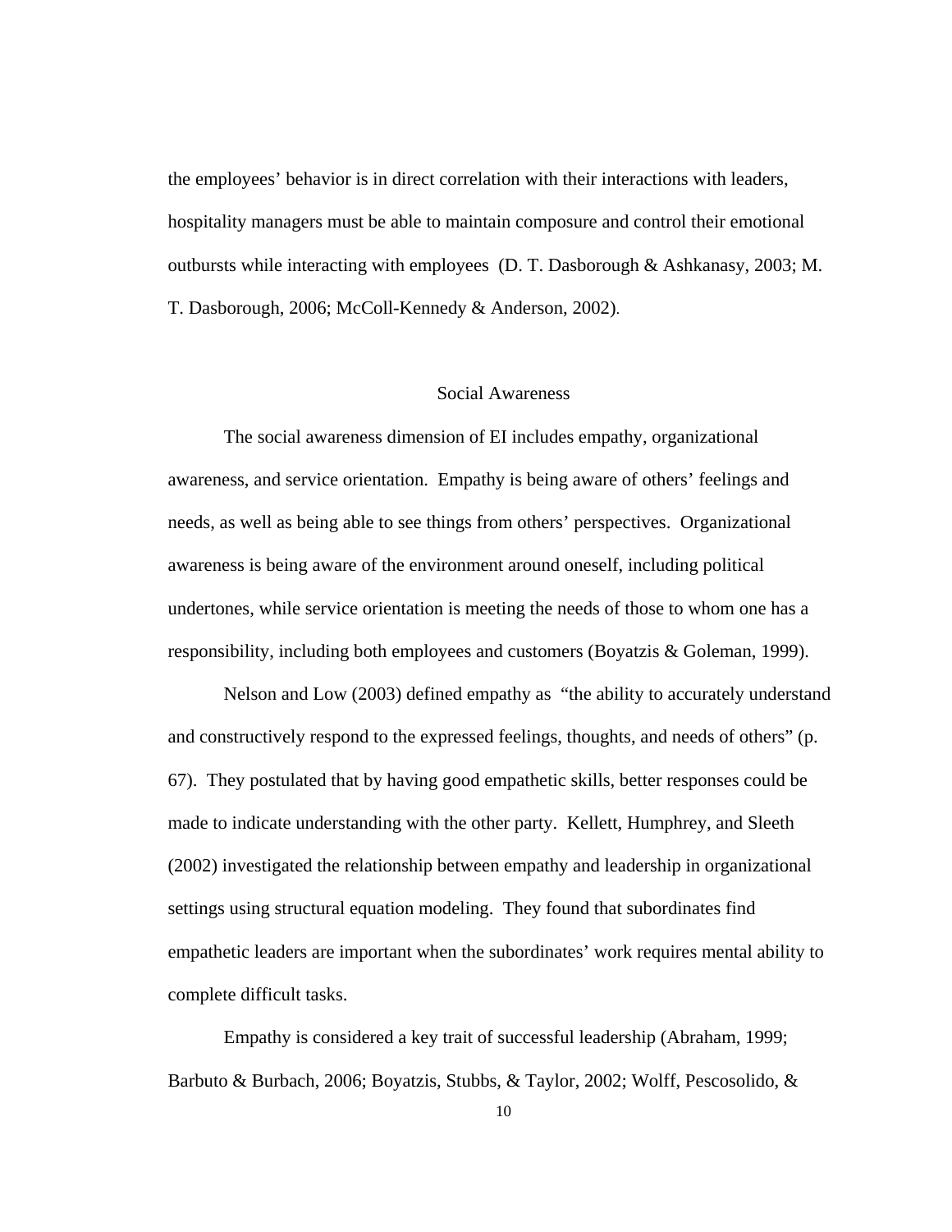the employees' behavior is in direct correlation with their interactions with leaders, hospitality managers must be able to maintain composure and control their emotional outbursts while interacting with employees (D. T. Dasborough & Ashkanasy, 2003; M. T. Dasborough, 2006; McColl-Kennedy & Anderson, 2002).

## Social Awareness

The social awareness dimension of EI includes empathy, organizational awareness, and service orientation. Empathy is being aware of others' feelings and needs, as well as being able to see things from others' perspectives. Organizational awareness is being aware of the environment around oneself, including political undertones, while service orientation is meeting the needs of those to whom one has a responsibility, including both employees and customers (Boyatzis & Goleman, 1999).

Nelson and Low (2003) defined empathy as "the ability to accurately understand and constructively respond to the expressed feelings, thoughts, and needs of others" (p. 67). They postulated that by having good empathetic skills, better responses could be made to indicate understanding with the other party. Kellett, Humphrey, and Sleeth (2002) investigated the relationship between empathy and leadership in organizational settings using structural equation modeling. They found that subordinates find empathetic leaders are important when the subordinates' work requires mental ability to complete difficult tasks.

Empathy is considered a key trait of successful leadership (Abraham, 1999; Barbuto & Burbach, 2006; Boyatzis, Stubbs, & Taylor, 2002; Wolff, Pescosolido, &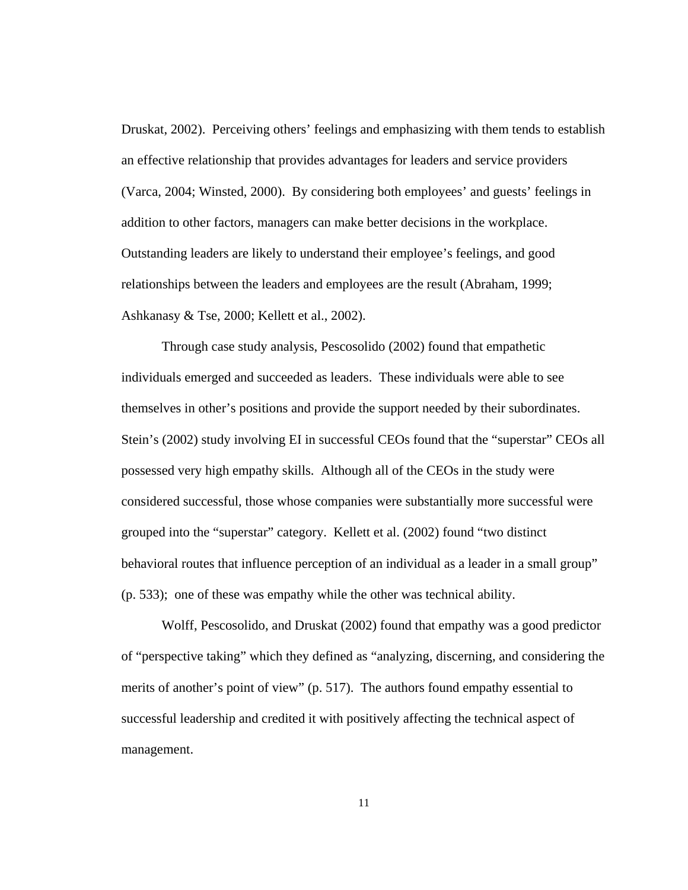Druskat, 2002). Perceiving others' feelings and emphasizing with them tends to establish an effective relationship that provides advantages for leaders and service providers (Varca, 2004; Winsted, 2000). By considering both employees' and guests' feelings in addition to other factors, managers can make better decisions in the workplace. Outstanding leaders are likely to understand their employee's feelings, and good relationships between the leaders and employees are the result (Abraham, 1999; Ashkanasy & Tse, 2000; Kellett et al., 2002).

Through case study analysis, Pescosolido (2002) found that empathetic individuals emerged and succeeded as leaders. These individuals were able to see themselves in other's positions and provide the support needed by their subordinates. Stein's (2002) study involving EI in successful CEOs found that the "superstar" CEOs all possessed very high empathy skills. Although all of the CEOs in the study were considered successful, those whose companies were substantially more successful were grouped into the "superstar" category. Kellett et al. (2002) found "two distinct behavioral routes that influence perception of an individual as a leader in a small group" (p. 533); one of these was empathy while the other was technical ability.

Wolff, Pescosolido, and Druskat (2002) found that empathy was a good predictor of "perspective taking" which they defined as "analyzing, discerning, and considering the merits of another's point of view" (p. 517). The authors found empathy essential to successful leadership and credited it with positively affecting the technical aspect of management.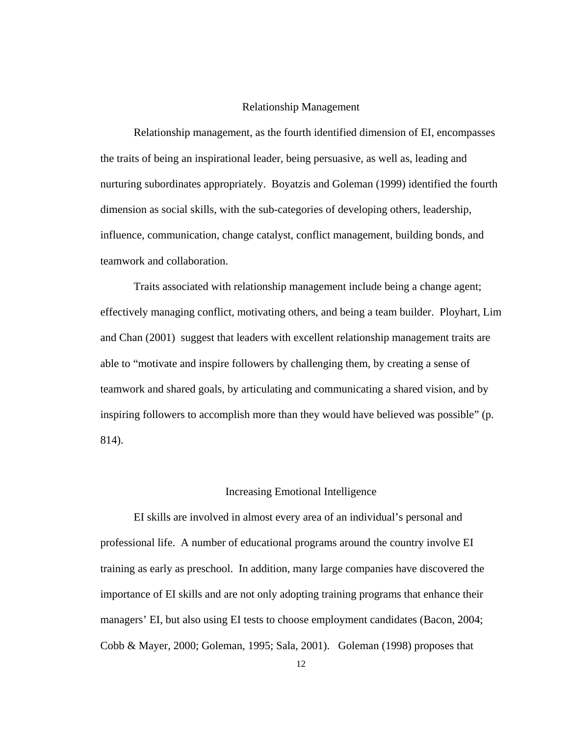## Relationship Management

Relationship management, as the fourth identified dimension of EI, encompasses the traits of being an inspirational leader, being persuasive, as well as, leading and nurturing subordinates appropriately. Boyatzis and Goleman (1999) identified the fourth dimension as social skills, with the sub-categories of developing others, leadership, influence, communication, change catalyst, conflict management, building bonds, and teamwork and collaboration.

Traits associated with relationship management include being a change agent; effectively managing conflict, motivating others, and being a team builder. Ployhart, Lim and Chan (2001) suggest that leaders with excellent relationship management traits are able to "motivate and inspire followers by challenging them, by creating a sense of teamwork and shared goals, by articulating and communicating a shared vision, and by inspiring followers to accomplish more than they would have believed was possible" (p. 814).

## Increasing Emotional Intelligence

EI skills are involved in almost every area of an individual's personal and professional life. A number of educational programs around the country involve EI training as early as preschool. In addition, many large companies have discovered the importance of EI skills and are not only adopting training programs that enhance their managers' EI, but also using EI tests to choose employment candidates (Bacon, 2004; Cobb & Mayer, 2000; Goleman, 1995; Sala, 2001). Goleman (1998) proposes that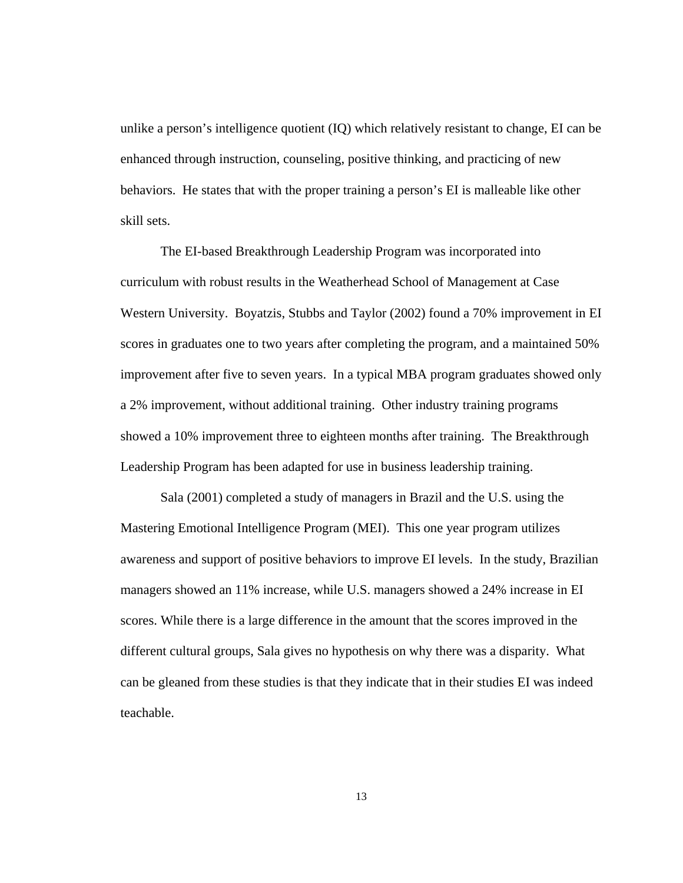unlike a person's intelligence quotient (IQ) which relatively resistant to change, EI can be enhanced through instruction, counseling, positive thinking, and practicing of new behaviors. He states that with the proper training a person's EI is malleable like other skill sets.

The EI-based Breakthrough Leadership Program was incorporated into curriculum with robust results in the Weatherhead School of Management at Case Western University. Boyatzis, Stubbs and Taylor (2002) found a 70% improvement in EI scores in graduates one to two years after completing the program, and a maintained 50% improvement after five to seven years. In a typical MBA program graduates showed only a 2% improvement, without additional training. Other industry training programs showed a 10% improvement three to eighteen months after training. The Breakthrough Leadership Program has been adapted for use in business leadership training.

Sala (2001) completed a study of managers in Brazil and the U.S. using the Mastering Emotional Intelligence Program (MEI). This one year program utilizes awareness and support of positive behaviors to improve EI levels. In the study, Brazilian managers showed an 11% increase, while U.S. managers showed a 24% increase in EI scores. While there is a large difference in the amount that the scores improved in the different cultural groups, Sala gives no hypothesis on why there was a disparity. What can be gleaned from these studies is that they indicate that in their studies EI was indeed teachable.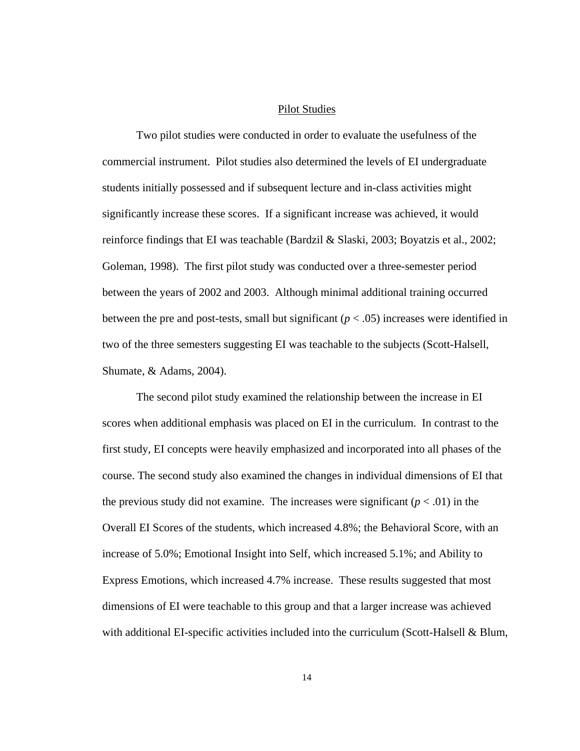## Pilot Studies

Two pilot studies were conducted in order to evaluate the usefulness of the commercial instrument. Pilot studies also determined the levels of EI undergraduate students initially possessed and if subsequent lecture and in-class activities might significantly increase these scores. If a significant increase was achieved, it would reinforce findings that EI was teachable (Bardzil & Slaski, 2003; Boyatzis et al., 2002; Goleman, 1998). The first pilot study was conducted over a three-semester period between the years of 2002 and 2003. Although minimal additional training occurred between the pre and post-tests, small but significant ($p < .05$) increases were identified in two of the three semesters suggesting EI was teachable to the subjects (Scott-Halsell, Shumate, & Adams, 2004).

The second pilot study examined the relationship between the increase in EI scores when additional emphasis was placed on EI in the curriculum. In contrast to the first study, EI concepts were heavily emphasized and incorporated into all phases of the course. The second study also examined the changes in individual dimensions of EI that the previous study did not examine. The increases were significant ($p < .01$) in the Overall EI Scores of the students, which increased 4.8%; the Behavioral Score, with an increase of 5.0%; Emotional Insight into Self, which increased 5.1%; and Ability to Express Emotions, which increased 4.7% increase. These results suggested that most dimensions of EI were teachable to this group and that a larger increase was achieved with additional EI-specific activities included into the curriculum (Scott-Halsell & Blum,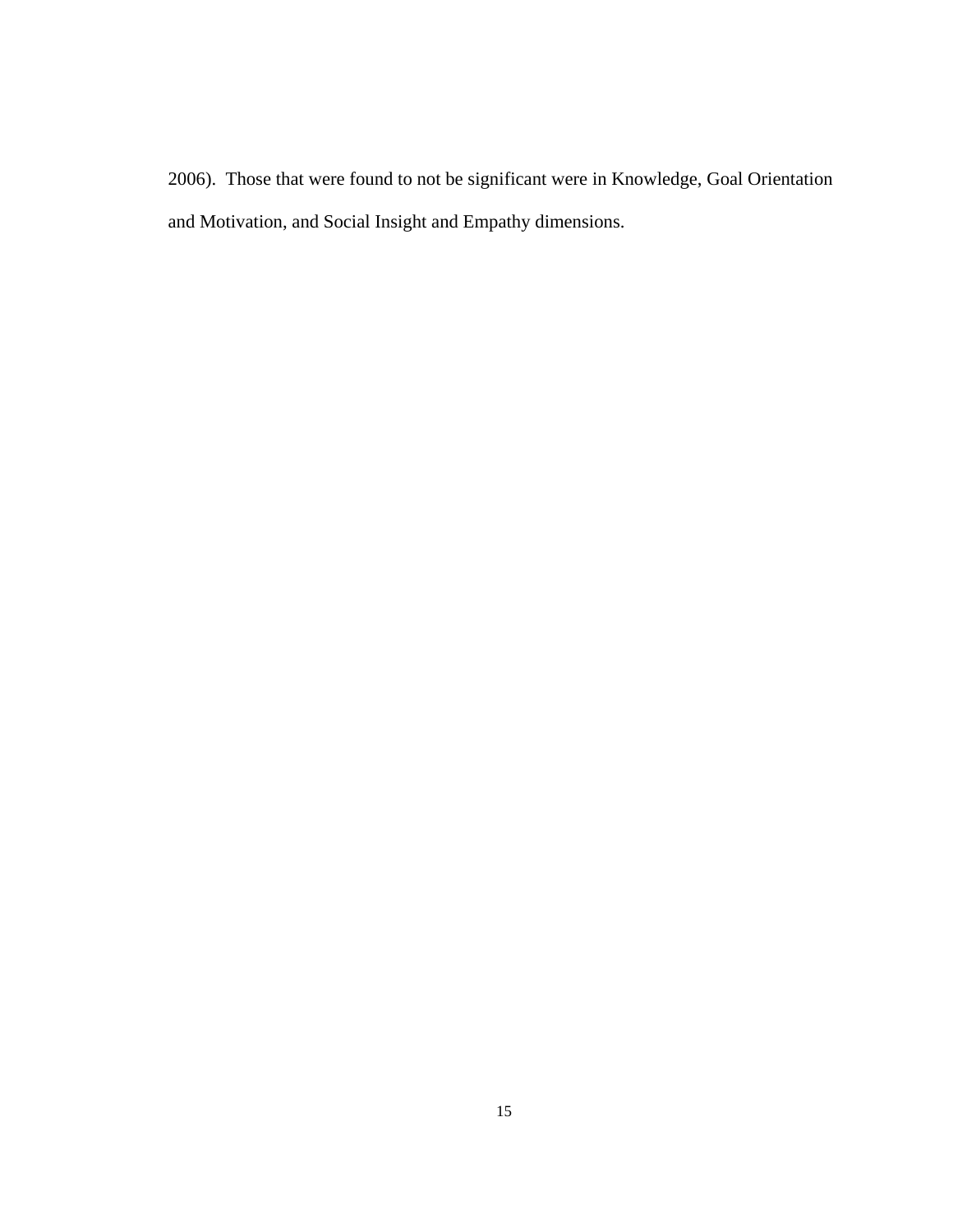2006). Those that were found to not be significant were in Knowledge, Goal Orientation and Motivation, and Social Insight and Empathy dimensions.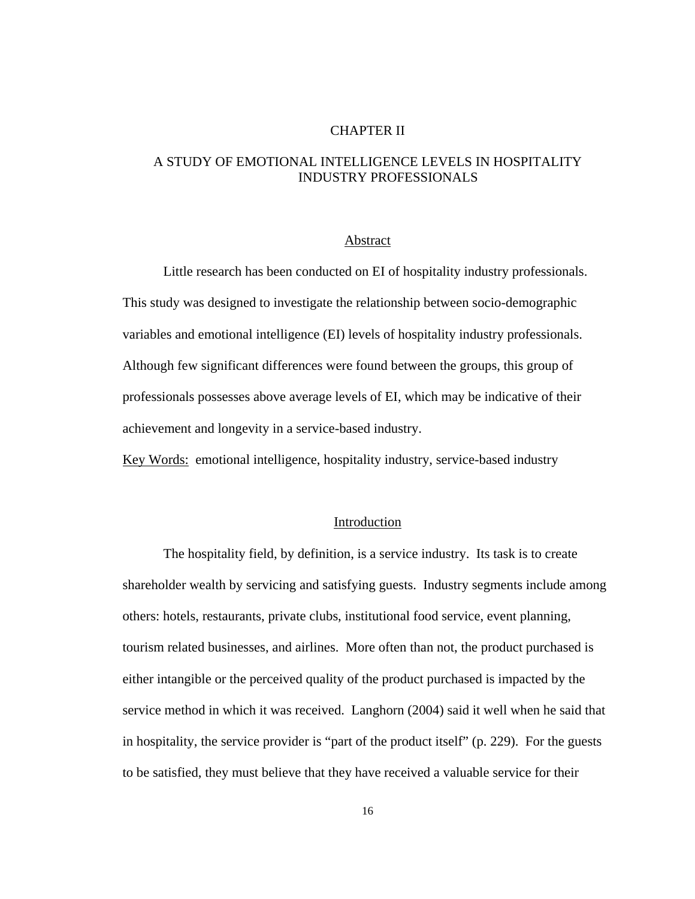# CHAPTER II

# A STUDY OF EMOTIONAL INTELLIGENCE LEVELS IN HOSPITALITY INDUSTRY PROFESSIONALS

## Abstract

Little research has been conducted on EI of hospitality industry professionals. This study was designed to investigate the relationship between socio-demographic variables and emotional intelligence (EI) levels of hospitality industry professionals. Although few significant differences were found between the groups, this group of professionals possesses above average levels of EI, which may be indicative of their achievement and longevity in a service-based industry.

Key Words: emotional intelligence, hospitality industry, service-based industry

## Introduction

The hospitality field, by definition, is a service industry. Its task is to create shareholder wealth by servicing and satisfying guests. Industry segments include among others: hotels, restaurants, private clubs, institutional food service, event planning, tourism related businesses, and airlines. More often than not, the product purchased is either intangible or the perceived quality of the product purchased is impacted by the service method in which it was received. Langhorn (2004) said it well when he said that in hospitality, the service provider is "part of the product itself" (p. 229). For the guests to be satisfied, they must believe that they have received a valuable service for their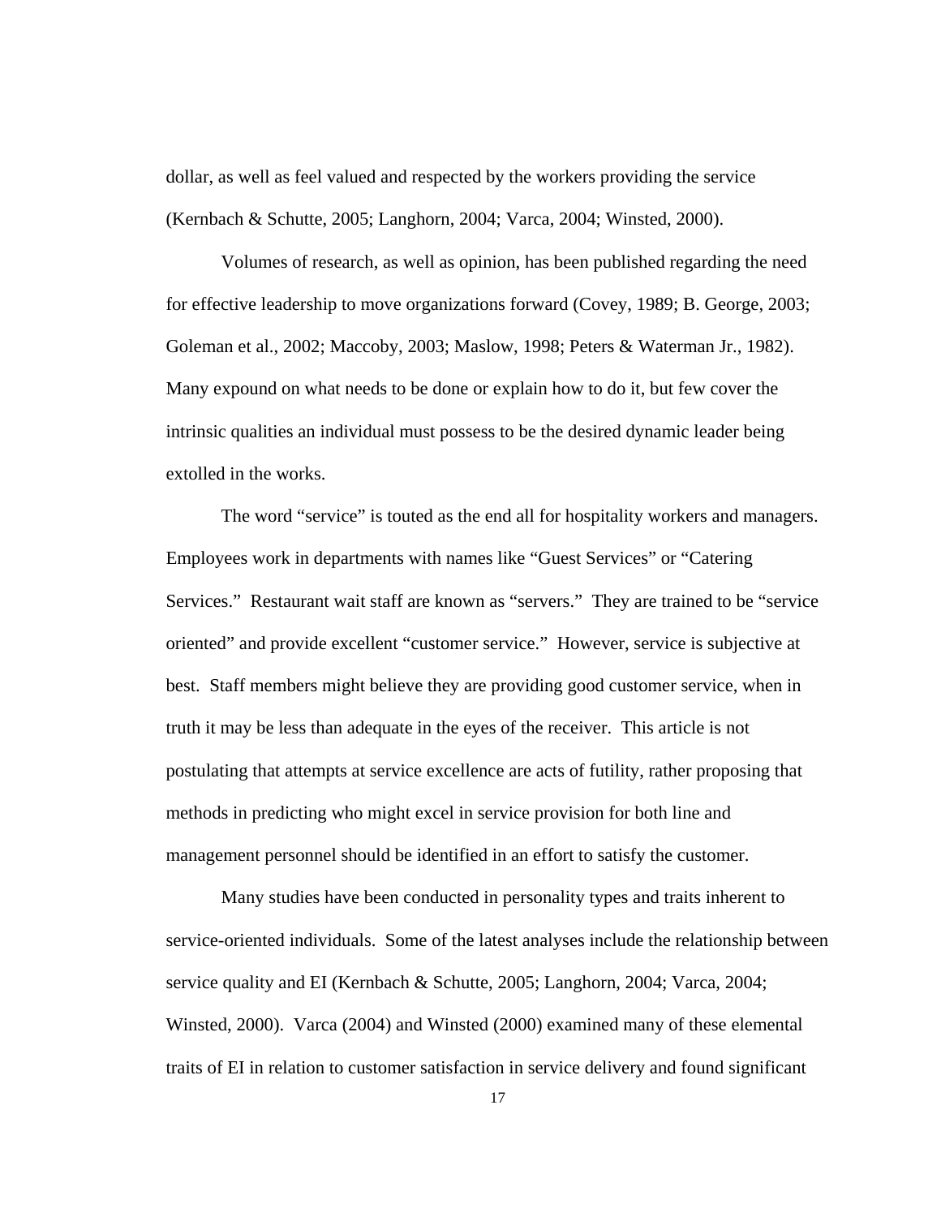dollar, as well as feel valued and respected by the workers providing the service (Kernbach & Schutte, 2005; Langhorn, 2004; Varca, 2004; Winsted, 2000).

Volumes of research, as well as opinion, has been published regarding the need for effective leadership to move organizations forward (Covey, 1989; B. George, 2003; Goleman et al., 2002; Maccoby, 2003; Maslow, 1998; Peters & Waterman Jr., 1982). Many expound on what needs to be done or explain how to do it, but few cover the intrinsic qualities an individual must possess to be the desired dynamic leader being extolled in the works.

The word "service" is touted as the end all for hospitality workers and managers. Employees work in departments with names like "Guest Services" or "Catering Services." Restaurant wait staff are known as "servers." They are trained to be "service oriented" and provide excellent "customer service." However, service is subjective at best. Staff members might believe they are providing good customer service, when in truth it may be less than adequate in the eyes of the receiver. This article is not postulating that attempts at service excellence are acts of futility, rather proposing that methods in predicting who might excel in service provision for both line and management personnel should be identified in an effort to satisfy the customer.

Many studies have been conducted in personality types and traits inherent to service-oriented individuals. Some of the latest analyses include the relationship between service quality and EI (Kernbach & Schutte, 2005; Langhorn, 2004; Varca, 2004; Winsted, 2000). Varca (2004) and Winsted (2000) examined many of these elemental traits of EI in relation to customer satisfaction in service delivery and found significant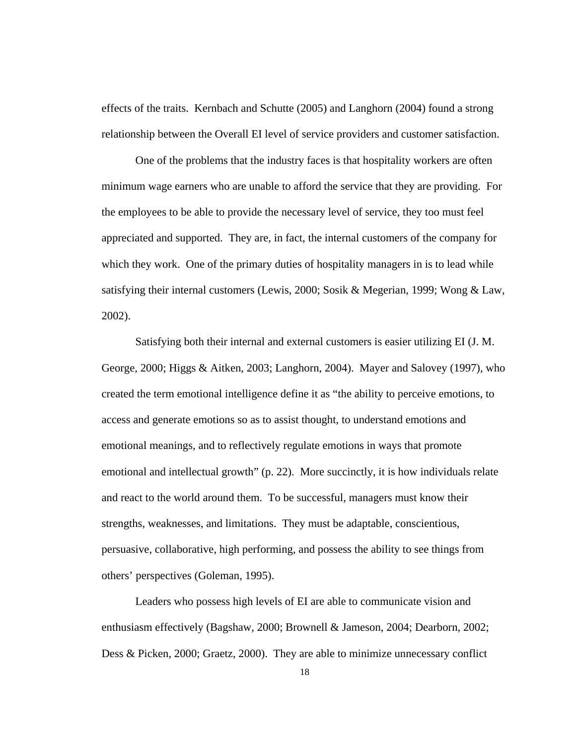effects of the traits. Kernbach and Schutte (2005) and Langhorn (2004) found a strong relationship between the Overall EI level of service providers and customer satisfaction.

One of the problems that the industry faces is that hospitality workers are often minimum wage earners who are unable to afford the service that they are providing. For the employees to be able to provide the necessary level of service, they too must feel appreciated and supported. They are, in fact, the internal customers of the company for which they work. One of the primary duties of hospitality managers in is to lead while satisfying their internal customers (Lewis, 2000; Sosik & Megerian, 1999; Wong & Law, 2002).

Satisfying both their internal and external customers is easier utilizing EI (J. M. George, 2000; Higgs & Aitken, 2003; Langhorn, 2004). Mayer and Salovey (1997), who created the term emotional intelligence define it as "the ability to perceive emotions, to access and generate emotions so as to assist thought, to understand emotions and emotional meanings, and to reflectively regulate emotions in ways that promote emotional and intellectual growth" (p. 22). More succinctly, it is how individuals relate and react to the world around them. To be successful, managers must know their strengths, weaknesses, and limitations. They must be adaptable, conscientious, persuasive, collaborative, high performing, and possess the ability to see things from others' perspectives (Goleman, 1995).

Leaders who possess high levels of EI are able to communicate vision and enthusiasm effectively (Bagshaw, 2000; Brownell & Jameson, 2004; Dearborn, 2002; Dess & Picken, 2000; Graetz, 2000). They are able to minimize unnecessary conflict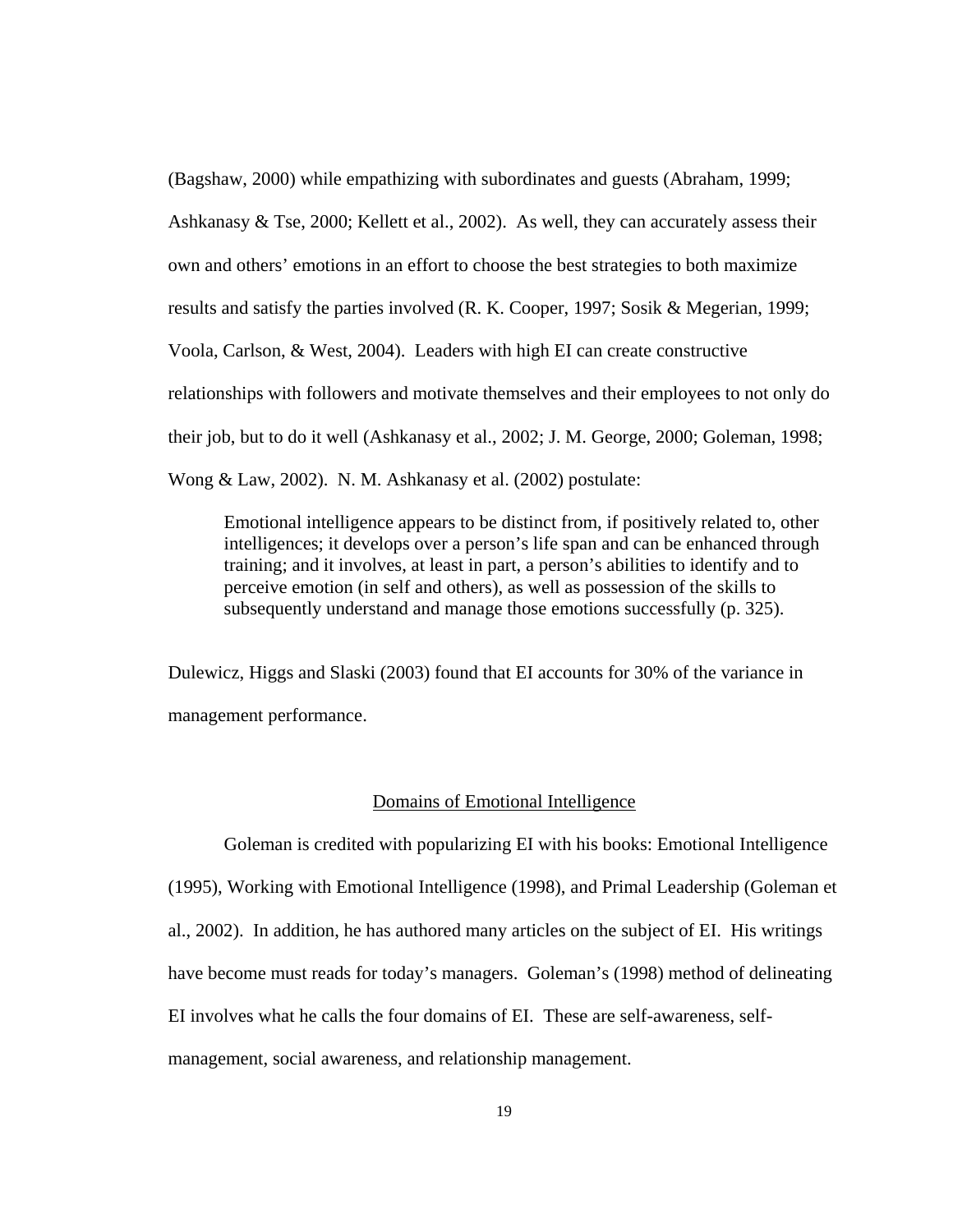(Bagshaw, 2000) while empathizing with subordinates and guests (Abraham, 1999; Ashkanasy & Tse, 2000; Kellett et al., 2002). As well, they can accurately assess their own and others' emotions in an effort to choose the best strategies to both maximize results and satisfy the parties involved (R. K. Cooper, 1997; Sosik & Megerian, 1999; Voola, Carlson, & West, 2004). Leaders with high EI can create constructive relationships with followers and motivate themselves and their employees to not only do their job, but to do it well (Ashkanasy et al., 2002; J. M. George, 2000; Goleman, 1998; Wong & Law, 2002). N. M. Ashkanasy et al. (2002) postulate:

> Emotional intelligence appears to be distinct from, if positively related to, other intelligences; it develops over a person's life span and can be enhanced through training; and it involves, at least in part, a person's abilities to identify and to perceive emotion (in self and others), as well as possession of the skills to subsequently understand and manage those emotions successfully (p. 325).

Dulewicz, Higgs and Slaski (2003) found that EI accounts for 30% of the variance in management performance.

## Domains of Emotional Intelligence

Goleman is credited with popularizing EI with his books: Emotional Intelligence (1995), Working with Emotional Intelligence (1998), and Primal Leadership (Goleman et al., 2002). In addition, he has authored many articles on the subject of EI. His writings have become must reads for today's managers. Goleman's (1998) method of delineating EI involves what he calls the four domains of EI. These are self-awareness, self-management, social awareness, and relationship management.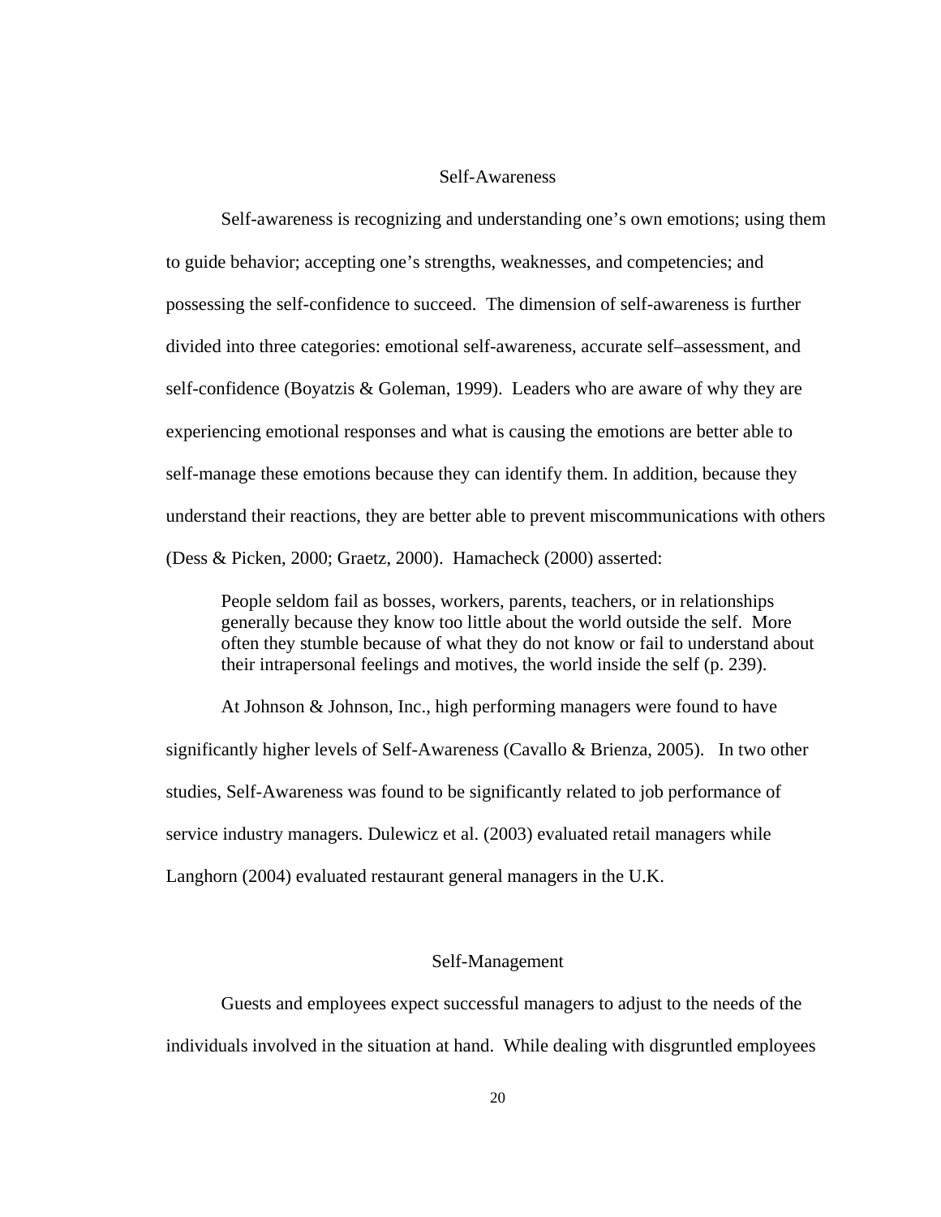## Self-Awareness

Self-awareness is recognizing and understanding one's own emotions; using them to guide behavior; accepting one's strengths, weaknesses, and competencies; and possessing the self-confidence to succeed. The dimension of self-awareness is further divided into three categories: emotional self-awareness, accurate self–assessment, and self-confidence (Boyatzis & Goleman, 1999). Leaders who are aware of why they are experiencing emotional responses and what is causing the emotions are better able to self-manage these emotions because they can identify them. In addition, because they understand their reactions, they are better able to prevent miscommunications with others (Dess & Picken, 2000; Graetz, 2000). Hamacheck (2000) asserted:

> People seldom fail as bosses, workers, parents, teachers, or in relationships generally because they know too little about the world outside the self. More often they stumble because of what they do not know or fail to understand about their intrapersonal feelings and motives, the world inside the self (p. 239).

At Johnson & Johnson, Inc., high performing managers were found to have significantly higher levels of Self-Awareness (Cavallo & Brienza, 2005). In two other studies, Self-Awareness was found to be significantly related to job performance of service industry managers. Dulewicz et al. (2003) evaluated retail managers while Langhorn (2004) evaluated restaurant general managers in the U.K.

## Self-Management

Guests and employees expect successful managers to adjust to the needs of the individuals involved in the situation at hand. While dealing with disgruntled employees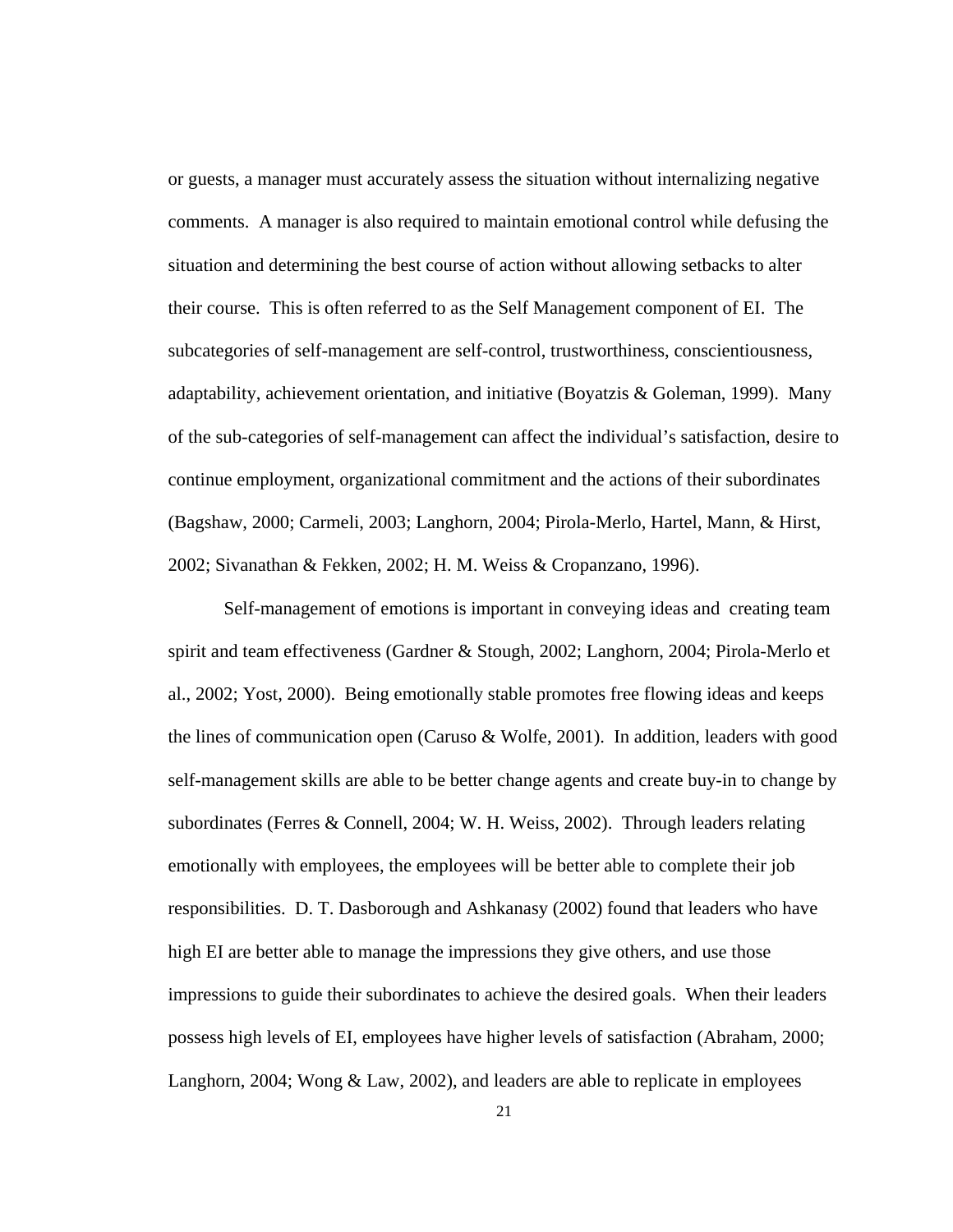or guests, a manager must accurately assess the situation without internalizing negative comments. A manager is also required to maintain emotional control while defusing the situation and determining the best course of action without allowing setbacks to alter their course. This is often referred to as the Self Management component of EI. The subcategories of self-management are self-control, trustworthiness, conscientiousness, adaptability, achievement orientation, and initiative (Boyatzis & Goleman, 1999). Many of the sub-categories of self-management can affect the individual's satisfaction, desire to continue employment, organizational commitment and the actions of their subordinates (Bagshaw, 2000; Carmeli, 2003; Langhorn, 2004; Pirola-Merlo, Hartel, Mann, & Hirst, 2002; Sivanathan & Fekken, 2002; H. M. Weiss & Cropanzano, 1996).

Self-management of emotions is important in conveying ideas and creating team spirit and team effectiveness (Gardner & Stough, 2002; Langhorn, 2004; Pirola-Merlo et al., 2002; Yost, 2000). Being emotionally stable promotes free flowing ideas and keeps the lines of communication open (Caruso & Wolfe, 2001). In addition, leaders with good self-management skills are able to be better change agents and create buy-in to change by subordinates (Ferres & Connell, 2004; W. H. Weiss, 2002). Through leaders relating emotionally with employees, the employees will be better able to complete their job responsibilities. D. T. Dasborough and Ashkanasy (2002) found that leaders who have high EI are better able to manage the impressions they give others, and use those impressions to guide their subordinates to achieve the desired goals. When their leaders possess high levels of EI, employees have higher levels of satisfaction (Abraham, 2000; Langhorn, 2004; Wong & Law, 2002), and leaders are able to replicate in employees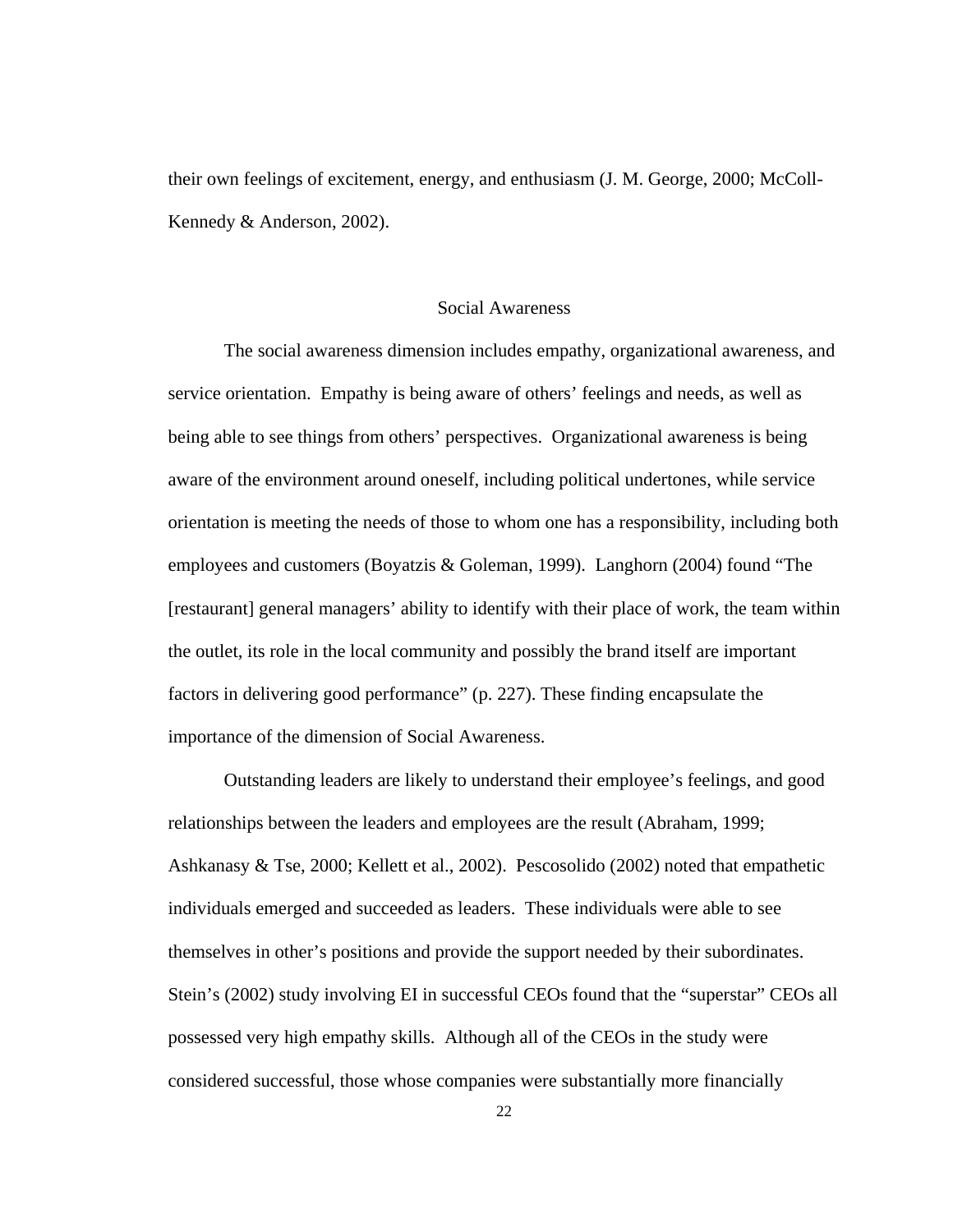their own feelings of excitement, energy, and enthusiasm (J. M. George, 2000; McColl-Kennedy & Anderson, 2002).

## Social Awareness

The social awareness dimension includes empathy, organizational awareness, and service orientation. Empathy is being aware of others' feelings and needs, as well as being able to see things from others' perspectives. Organizational awareness is being aware of the environment around oneself, including political undertones, while service orientation is meeting the needs of those to whom one has a responsibility, including both employees and customers (Boyatzis & Goleman, 1999). Langhorn (2004) found "The [restaurant] general managers' ability to identify with their place of work, the team within the outlet, its role in the local community and possibly the brand itself are important factors in delivering good performance" (p. 227). These finding encapsulate the importance of the dimension of Social Awareness.

Outstanding leaders are likely to understand their employee's feelings, and good relationships between the leaders and employees are the result (Abraham, 1999; Ashkanasy & Tse, 2000; Kellett et al., 2002). Pescosolido (2002) noted that empathetic individuals emerged and succeeded as leaders. These individuals were able to see themselves in other's positions and provide the support needed by their subordinates. Stein's (2002) study involving EI in successful CEOs found that the "superstar" CEOs all possessed very high empathy skills. Although all of the CEOs in the study were considered successful, those whose companies were substantially more financially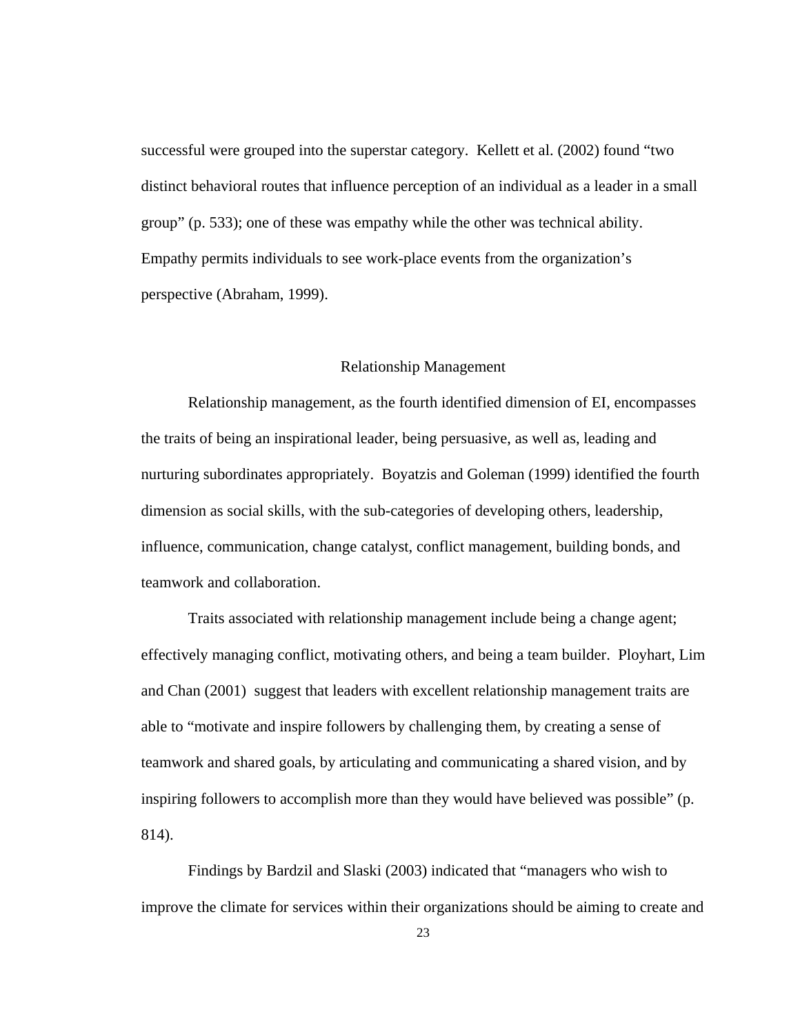successful were grouped into the superstar category. Kellett et al. (2002) found "two distinct behavioral routes that influence perception of an individual as a leader in a small group" (p. 533); one of these was empathy while the other was technical ability. Empathy permits individuals to see work-place events from the organization's perspective (Abraham, 1999).

## Relationship Management

Relationship management, as the fourth identified dimension of EI, encompasses the traits of being an inspirational leader, being persuasive, as well as, leading and nurturing subordinates appropriately. Boyatzis and Goleman (1999) identified the fourth dimension as social skills, with the sub-categories of developing others, leadership, influence, communication, change catalyst, conflict management, building bonds, and teamwork and collaboration.

Traits associated with relationship management include being a change agent; effectively managing conflict, motivating others, and being a team builder. Ployhart, Lim and Chan (2001) suggest that leaders with excellent relationship management traits are able to "motivate and inspire followers by challenging them, by creating a sense of teamwork and shared goals, by articulating and communicating a shared vision, and by inspiring followers to accomplish more than they would have believed was possible" (p. 814).

Findings by Bardzil and Slaski (2003) indicated that "managers who wish to improve the climate for services within their organizations should be aiming to create and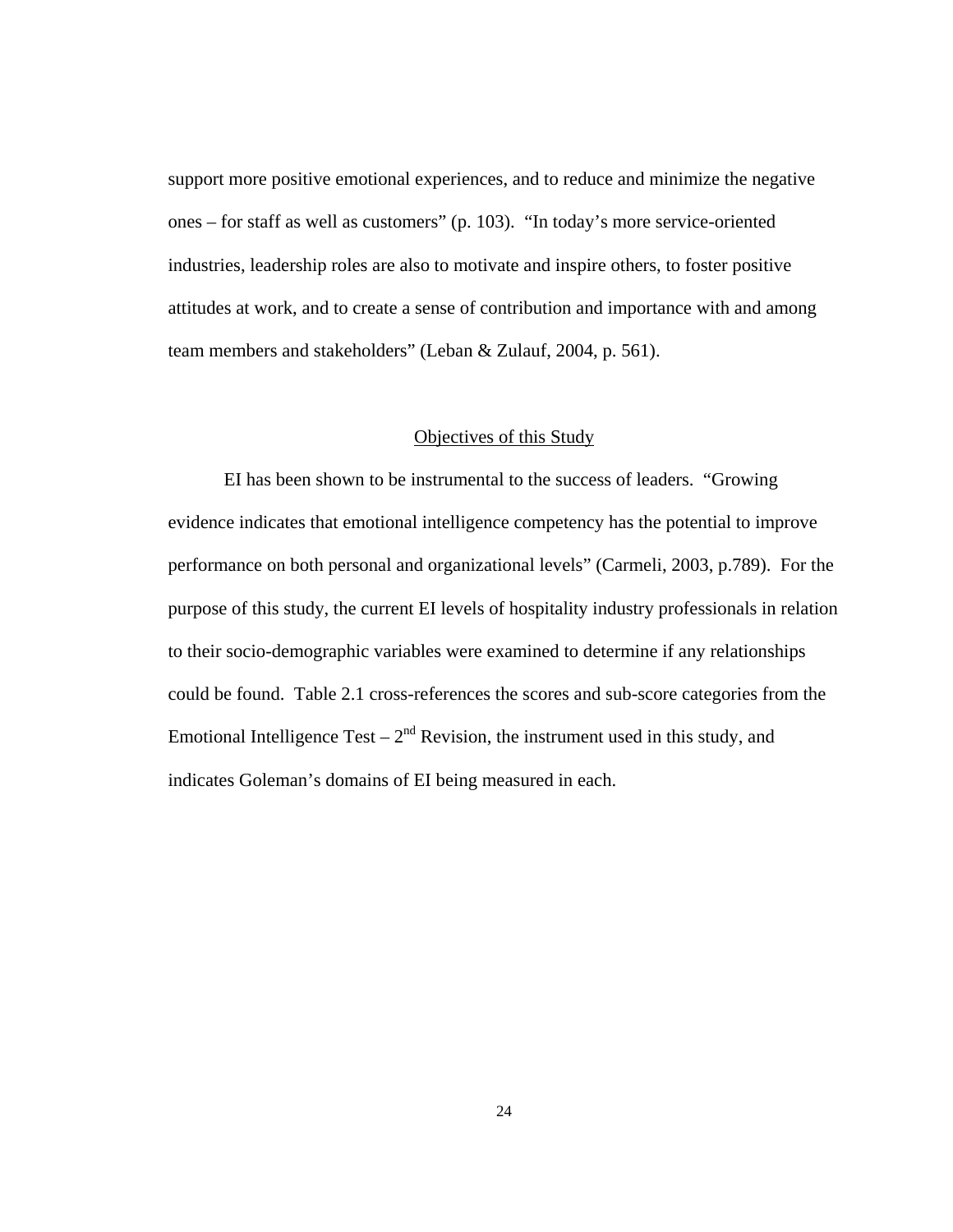support more positive emotional experiences, and to reduce and minimize the negative ones – for staff as well as customers" (p. 103). "In today's more service-oriented industries, leadership roles are also to motivate and inspire others, to foster positive attitudes at work, and to create a sense of contribution and importance with and among team members and stakeholders" (Leban & Zulauf, 2004, p. 561).

## Objectives of this Study

EI has been shown to be instrumental to the success of leaders. "Growing evidence indicates that emotional intelligence competency has the potential to improve performance on both personal and organizational levels" (Carmeli, 2003, p.789). For the purpose of this study, the current EI levels of hospitality industry professionals in relation to their socio-demographic variables were examined to determine if any relationships could be found. Table 2.1 cross-references the scores and sub-score categories from the Emotional Intelligence Test – 2nd Revision, the instrument used in this study, and indicates Goleman's domains of EI being measured in each.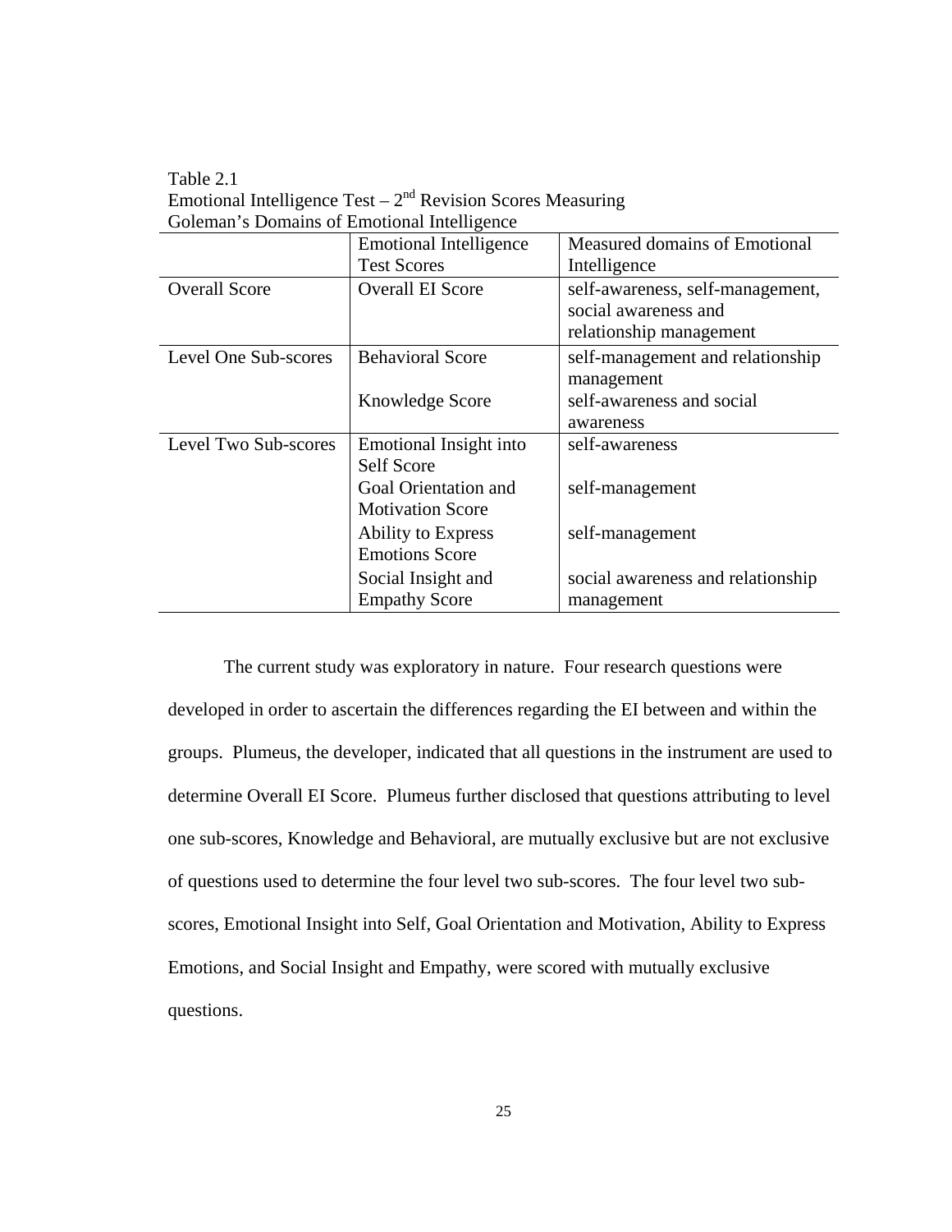Table 2.1
Emotional Intelligence Test – 2nd Revision Scores Measuring Goleman's Domains of Emotional Intelligence

| | Emotional Intelligence Test Scores | Measured domains of Emotional Intelligence |
|---|---|---|
| Overall Score | Overall EI Score | self-awareness, self-management, social awareness and relationship management |
| Level One Sub-scores | Behavioral Score | self-management and relationship management |
| | Knowledge Score | self-awareness and social awareness |
| Level Two Sub-scores | Emotional Insight into Self Score | self-awareness |
| | Goal Orientation and Motivation Score | self-management |
| | Ability to Express Emotions Score | self-management |
| | Social Insight and Empathy Score | social awareness and relationship management |

The current study was exploratory in nature. Four research questions were developed in order to ascertain the differences regarding the EI between and within the groups. Plumeus, the developer, indicated that all questions in the instrument are used to determine Overall EI Score. Plumeus further disclosed that questions attributing to level one sub-scores, Knowledge and Behavioral, are mutually exclusive but are not exclusive of questions used to determine the four level two sub-scores. The four level two sub-scores, Emotional Insight into Self, Goal Orientation and Motivation, Ability to Express Emotions, and Social Insight and Empathy, were scored with mutually exclusive questions.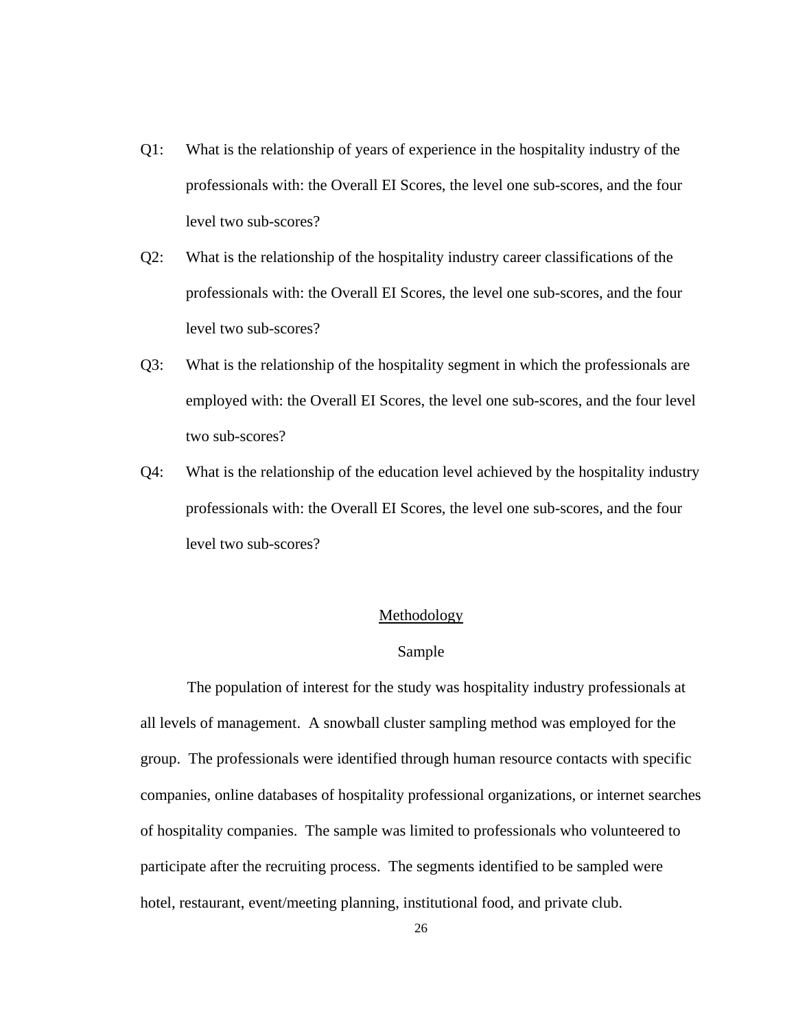Q1: What is the relationship of years of experience in the hospitality industry of the professionals with: the Overall EI Scores, the level one sub-scores, and the four level two sub-scores?

Q2: What is the relationship of the hospitality industry career classifications of the professionals with: the Overall EI Scores, the level one sub-scores, and the four level two sub-scores?

Q3: What is the relationship of the hospitality segment in which the professionals are employed with: the Overall EI Scores, the level one sub-scores, and the four level two sub-scores?

Q4: What is the relationship of the education level achieved by the hospitality industry professionals with: the Overall EI Scores, the level one sub-scores, and the four level two sub-scores?

## Methodology

### Sample

The population of interest for the study was hospitality industry professionals at all levels of management. A snowball cluster sampling method was employed for the group. The professionals were identified through human resource contacts with specific companies, online databases of hospitality professional organizations, or internet searches of hospitality companies. The sample was limited to professionals who volunteered to participate after the recruiting process. The segments identified to be sampled were hotel, restaurant, event/meeting planning, institutional food, and private club.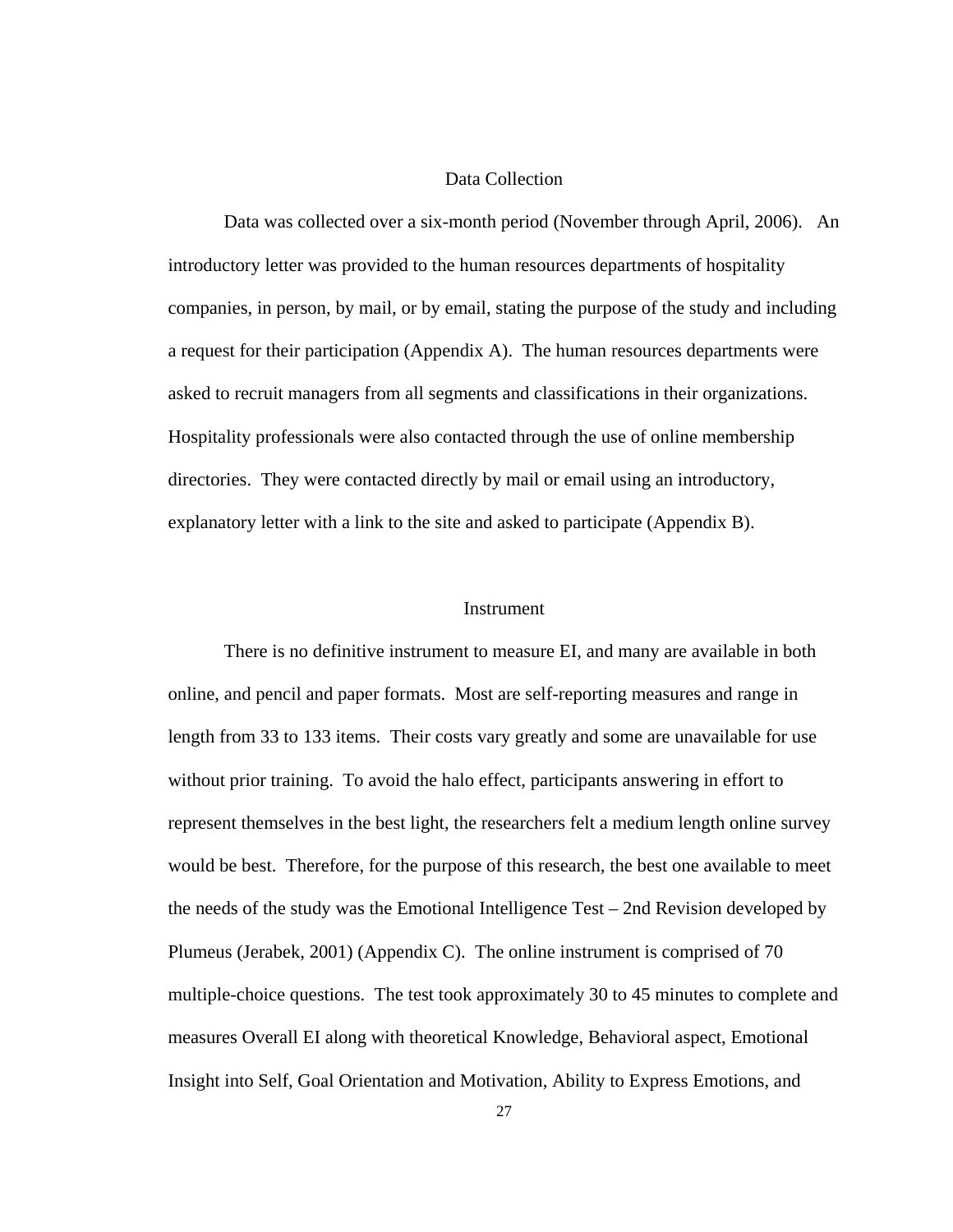## Data Collection

Data was collected over a six-month period (November through April, 2006). An introductory letter was provided to the human resources departments of hospitality companies, in person, by mail, or by email, stating the purpose of the study and including a request for their participation (Appendix A). The human resources departments were asked to recruit managers from all segments and classifications in their organizations. Hospitality professionals were also contacted through the use of online membership directories. They were contacted directly by mail or email using an introductory, explanatory letter with a link to the site and asked to participate (Appendix B).

## Instrument

There is no definitive instrument to measure EI, and many are available in both online, and pencil and paper formats. Most are self-reporting measures and range in length from 33 to 133 items. Their costs vary greatly and some are unavailable for use without prior training. To avoid the halo effect, participants answering in effort to represent themselves in the best light, the researchers felt a medium length online survey would be best. Therefore, for the purpose of this research, the best one available to meet the needs of the study was the Emotional Intelligence Test – 2nd Revision developed by Plumeus (Jerabek, 2001) (Appendix C). The online instrument is comprised of 70 multiple-choice questions. The test took approximately 30 to 45 minutes to complete and measures Overall EI along with theoretical Knowledge, Behavioral aspect, Emotional Insight into Self, Goal Orientation and Motivation, Ability to Express Emotions, and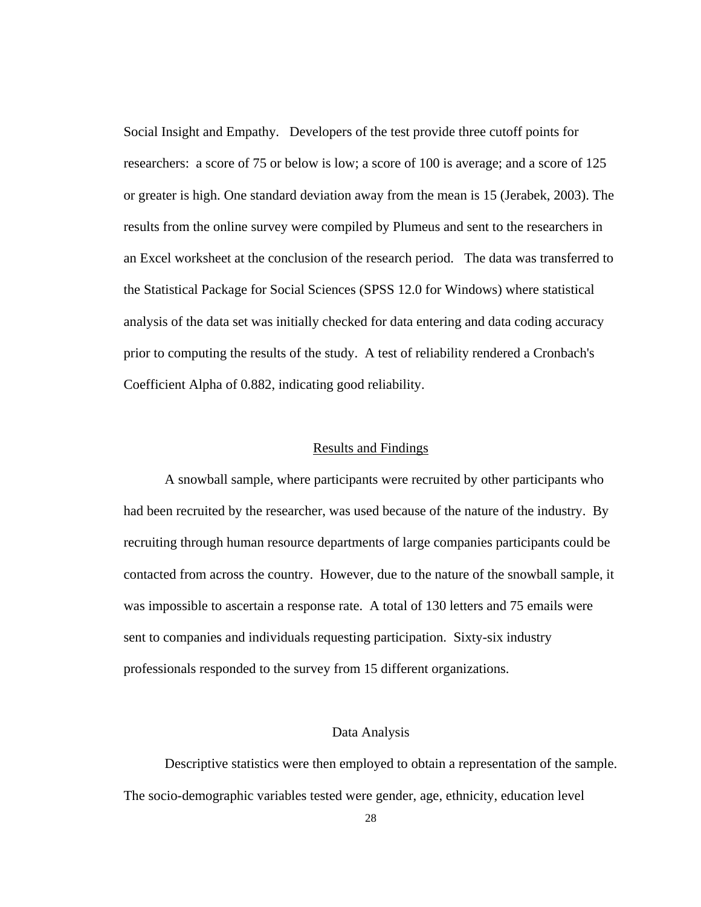Social Insight and Empathy. Developers of the test provide three cutoff points for researchers: a score of 75 or below is low; a score of 100 is average; and a score of 125 or greater is high. One standard deviation away from the mean is 15 (Jerabek, 2003). The results from the online survey were compiled by Plumeus and sent to the researchers in an Excel worksheet at the conclusion of the research period. The data was transferred to the Statistical Package for Social Sciences (SPSS 12.0 for Windows) where statistical analysis of the data set was initially checked for data entering and data coding accuracy prior to computing the results of the study. A test of reliability rendered a Cronbach's Coefficient Alpha of 0.882, indicating good reliability.

## Results and Findings

A snowball sample, where participants were recruited by other participants who had been recruited by the researcher, was used because of the nature of the industry. By recruiting through human resource departments of large companies participants could be contacted from across the country. However, due to the nature of the snowball sample, it was impossible to ascertain a response rate. A total of 130 letters and 75 emails were sent to companies and individuals requesting participation. Sixty-six industry professionals responded to the survey from 15 different organizations.

## Data Analysis

Descriptive statistics were then employed to obtain a representation of the sample. The socio-demographic variables tested were gender, age, ethnicity, education level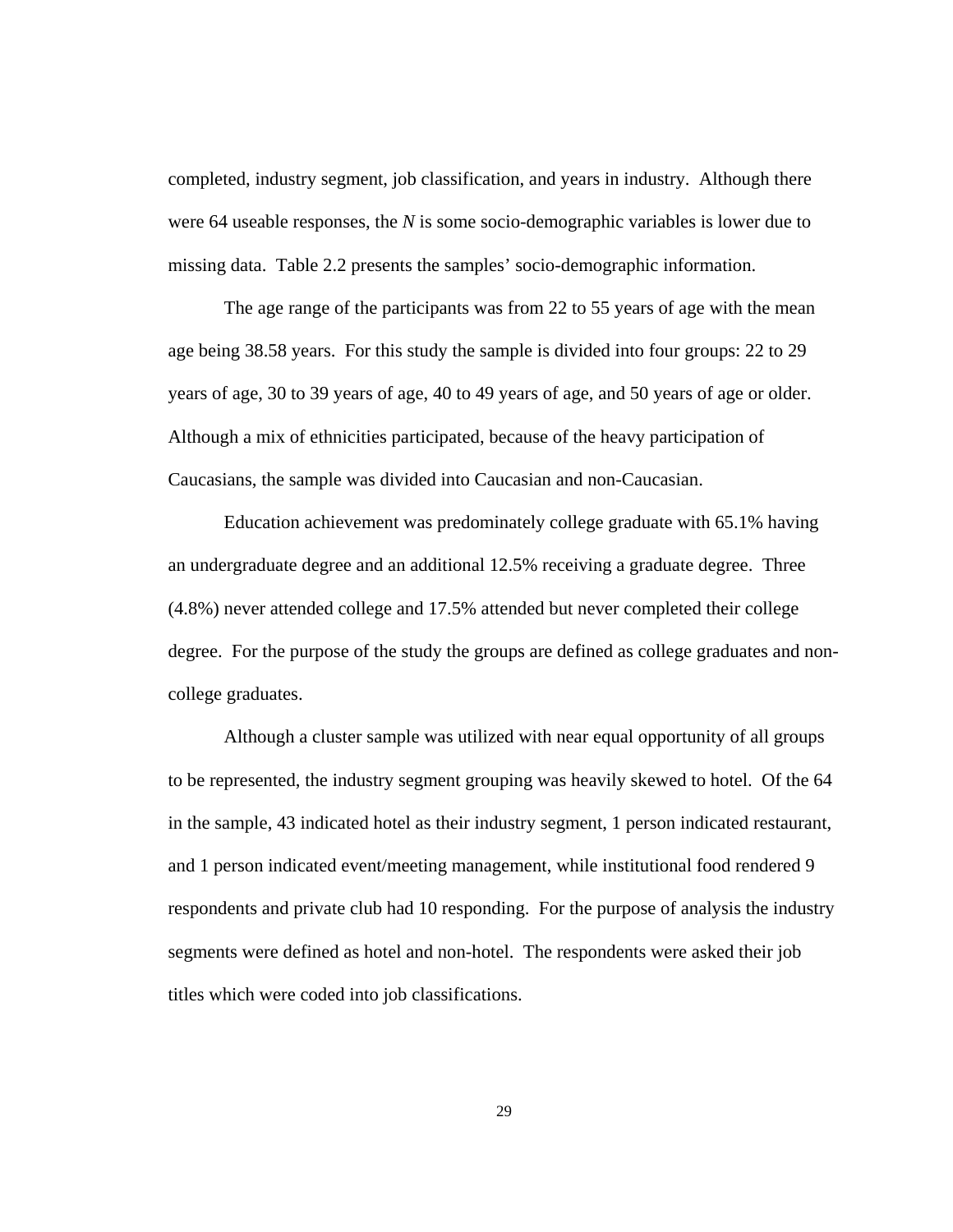completed, industry segment, job classification, and years in industry. Although there were 64 useable responses, the *N* is some socio-demographic variables is lower due to missing data. Table 2.2 presents the samples' socio-demographic information.

The age range of the participants was from 22 to 55 years of age with the mean age being 38.58 years. For this study the sample is divided into four groups: 22 to 29 years of age, 30 to 39 years of age, 40 to 49 years of age, and 50 years of age or older. Although a mix of ethnicities participated, because of the heavy participation of Caucasians, the sample was divided into Caucasian and non-Caucasian.

Education achievement was predominately college graduate with 65.1% having an undergraduate degree and an additional 12.5% receiving a graduate degree. Three (4.8%) never attended college and 17.5% attended but never completed their college degree. For the purpose of the study the groups are defined as college graduates and non-college graduates.

Although a cluster sample was utilized with near equal opportunity of all groups to be represented, the industry segment grouping was heavily skewed to hotel. Of the 64 in the sample, 43 indicated hotel as their industry segment, 1 person indicated restaurant, and 1 person indicated event/meeting management, while institutional food rendered 9 respondents and private club had 10 responding. For the purpose of analysis the industry segments were defined as hotel and non-hotel. The respondents were asked their job titles which were coded into job classifications.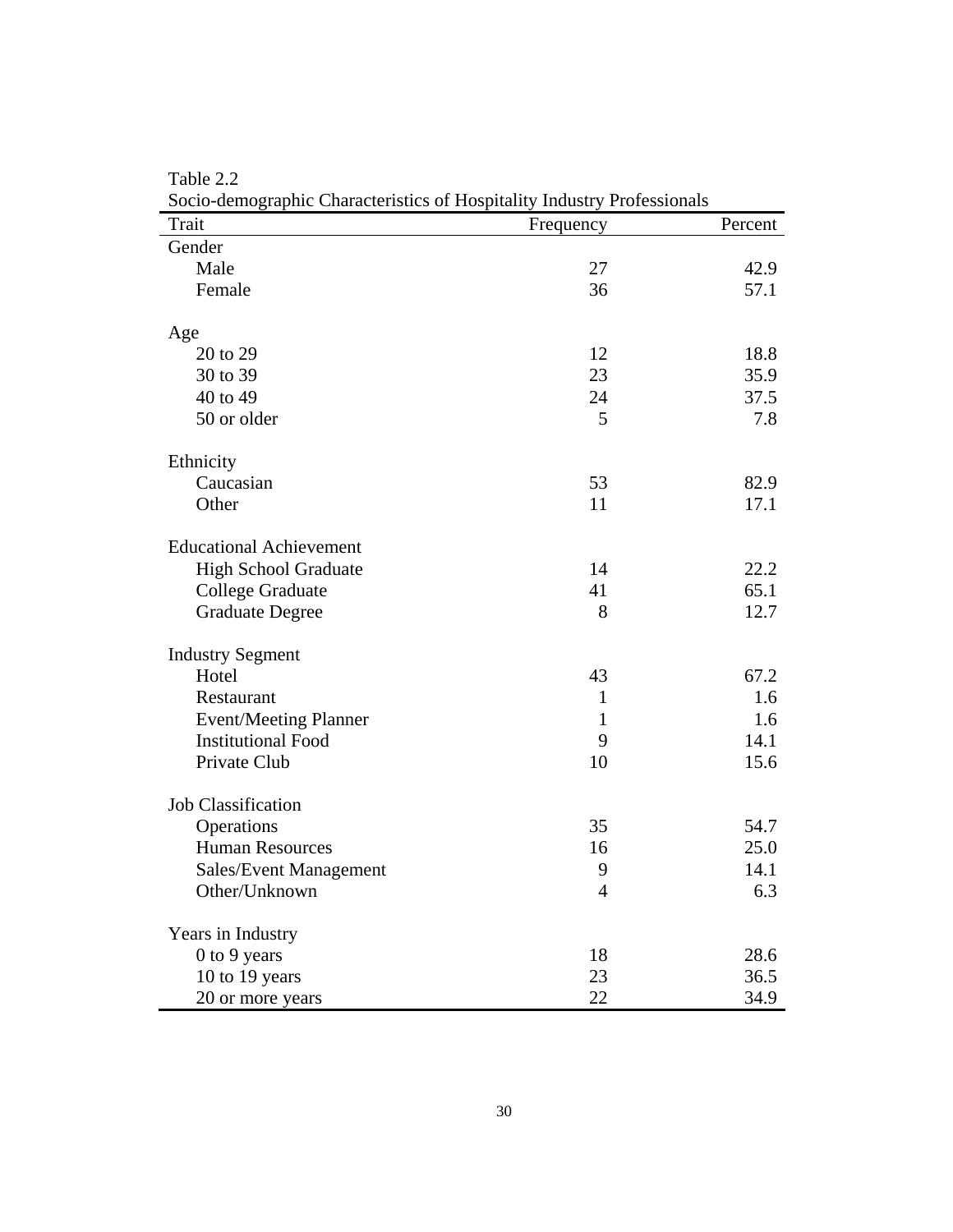Table 2.2

Socio-demographic Characteristics of Hospitality Industry Professionals

| Trait | Frequency | Percent |
|---|---|---|
| Gender | | |
| Male | 27 | 42.9 |
| Female | 36 | 57.1 |
| | | |
| Age | | |
| 20 to 29 | 12 | 18.8 |
| 30 to 39 | 23 | 35.9 |
| 40 to 49 | 24 | 37.5 |
| 50 or older | 5 | 7.8 |
| | | |
| Ethnicity | | |
| Caucasian | 53 | 82.9 |
| Other | 11 | 17.1 |
| | | |
| Educational Achievement | | |
| High School Graduate | 14 | 22.2 |
| College Graduate | 41 | 65.1 |
| Graduate Degree | 8 | 12.7 |
| | | |
| Industry Segment | | |
| Hotel | 43 | 67.2 |
| Restaurant | 1 | 1.6 |
| Event/Meeting Planner | 1 | 1.6 |
| Institutional Food | 9 | 14.1 |
| Private Club | 10 | 15.6 |
| | | |
| Job Classification | | |
| Operations | 35 | 54.7 |
| Human Resources | 16 | 25.0 |
| Sales/Event Management | 9 | 14.1 |
| Other/Unknown | 4 | 6.3 |
| | | |
| Years in Industry | | |
| 0 to 9 years | 18 | 28.6 |
| 10 to 19 years | 23 | 36.5 |
| 20 or more years | 22 | 34.9 |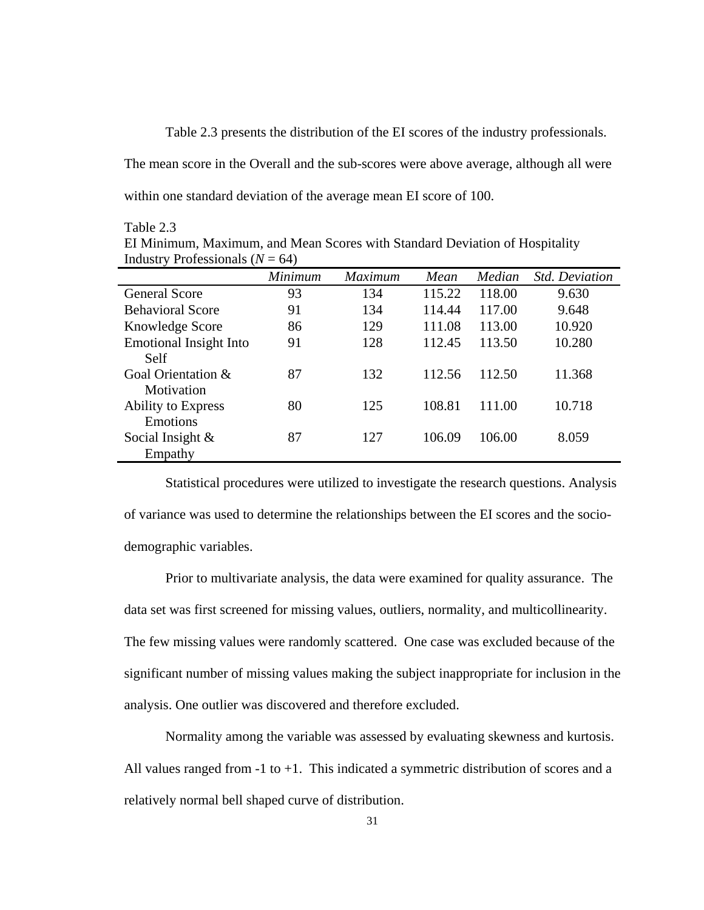Table 2.3 presents the distribution of the EI scores of the industry professionals. The mean score in the Overall and the sub-scores were above average, although all were within one standard deviation of the average mean EI score of 100.

Table 2.3
EI Minimum, Maximum, and Mean Scores with Standard Deviation of Hospitality Industry Professionals (*N* = 64)

| | *Minimum* | *Maximum* | *Mean* | *Median* | *Std. Deviation* |
|---|---|---|---|---|---|
| General Score | 93 | 134 | 115.22 | 118.00 | 9.630 |
| Behavioral Score | 91 | 134 | 114.44 | 117.00 | 9.648 |
| Knowledge Score | 86 | 129 | 111.08 | 113.00 | 10.920 |
| Emotional Insight Into Self | 91 | 128 | 112.45 | 113.50 | 10.280 |
| Goal Orientation & Motivation | 87 | 132 | 112.56 | 112.50 | 11.368 |
| Ability to Express Emotions | 80 | 125 | 108.81 | 111.00 | 10.718 |
| Social Insight & Empathy | 87 | 127 | 106.09 | 106.00 | 8.059 |

Statistical procedures were utilized to investigate the research questions. Analysis of variance was used to determine the relationships between the EI scores and the socio-demographic variables.

Prior to multivariate analysis, the data were examined for quality assurance. The data set was first screened for missing values, outliers, normality, and multicollinearity. The few missing values were randomly scattered. One case was excluded because of the significant number of missing values making the subject inappropriate for inclusion in the analysis. One outlier was discovered and therefore excluded.

Normality among the variable was assessed by evaluating skewness and kurtosis. All values ranged from -1 to +1. This indicated a symmetric distribution of scores and a relatively normal bell shaped curve of distribution.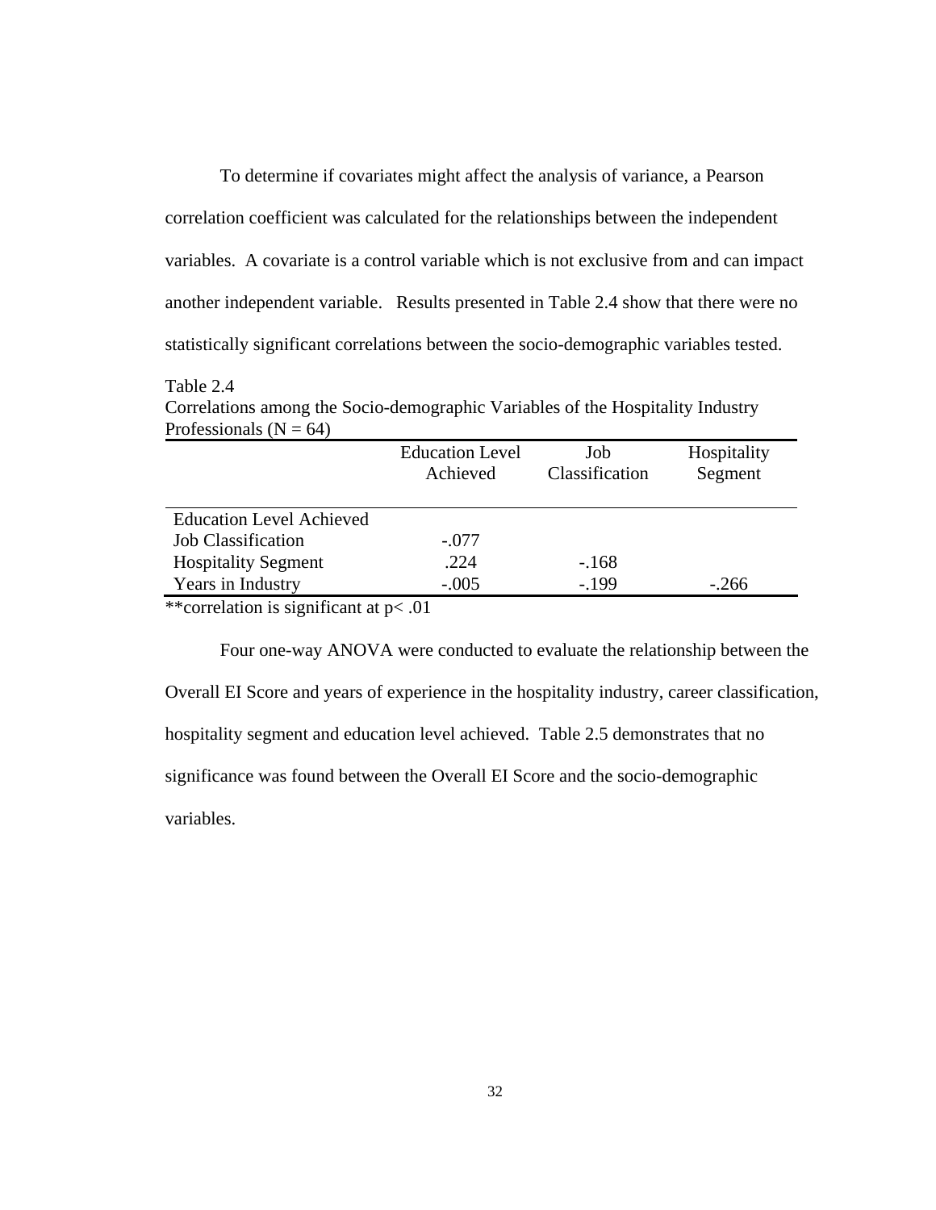To determine if covariates might affect the analysis of variance, a Pearson correlation coefficient was calculated for the relationships between the independent variables. A covariate is a control variable which is not exclusive from and can impact another independent variable. Results presented in Table 2.4 show that there were no statistically significant correlations between the socio-demographic variables tested.

Table 2.4
Correlations among the Socio-demographic Variables of the Hospitality Industry Professionals ($N = 64$)

| | Education Level Achieved | Job Classification | Hospitality Segment |
|---|---|---|---|
| Education Level Achieved | | | |
| Job Classification | -.077 | | |
| Hospitality Segment | .224 | -.168 | |
| Years in Industry | -.005 | -.199 | -.266 |

**correlation is significant at $p < .01$

Four one-way ANOVA were conducted to evaluate the relationship between the Overall EI Score and years of experience in the hospitality industry, career classification, hospitality segment and education level achieved. Table 2.5 demonstrates that no significance was found between the Overall EI Score and the socio-demographic variables.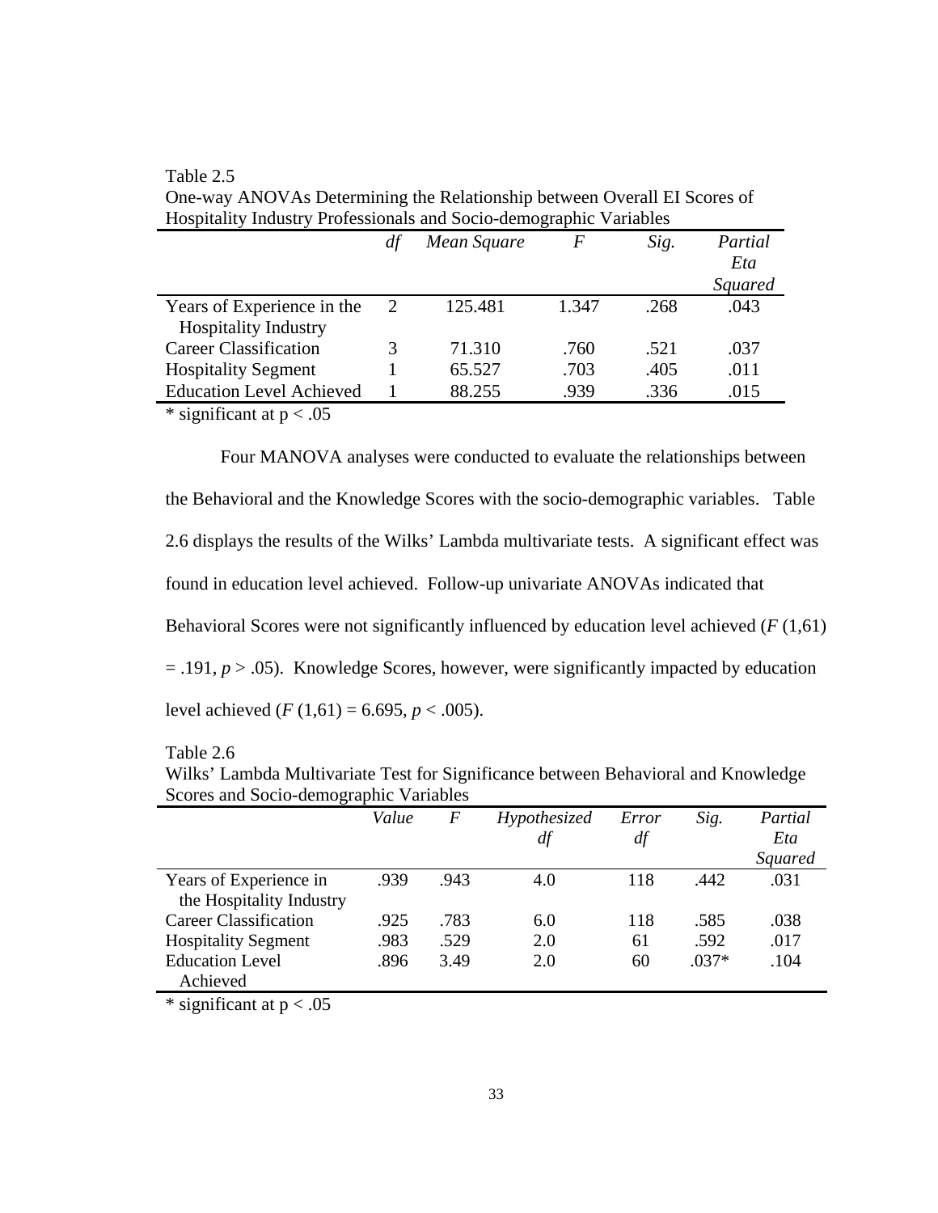Table 2.5
One-way ANOVAs Determining the Relationship between Overall EI Scores of Hospitality Industry Professionals and Socio-demographic Variables

| | *df* | *Mean Square* | *F* | *Sig.* | *Partial Eta Squared* |
|---|---|---|---|---|---|
| Years of Experience in the Hospitality Industry | 2 | 125.481 | 1.347 | .268 | .043 |
| Career Classification | 3 | 71.310 | .760 | .521 | .037 |
| Hospitality Segment | 1 | 65.527 | .703 | .405 | .011 |
| Education Level Achieved | 1 | 88.255 | .939 | .336 | .015 |

\* significant at $p < .05$

Four MANOVA analyses were conducted to evaluate the relationships between the Behavioral and the Knowledge Scores with the socio-demographic variables. Table 2.6 displays the results of the Wilks' Lambda multivariate tests. A significant effect was found in education level achieved. Follow-up univariate ANOVAs indicated that Behavioral Scores were not significantly influenced by education level achieved ($F\ (1,61) = .191$, $p > .05$). Knowledge Scores, however, were significantly impacted by education level achieved ($F\ (1,61) = 6.695$, $p < .005$).

Table 2.6
Wilks' Lambda Multivariate Test for Significance between Behavioral and Knowledge Scores and Socio-demographic Variables

| | *Value* | *F* | *Hypothesized df* | *Error df* | *Sig.* | *Partial Eta Squared* |
|---|---|---|---|---|---|---|
| Years of Experience in the Hospitality Industry | .939 | .943 | 4.0 | 118 | .442 | .031 |
| Career Classification | .925 | .783 | 6.0 | 118 | .585 | .038 |
| Hospitality Segment | .983 | .529 | 2.0 | 61 | .592 | .017 |
| Education Level Achieved | .896 | 3.49 | 2.0 | 60 | .037* | .104 |

\* significant at $p < .05$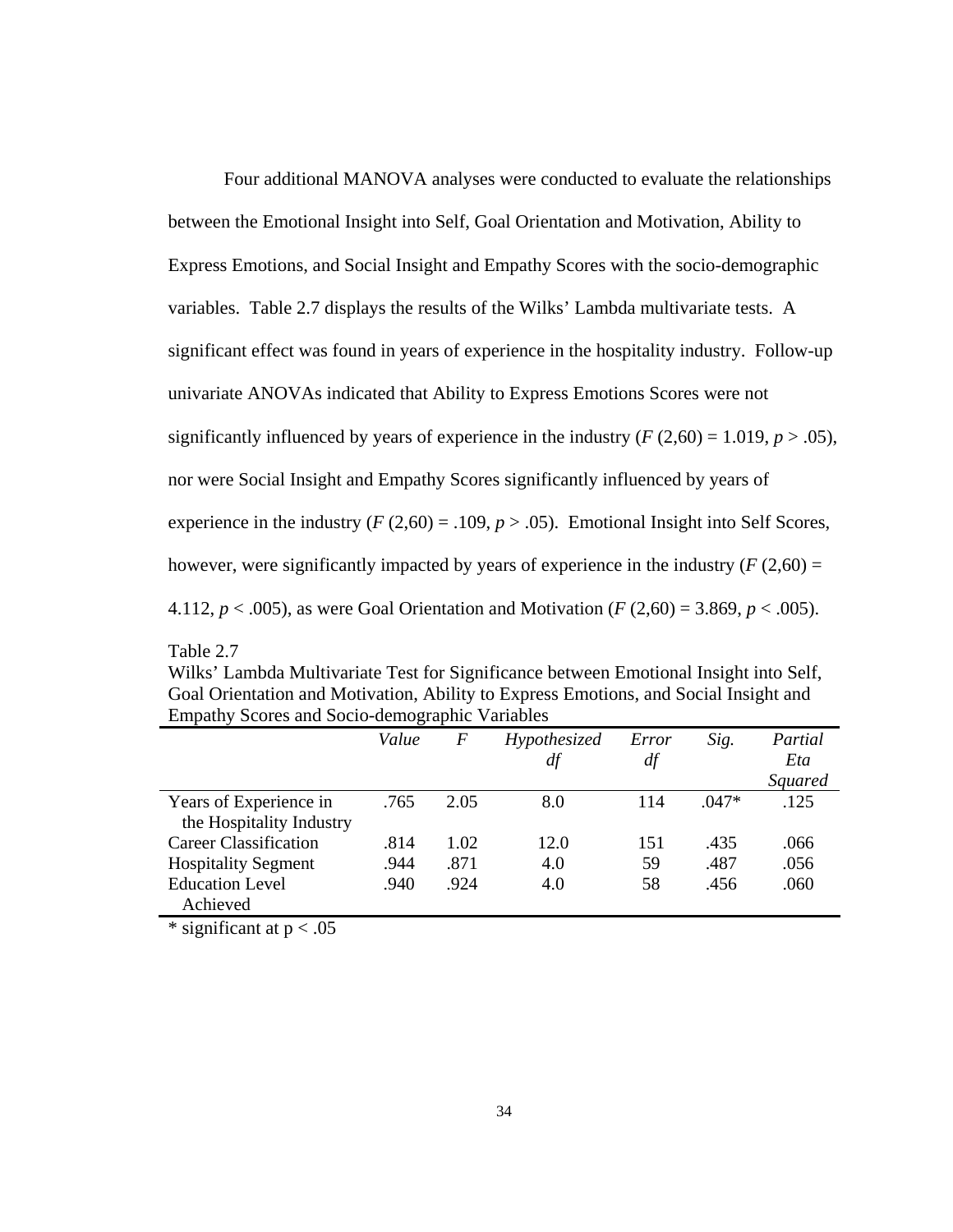Four additional MANOVA analyses were conducted to evaluate the relationships between the Emotional Insight into Self, Goal Orientation and Motivation, Ability to Express Emotions, and Social Insight and Empathy Scores with the socio-demographic variables. Table 2.7 displays the results of the Wilks' Lambda multivariate tests. A significant effect was found in years of experience in the hospitality industry. Follow-up univariate ANOVAs indicated that Ability to Express Emotions Scores were not significantly influenced by years of experience in the industry ($F$ (2,60) = 1.019, $p > .05$), nor were Social Insight and Empathy Scores significantly influenced by years of experience in the industry ($F$ (2,60) = .109, $p > .05$). Emotional Insight into Self Scores, however, were significantly impacted by years of experience in the industry ($F$ (2,60) = 4.112, $p < .005$), as were Goal Orientation and Motivation ($F$ (2,60) = 3.869, $p < .005$).

Table 2.7
Wilks' Lambda Multivariate Test for Significance between Emotional Insight into Self, Goal Orientation and Motivation, Ability to Express Emotions, and Social Insight and Empathy Scores and Socio-demographic Variables

| | *Value* | *F* | *Hypothesized df* | *Error df* | *Sig.* | *Partial Eta Squared* |
|---|---|---|---|---|---|---|
| Years of Experience in the Hospitality Industry | .765 | 2.05 | 8.0 | 114 | .047* | .125 |
| Career Classification | .814 | 1.02 | 12.0 | 151 | .435 | .066 |
| Hospitality Segment | .944 | .871 | 4.0 | 59 | .487 | .056 |
| Education Level Achieved | .940 | .924 | 4.0 | 58 | .456 | .060 |

* significant at p < .05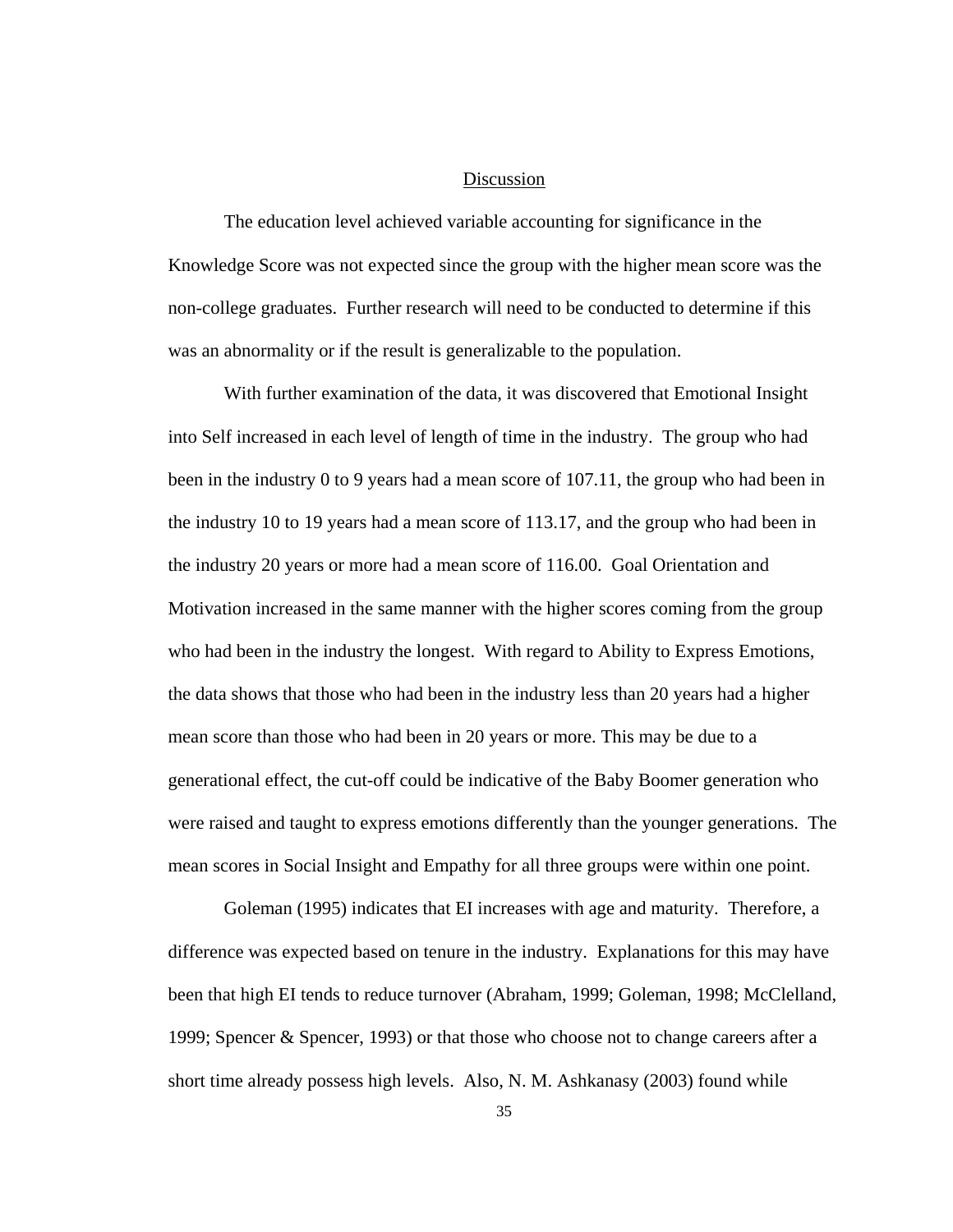## Discussion

The education level achieved variable accounting for significance in the Knowledge Score was not expected since the group with the higher mean score was the non-college graduates. Further research will need to be conducted to determine if this was an abnormality or if the result is generalizable to the population.

With further examination of the data, it was discovered that Emotional Insight into Self increased in each level of length of time in the industry. The group who had been in the industry 0 to 9 years had a mean score of 107.11, the group who had been in the industry 10 to 19 years had a mean score of 113.17, and the group who had been in the industry 20 years or more had a mean score of 116.00. Goal Orientation and Motivation increased in the same manner with the higher scores coming from the group who had been in the industry the longest. With regard to Ability to Express Emotions, the data shows that those who had been in the industry less than 20 years had a higher mean score than those who had been in 20 years or more. This may be due to a generational effect, the cut-off could be indicative of the Baby Boomer generation who were raised and taught to express emotions differently than the younger generations. The mean scores in Social Insight and Empathy for all three groups were within one point.

Goleman (1995) indicates that EI increases with age and maturity. Therefore, a difference was expected based on tenure in the industry. Explanations for this may have been that high EI tends to reduce turnover (Abraham, 1999; Goleman, 1998; McClelland, 1999; Spencer & Spencer, 1993) or that those who choose not to change careers after a short time already possess high levels. Also, N. M. Ashkanasy (2003) found while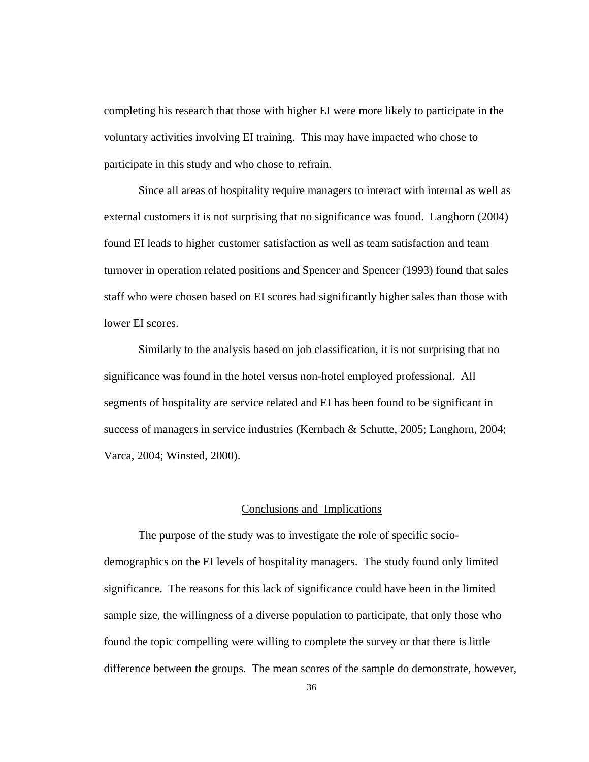completing his research that those with higher EI were more likely to participate in the voluntary activities involving EI training. This may have impacted who chose to participate in this study and who chose to refrain.

Since all areas of hospitality require managers to interact with internal as well as external customers it is not surprising that no significance was found. Langhorn (2004) found EI leads to higher customer satisfaction as well as team satisfaction and team turnover in operation related positions and Spencer and Spencer (1993) found that sales staff who were chosen based on EI scores had significantly higher sales than those with lower EI scores.

Similarly to the analysis based on job classification, it is not surprising that no significance was found in the hotel versus non-hotel employed professional. All segments of hospitality are service related and EI has been found to be significant in success of managers in service industries (Kernbach & Schutte, 2005; Langhorn, 2004; Varca, 2004; Winsted, 2000).

## Conclusions and Implications

The purpose of the study was to investigate the role of specific socio-demographics on the EI levels of hospitality managers. The study found only limited significance. The reasons for this lack of significance could have been in the limited sample size, the willingness of a diverse population to participate, that only those who found the topic compelling were willing to complete the survey or that there is little difference between the groups. The mean scores of the sample do demonstrate, however,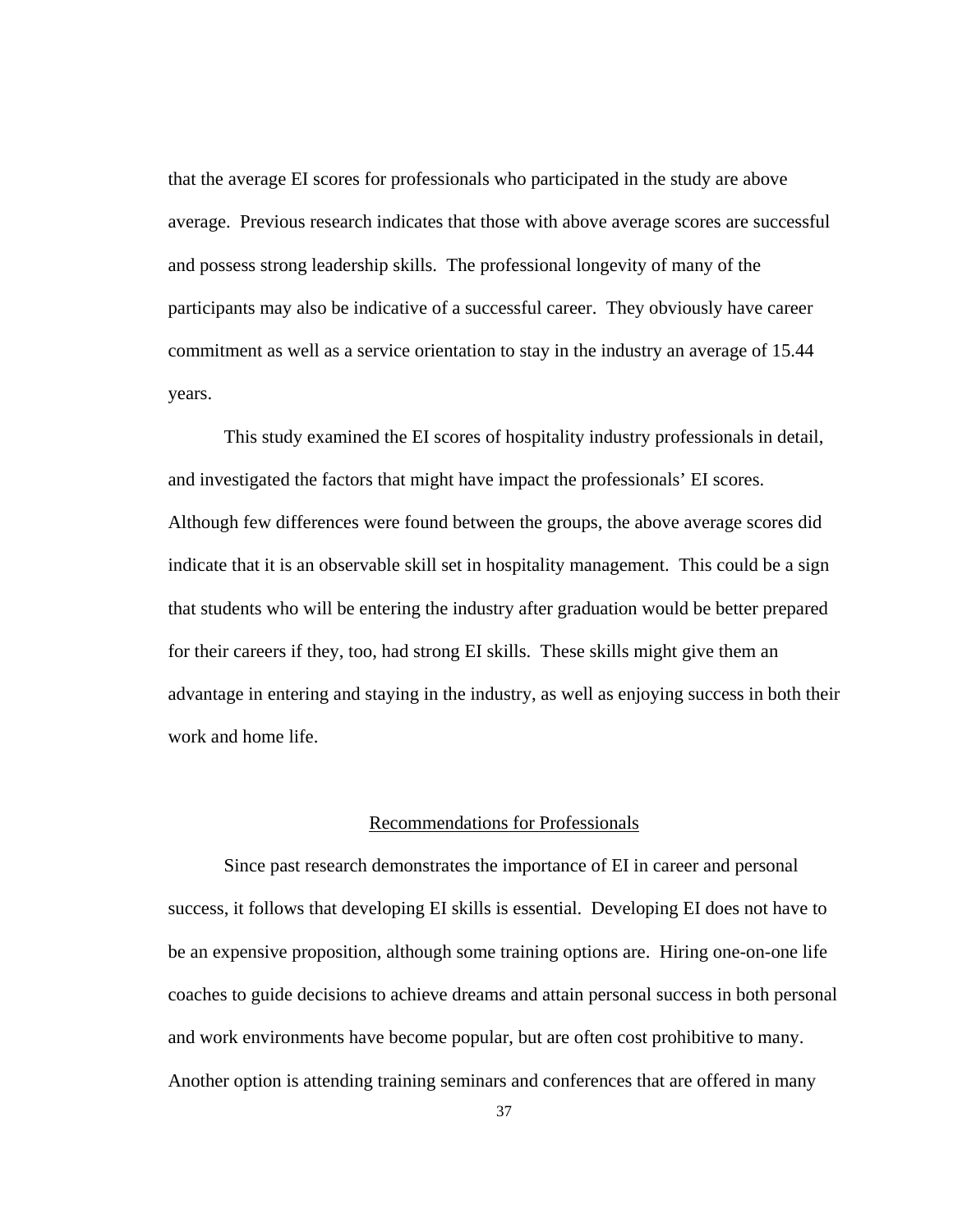that the average EI scores for professionals who participated in the study are above average. Previous research indicates that those with above average scores are successful and possess strong leadership skills. The professional longevity of many of the participants may also be indicative of a successful career. They obviously have career commitment as well as a service orientation to stay in the industry an average of 15.44 years.

This study examined the EI scores of hospitality industry professionals in detail, and investigated the factors that might have impact the professionals' EI scores. Although few differences were found between the groups, the above average scores did indicate that it is an observable skill set in hospitality management. This could be a sign that students who will be entering the industry after graduation would be better prepared for their careers if they, too, had strong EI skills. These skills might give them an advantage in entering and staying in the industry, as well as enjoying success in both their work and home life.

## Recommendations for Professionals

Since past research demonstrates the importance of EI in career and personal success, it follows that developing EI skills is essential. Developing EI does not have to be an expensive proposition, although some training options are. Hiring one-on-one life coaches to guide decisions to achieve dreams and attain personal success in both personal and work environments have become popular, but are often cost prohibitive to many. Another option is attending training seminars and conferences that are offered in many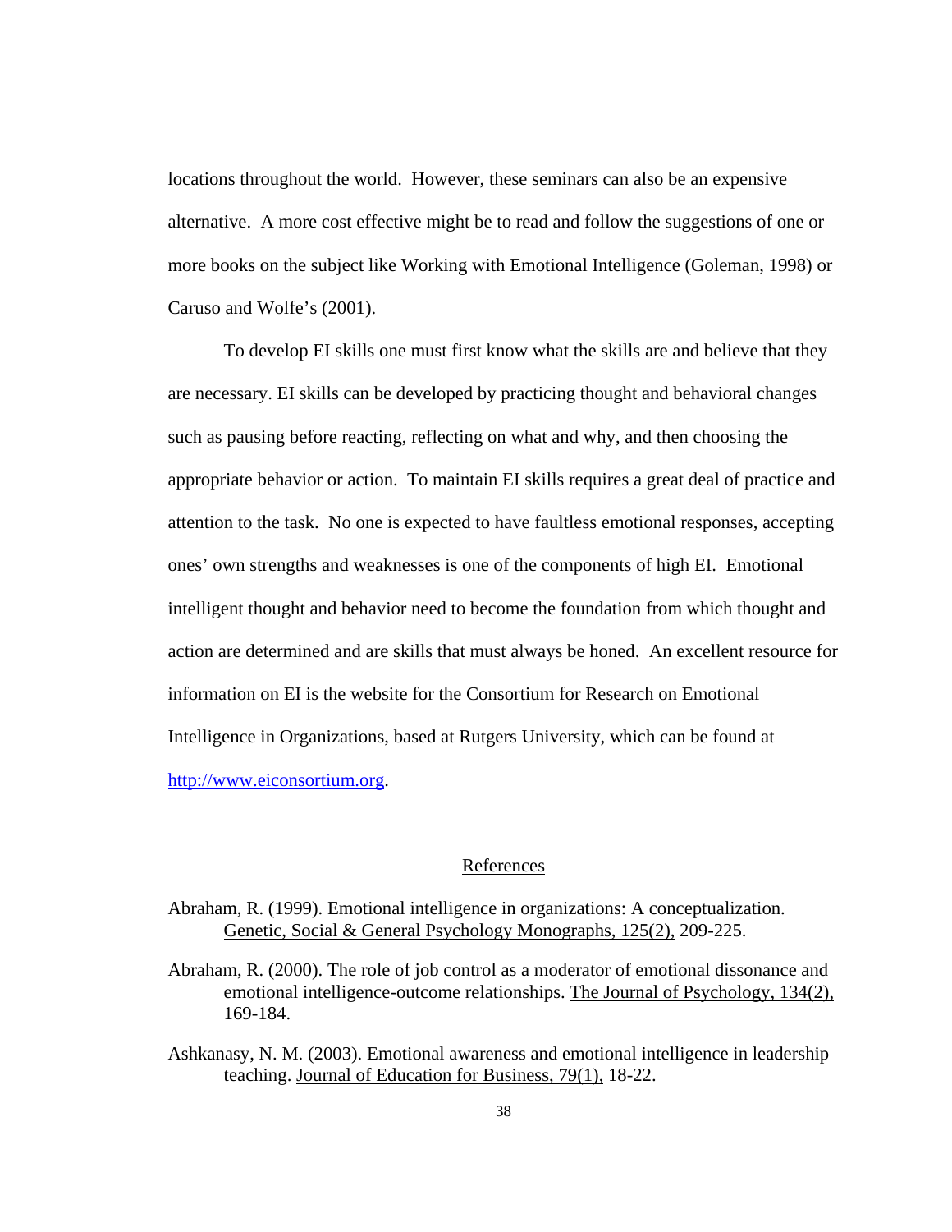locations throughout the world. However, these seminars can also be an expensive alternative. A more cost effective might be to read and follow the suggestions of one or more books on the subject like Working with Emotional Intelligence (Goleman, 1998) or Caruso and Wolfe's (2001).

To develop EI skills one must first know what the skills are and believe that they are necessary. EI skills can be developed by practicing thought and behavioral changes such as pausing before reacting, reflecting on what and why, and then choosing the appropriate behavior or action. To maintain EI skills requires a great deal of practice and attention to the task. No one is expected to have faultless emotional responses, accepting ones' own strengths and weaknesses is one of the components of high EI. Emotional intelligent thought and behavior need to become the foundation from which thought and action are determined and are skills that must always be honed. An excellent resource for information on EI is the website for the Consortium for Research on Emotional Intelligence in Organizations, based at Rutgers University, which can be found at http://www.eiconsortium.org.

## References

Abraham, R. (1999). Emotional intelligence in organizations: A conceptualization. Genetic, Social & General Psychology Monographs, 125(2), 209-225.

Abraham, R. (2000). The role of job control as a moderator of emotional dissonance and emotional intelligence-outcome relationships. The Journal of Psychology, 134(2), 169-184.

Ashkanasy, N. M. (2003). Emotional awareness and emotional intelligence in leadership teaching. Journal of Education for Business, 79(1), 18-22.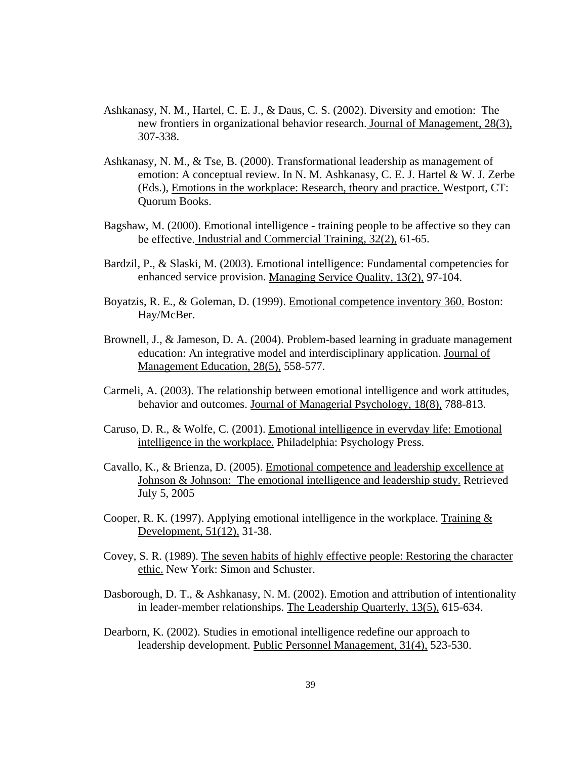Ashkanasy, N. M., Hartel, C. E. J., & Daus, C. S. (2002). Diversity and emotion: The new frontiers in organizational behavior research. Journal of Management, 28(3), 307-338.

Ashkanasy, N. M., & Tse, B. (2000). Transformational leadership as management of emotion: A conceptual review. In N. M. Ashkanasy, C. E. J. Hartel & W. J. Zerbe (Eds.), Emotions in the workplace: Research, theory and practice. Westport, CT: Quorum Books.

Bagshaw, M. (2000). Emotional intelligence - training people to be affective so they can be effective. Industrial and Commercial Training, 32(2), 61-65.

Bardzil, P., & Slaski, M. (2003). Emotional intelligence: Fundamental competencies for enhanced service provision. Managing Service Quality, 13(2), 97-104.

Boyatzis, R. E., & Goleman, D. (1999). Emotional competence inventory 360. Boston: Hay/McBer.

Brownell, J., & Jameson, D. A. (2004). Problem-based learning in graduate management education: An integrative model and interdisciplinary application. Journal of Management Education, 28(5), 558-577.

Carmeli, A. (2003). The relationship between emotional intelligence and work attitudes, behavior and outcomes. Journal of Managerial Psychology, 18(8), 788-813.

Caruso, D. R., & Wolfe, C. (2001). Emotional intelligence in everyday life: Emotional intelligence in the workplace. Philadelphia: Psychology Press.

Cavallo, K., & Brienza, D. (2005). Emotional competence and leadership excellence at Johnson & Johnson: The emotional intelligence and leadership study. Retrieved July 5, 2005

Cooper, R. K. (1997). Applying emotional intelligence in the workplace. Training & Development, 51(12), 31-38.

Covey, S. R. (1989). The seven habits of highly effective people: Restoring the character ethic. New York: Simon and Schuster.

Dasborough, D. T., & Ashkanasy, N. M. (2002). Emotion and attribution of intentionality in leader-member relationships. The Leadership Quarterly, 13(5), 615-634.

Dearborn, K. (2002). Studies in emotional intelligence redefine our approach to leadership development. Public Personnel Management, 31(4), 523-530.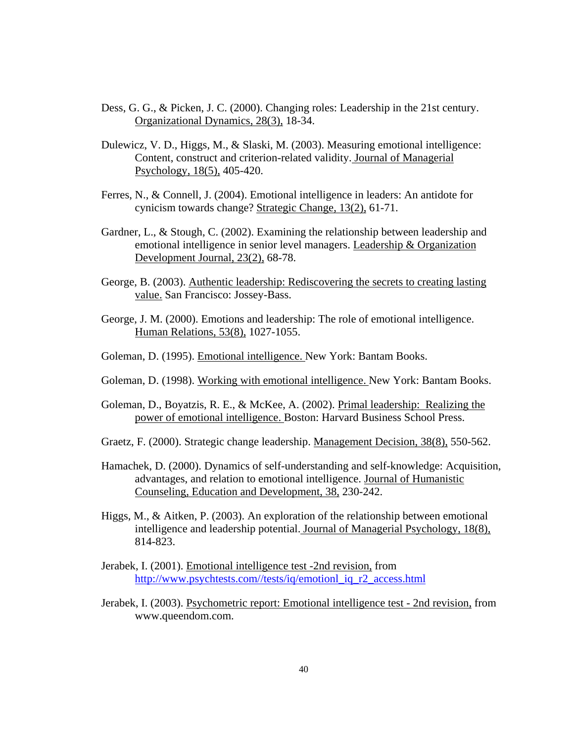Dess, G. G., & Picken, J. C. (2000). Changing roles: Leadership in the 21st century. Organizational Dynamics, 28(3), 18-34.

Dulewicz, V. D., Higgs, M., & Slaski, M. (2003). Measuring emotional intelligence: Content, construct and criterion-related validity. Journal of Managerial Psychology, 18(5), 405-420.

Ferres, N., & Connell, J. (2004). Emotional intelligence in leaders: An antidote for cynicism towards change? Strategic Change, 13(2), 61-71.

Gardner, L., & Stough, C. (2002). Examining the relationship between leadership and emotional intelligence in senior level managers. Leadership & Organization Development Journal, 23(2), 68-78.

George, B. (2003). Authentic leadership: Rediscovering the secrets to creating lasting value. San Francisco: Jossey-Bass.

George, J. M. (2000). Emotions and leadership: The role of emotional intelligence. Human Relations, 53(8), 1027-1055.

Goleman, D. (1995). Emotional intelligence. New York: Bantam Books.

Goleman, D. (1998). Working with emotional intelligence. New York: Bantam Books.

Goleman, D., Boyatzis, R. E., & McKee, A. (2002). Primal leadership: Realizing the power of emotional intelligence. Boston: Harvard Business School Press.

Graetz, F. (2000). Strategic change leadership. Management Decision, 38(8), 550-562.

Hamachek, D. (2000). Dynamics of self-understanding and self-knowledge: Acquisition, advantages, and relation to emotional intelligence. Journal of Humanistic Counseling, Education and Development, 38, 230-242.

Higgs, M., & Aitken, P. (2003). An exploration of the relationship between emotional intelligence and leadership potential. Journal of Managerial Psychology, 18(8), 814-823.

Jerabek, I. (2001). Emotional intelligence test -2nd revision, from http://www.psychtests.com//tests/iq/emotionl_iq_r2_access.html

Jerabek, I. (2003). Psychometric report: Emotional intelligence test - 2nd revision, from www.queendom.com.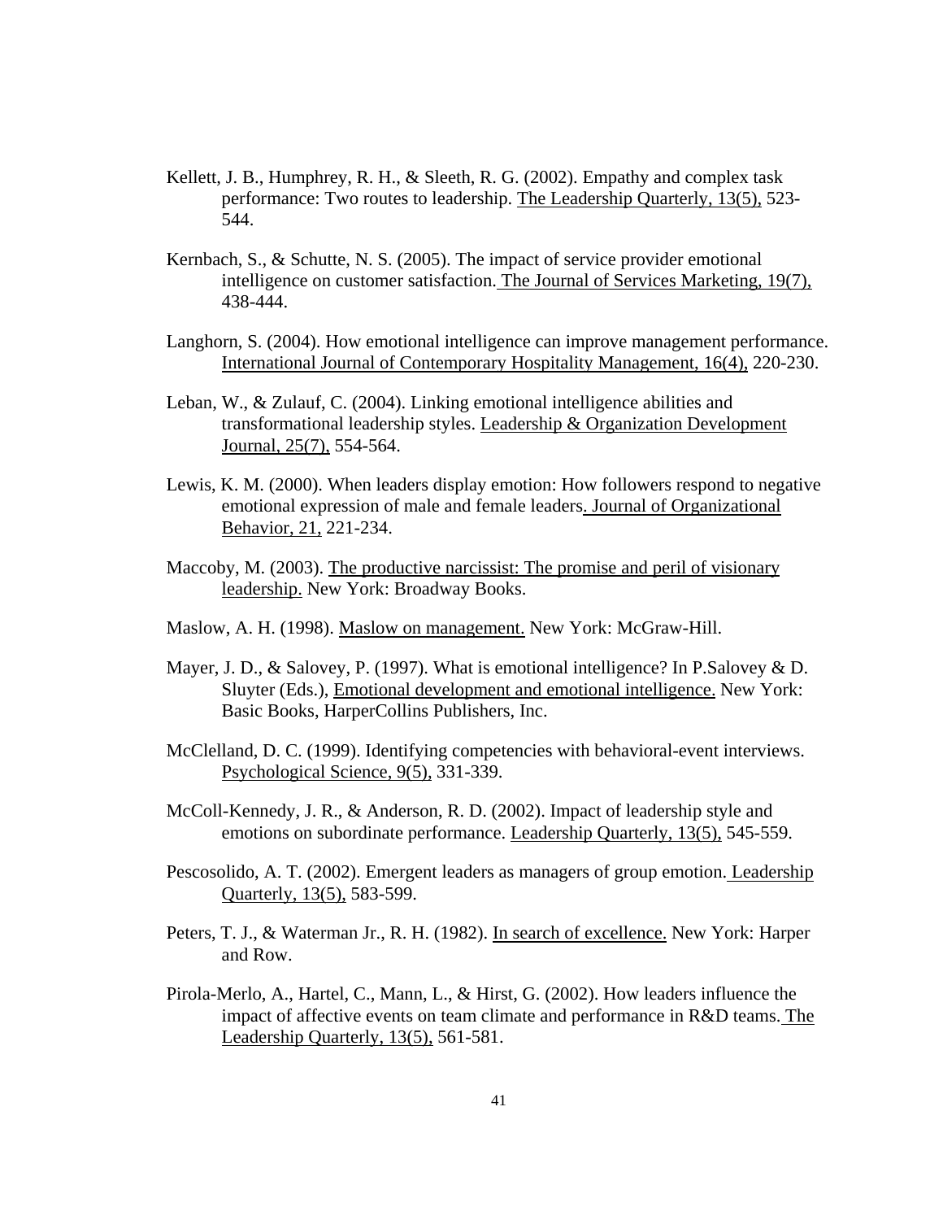Kellett, J. B., Humphrey, R. H., & Sleeth, R. G. (2002). Empathy and complex task performance: Two routes to leadership. The Leadership Quarterly, 13(5), 523-544.

Kernbach, S., & Schutte, N. S. (2005). The impact of service provider emotional intelligence on customer satisfaction. The Journal of Services Marketing, 19(7), 438-444.

Langhorn, S. (2004). How emotional intelligence can improve management performance. International Journal of Contemporary Hospitality Management, 16(4), 220-230.

Leban, W., & Zulauf, C. (2004). Linking emotional intelligence abilities and transformational leadership styles. Leadership & Organization Development Journal, 25(7), 554-564.

Lewis, K. M. (2000). When leaders display emotion: How followers respond to negative emotional expression of male and female leaders. Journal of Organizational Behavior, 21, 221-234.

Maccoby, M. (2003). The productive narcissist: The promise and peril of visionary leadership. New York: Broadway Books.

Maslow, A. H. (1998). Maslow on management. New York: McGraw-Hill.

Mayer, J. D., & Salovey, P. (1997). What is emotional intelligence? In P.Salovey & D. Sluyter (Eds.), Emotional development and emotional intelligence. New York: Basic Books, HarperCollins Publishers, Inc.

McClelland, D. C. (1999). Identifying competencies with behavioral-event interviews. Psychological Science, 9(5), 331-339.

McColl-Kennedy, J. R., & Anderson, R. D. (2002). Impact of leadership style and emotions on subordinate performance. Leadership Quarterly, 13(5), 545-559.

Pescosolido, A. T. (2002). Emergent leaders as managers of group emotion. Leadership Quarterly, 13(5), 583-599.

Peters, T. J., & Waterman Jr., R. H. (1982). In search of excellence. New York: Harper and Row.

Pirola-Merlo, A., Hartel, C., Mann, L., & Hirst, G. (2002). How leaders influence the impact of affective events on team climate and performance in R&D teams. The Leadership Quarterly, 13(5), 561-581.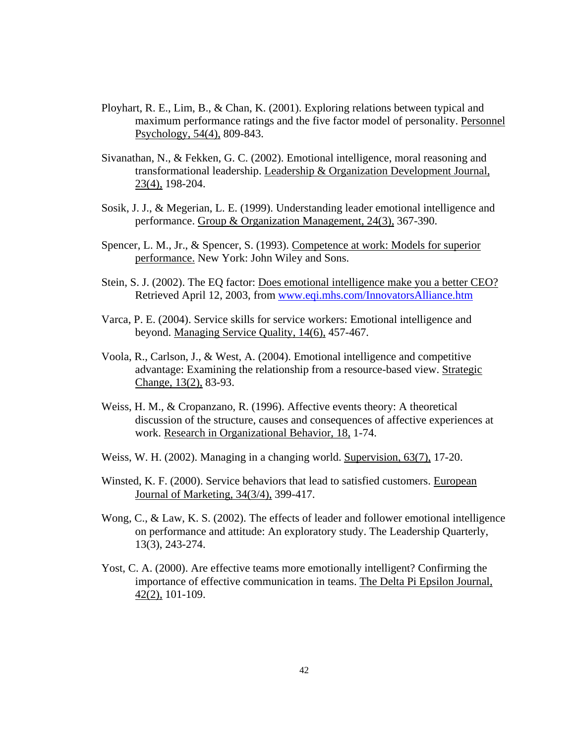Ployhart, R. E., Lim, B., & Chan, K. (2001). Exploring relations between typical and maximum performance ratings and the five factor model of personality. Personnel Psychology, 54(4), 809-843.

Sivanathan, N., & Fekken, G. C. (2002). Emotional intelligence, moral reasoning and transformational leadership. Leadership & Organization Development Journal, 23(4), 198-204.

Sosik, J. J., & Megerian, L. E. (1999). Understanding leader emotional intelligence and performance. Group & Organization Management, 24(3), 367-390.

Spencer, L. M., Jr., & Spencer, S. (1993). Competence at work: Models for superior performance. New York: John Wiley and Sons.

Stein, S. J. (2002). The EQ factor: Does emotional intelligence make you a better CEO? Retrieved April 12, 2003, from www.eqi.mhs.com/InnovatorsAlliance.htm

Varca, P. E. (2004). Service skills for service workers: Emotional intelligence and beyond. Managing Service Quality, 14(6), 457-467.

Voola, R., Carlson, J., & West, A. (2004). Emotional intelligence and competitive advantage: Examining the relationship from a resource-based view. Strategic Change, 13(2), 83-93.

Weiss, H. M., & Cropanzano, R. (1996). Affective events theory: A theoretical discussion of the structure, causes and consequences of affective experiences at work. Research in Organizational Behavior, 18, 1-74.

Weiss, W. H. (2002). Managing in a changing world. Supervision, 63(7), 17-20.

Winsted, K. F. (2000). Service behaviors that lead to satisfied customers. European Journal of Marketing, 34(3/4), 399-417.

Wong, C., & Law, K. S. (2002). The effects of leader and follower emotional intelligence on performance and attitude: An exploratory study. The Leadership Quarterly, 13(3), 243-274.

Yost, C. A. (2000). Are effective teams more emotionally intelligent? Confirming the importance of effective communication in teams. The Delta Pi Epsilon Journal, 42(2), 101-109.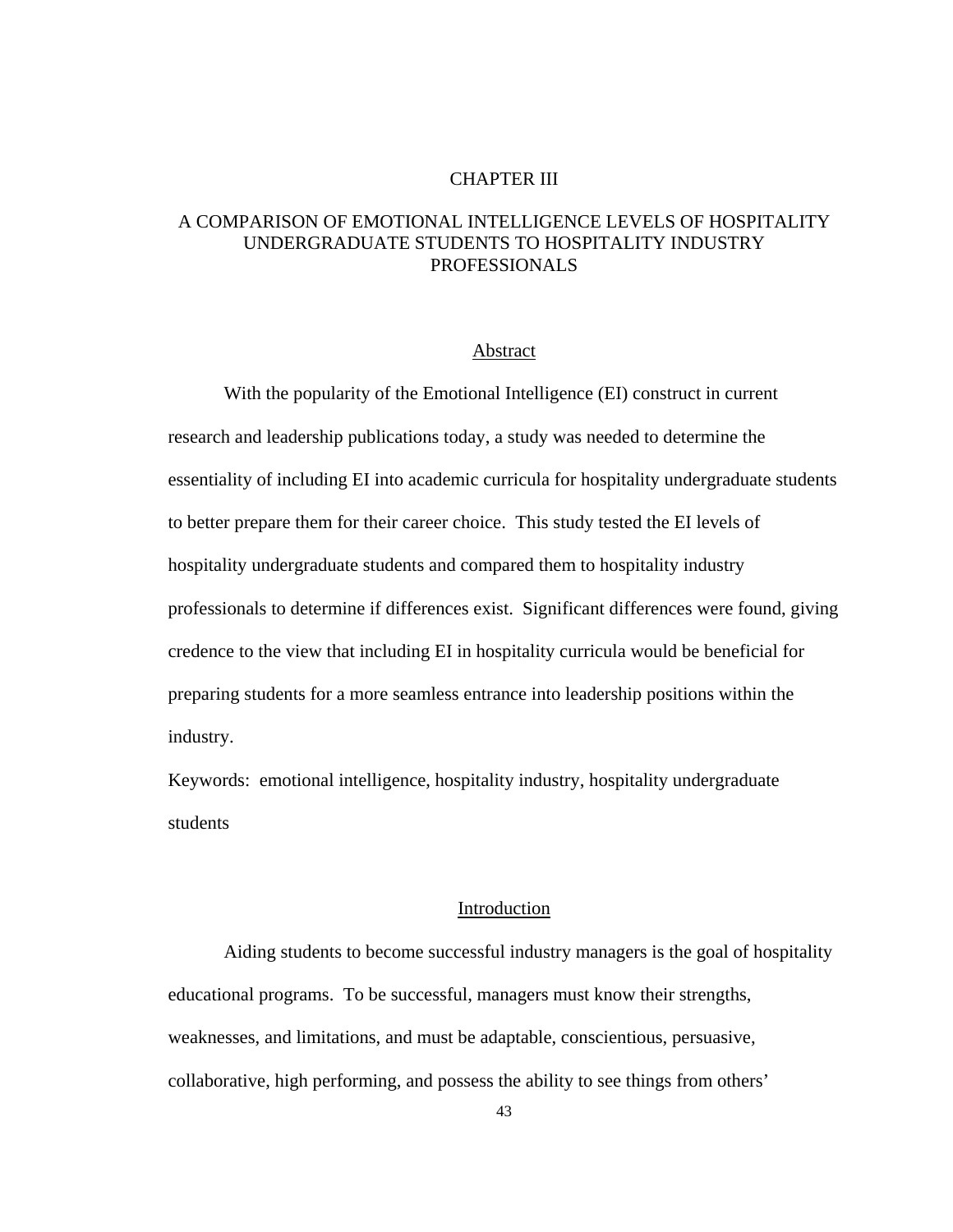# CHAPTER III

# A COMPARISON OF EMOTIONAL INTELLIGENCE LEVELS OF HOSPITALITY UNDERGRADUATE STUDENTS TO HOSPITALITY INDUSTRY PROFESSIONALS

## Abstract

With the popularity of the Emotional Intelligence (EI) construct in current research and leadership publications today, a study was needed to determine the essentiality of including EI into academic curricula for hospitality undergraduate students to better prepare them for their career choice. This study tested the EI levels of hospitality undergraduate students and compared them to hospitality industry professionals to determine if differences exist. Significant differences were found, giving credence to the view that including EI in hospitality curricula would be beneficial for preparing students for a more seamless entrance into leadership positions within the industry.

Keywords: emotional intelligence, hospitality industry, hospitality undergraduate students

## Introduction

Aiding students to become successful industry managers is the goal of hospitality educational programs. To be successful, managers must know their strengths, weaknesses, and limitations, and must be adaptable, conscientious, persuasive, collaborative, high performing, and possess the ability to see things from others'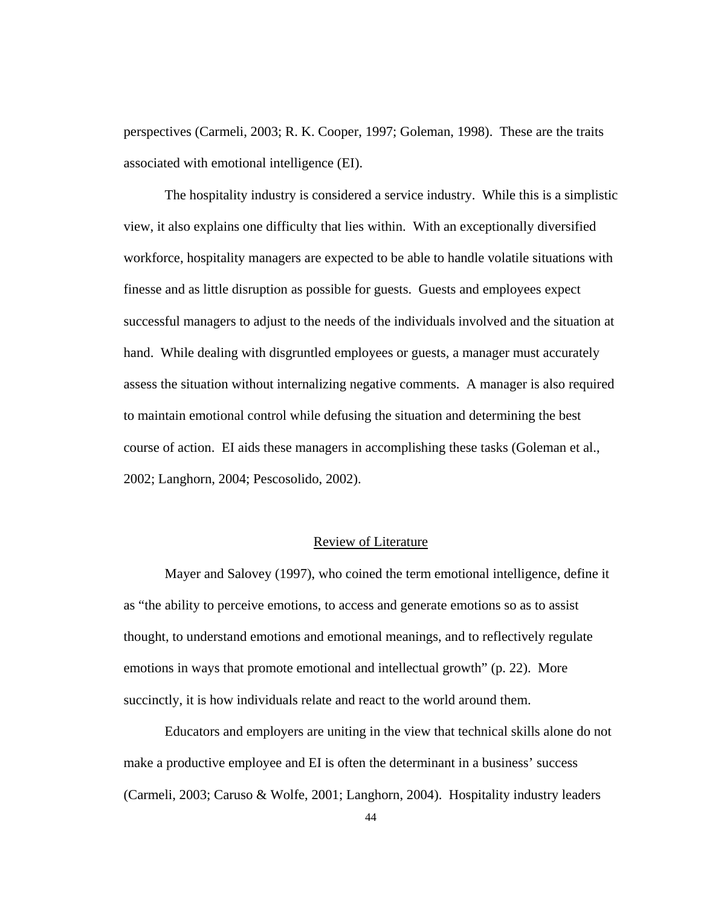perspectives (Carmeli, 2003; R. K. Cooper, 1997; Goleman, 1998). These are the traits associated with emotional intelligence (EI).

The hospitality industry is considered a service industry. While this is a simplistic view, it also explains one difficulty that lies within. With an exceptionally diversified workforce, hospitality managers are expected to be able to handle volatile situations with finesse and as little disruption as possible for guests. Guests and employees expect successful managers to adjust to the needs of the individuals involved and the situation at hand. While dealing with disgruntled employees or guests, a manager must accurately assess the situation without internalizing negative comments. A manager is also required to maintain emotional control while defusing the situation and determining the best course of action. EI aids these managers in accomplishing these tasks (Goleman et al., 2002; Langhorn, 2004; Pescosolido, 2002).

## Review of Literature

Mayer and Salovey (1997), who coined the term emotional intelligence, define it as "the ability to perceive emotions, to access and generate emotions so as to assist thought, to understand emotions and emotional meanings, and to reflectively regulate emotions in ways that promote emotional and intellectual growth" (p. 22). More succinctly, it is how individuals relate and react to the world around them.

Educators and employers are uniting in the view that technical skills alone do not make a productive employee and EI is often the determinant in a business' success (Carmeli, 2003; Caruso & Wolfe, 2001; Langhorn, 2004). Hospitality industry leaders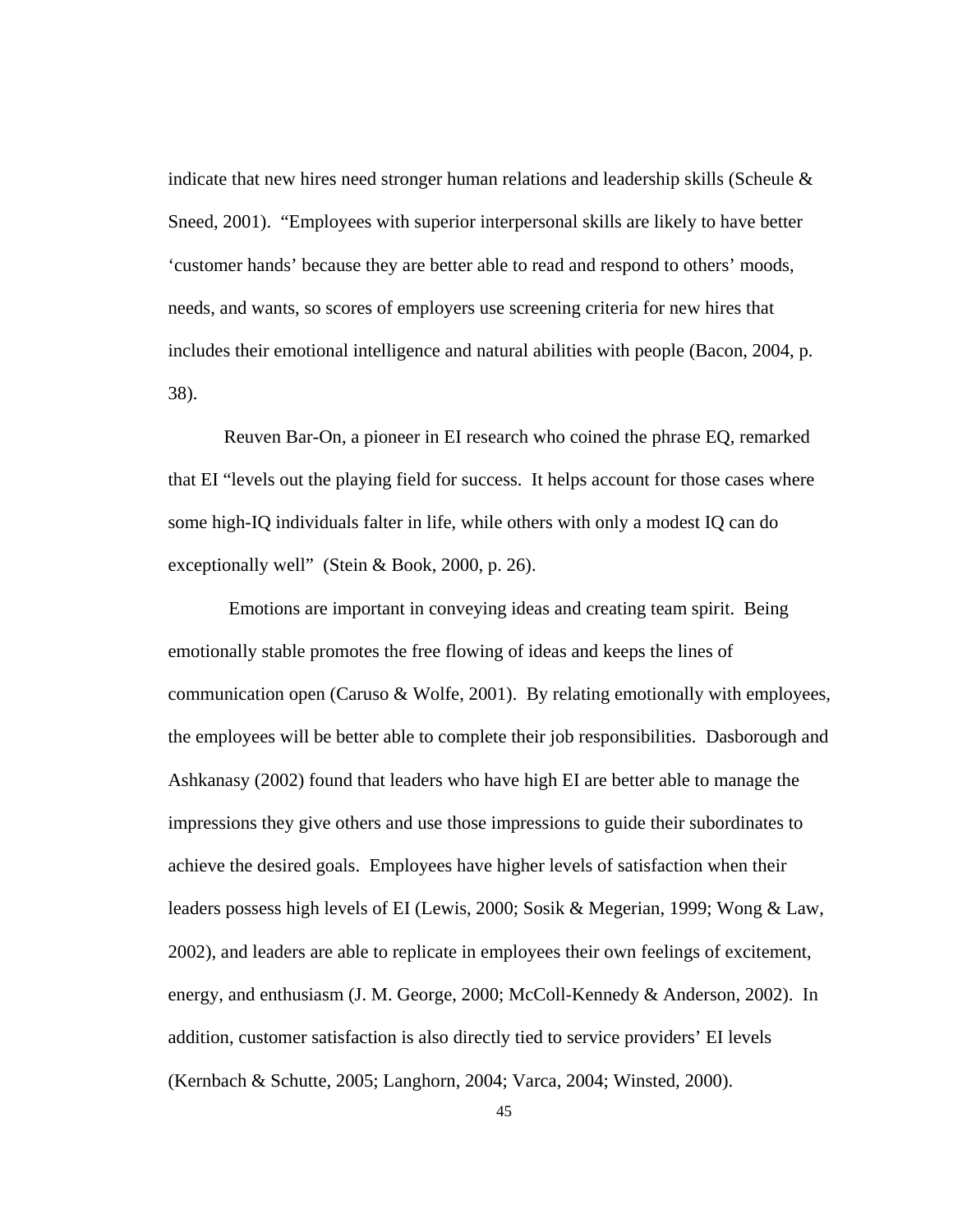indicate that new hires need stronger human relations and leadership skills (Scheule & Sneed, 2001). "Employees with superior interpersonal skills are likely to have better 'customer hands' because they are better able to read and respond to others' moods, needs, and wants, so scores of employers use screening criteria for new hires that includes their emotional intelligence and natural abilities with people (Bacon, 2004, p. 38).

Reuven Bar-On, a pioneer in EI research who coined the phrase EQ, remarked that EI "levels out the playing field for success. It helps account for those cases where some high-IQ individuals falter in life, while others with only a modest IQ can do exceptionally well" (Stein & Book, 2000, p. 26).

Emotions are important in conveying ideas and creating team spirit. Being emotionally stable promotes the free flowing of ideas and keeps the lines of communication open (Caruso & Wolfe, 2001). By relating emotionally with employees, the employees will be better able to complete their job responsibilities. Dasborough and Ashkanasy (2002) found that leaders who have high EI are better able to manage the impressions they give others and use those impressions to guide their subordinates to achieve the desired goals. Employees have higher levels of satisfaction when their leaders possess high levels of EI (Lewis, 2000; Sosik & Megerian, 1999; Wong & Law, 2002), and leaders are able to replicate in employees their own feelings of excitement, energy, and enthusiasm (J. M. George, 2000; McColl-Kennedy & Anderson, 2002). In addition, customer satisfaction is also directly tied to service providers' EI levels (Kernbach & Schutte, 2005; Langhorn, 2004; Varca, 2004; Winsted, 2000).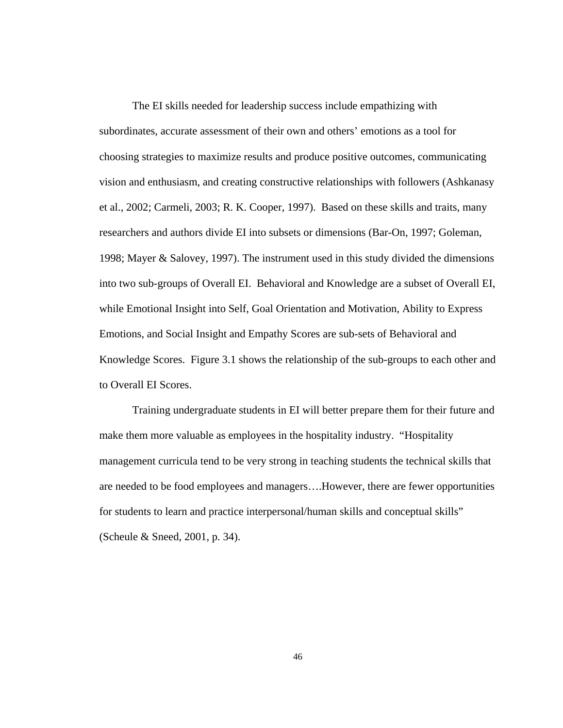The EI skills needed for leadership success include empathizing with subordinates, accurate assessment of their own and others' emotions as a tool for choosing strategies to maximize results and produce positive outcomes, communicating vision and enthusiasm, and creating constructive relationships with followers (Ashkanasy et al., 2002; Carmeli, 2003; R. K. Cooper, 1997). Based on these skills and traits, many researchers and authors divide EI into subsets or dimensions (Bar-On, 1997; Goleman, 1998; Mayer & Salovey, 1997). The instrument used in this study divided the dimensions into two sub-groups of Overall EI. Behavioral and Knowledge are a subset of Overall EI, while Emotional Insight into Self, Goal Orientation and Motivation, Ability to Express Emotions, and Social Insight and Empathy Scores are sub-sets of Behavioral and Knowledge Scores. Figure 3.1 shows the relationship of the sub-groups to each other and to Overall EI Scores.

Training undergraduate students in EI will better prepare them for their future and make them more valuable as employees in the hospitality industry. "Hospitality management curricula tend to be very strong in teaching students the technical skills that are needed to be food employees and managers….However, there are fewer opportunities for students to learn and practice interpersonal/human skills and conceptual skills" (Scheule & Sneed, 2001, p. 34).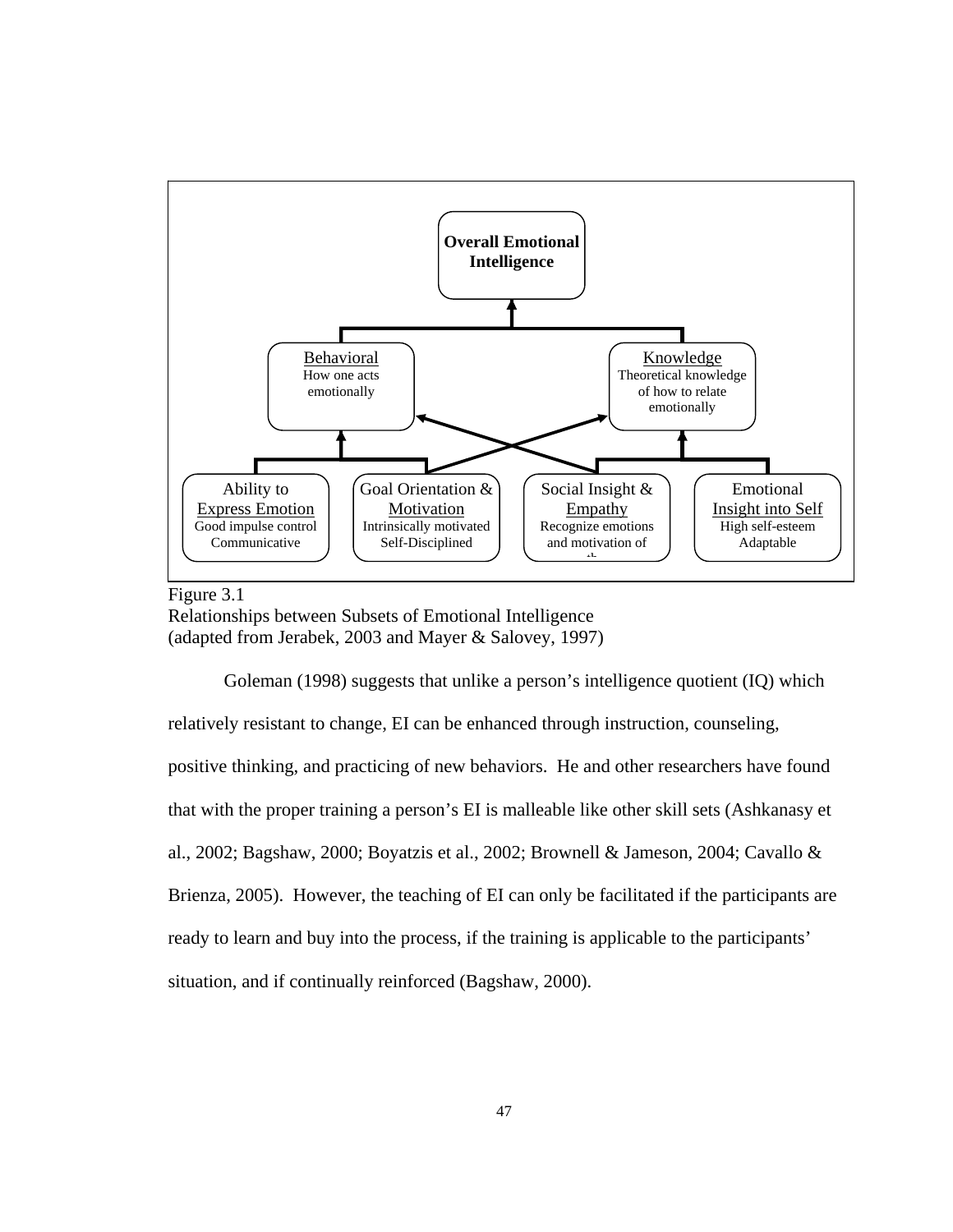**Overall Emotional Intelligence**

Behavioral
How one acts emotionally

Knowledge
Theoretical knowledge of how to relate emotionally

Ability to Express Emotion
Good impulse control
Communicative

Goal Orientation & Motivation
Intrinsically motivated
Self-Disciplined

Social Insight & Empathy
Recognize emotions and motivation of oth

Emotional Insight into Self
High self-esteem
Adaptable

Figure 3.1
Relationships between Subsets of Emotional Intelligence
(adapted from Jerabek, 2003 and Mayer & Salovey, 1997)

Goleman (1998) suggests that unlike a person's intelligence quotient (IQ) which relatively resistant to change, EI can be enhanced through instruction, counseling, positive thinking, and practicing of new behaviors. He and other researchers have found that with the proper training a person's EI is malleable like other skill sets (Ashkanasy et al., 2002; Bagshaw, 2000; Boyatzis et al., 2002; Brownell & Jameson, 2004; Cavallo & Brienza, 2005). However, the teaching of EI can only be facilitated if the participants are ready to learn and buy into the process, if the training is applicable to the participants' situation, and if continually reinforced (Bagshaw, 2000).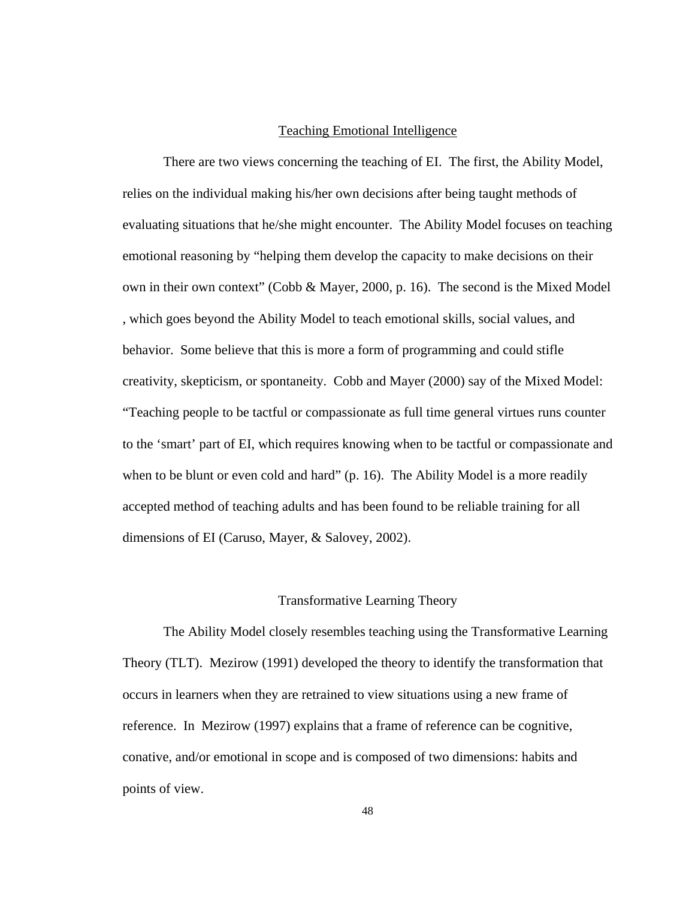## Teaching Emotional Intelligence

There are two views concerning the teaching of EI. The first, the Ability Model, relies on the individual making his/her own decisions after being taught methods of evaluating situations that he/she might encounter. The Ability Model focuses on teaching emotional reasoning by "helping them develop the capacity to make decisions on their own in their own context" (Cobb & Mayer, 2000, p. 16). The second is the Mixed Model , which goes beyond the Ability Model to teach emotional skills, social values, and behavior. Some believe that this is more a form of programming and could stifle creativity, skepticism, or spontaneity. Cobb and Mayer (2000) say of the Mixed Model: "Teaching people to be tactful or compassionate as full time general virtues runs counter to the 'smart' part of EI, which requires knowing when to be tactful or compassionate and when to be blunt or even cold and hard" (p. 16). The Ability Model is a more readily accepted method of teaching adults and has been found to be reliable training for all dimensions of EI (Caruso, Mayer, & Salovey, 2002).

## Transformative Learning Theory

The Ability Model closely resembles teaching using the Transformative Learning Theory (TLT). Mezirow (1991) developed the theory to identify the transformation that occurs in learners when they are retrained to view situations using a new frame of reference. In Mezirow (1997) explains that a frame of reference can be cognitive, conative, and/or emotional in scope and is composed of two dimensions: habits and points of view.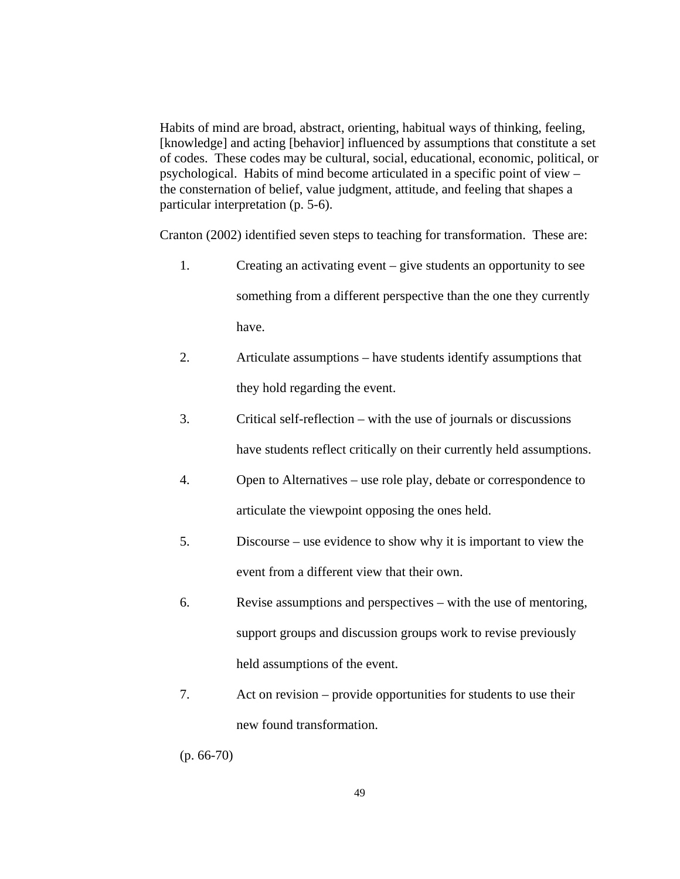Habits of mind are broad, abstract, orienting, habitual ways of thinking, feeling, [knowledge] and acting [behavior] influenced by assumptions that constitute a set of codes. These codes may be cultural, social, educational, economic, political, or psychological. Habits of mind become articulated in a specific point of view – the consternation of belief, value judgment, attitude, and feeling that shapes a particular interpretation (p. 5-6).

Cranton (2002) identified seven steps to teaching for transformation. These are:

1. Creating an activating event – give students an opportunity to see something from a different perspective than the one they currently have.
2. Articulate assumptions – have students identify assumptions that they hold regarding the event.
3. Critical self-reflection – with the use of journals or discussions have students reflect critically on their currently held assumptions.
4. Open to Alternatives – use role play, debate or correspondence to articulate the viewpoint opposing the ones held.
5. Discourse – use evidence to show why it is important to view the event from a different view that their own.
6. Revise assumptions and perspectives – with the use of mentoring, support groups and discussion groups work to revise previously held assumptions of the event.
7. Act on revision – provide opportunities for students to use their new found transformation.

(p. 66-70)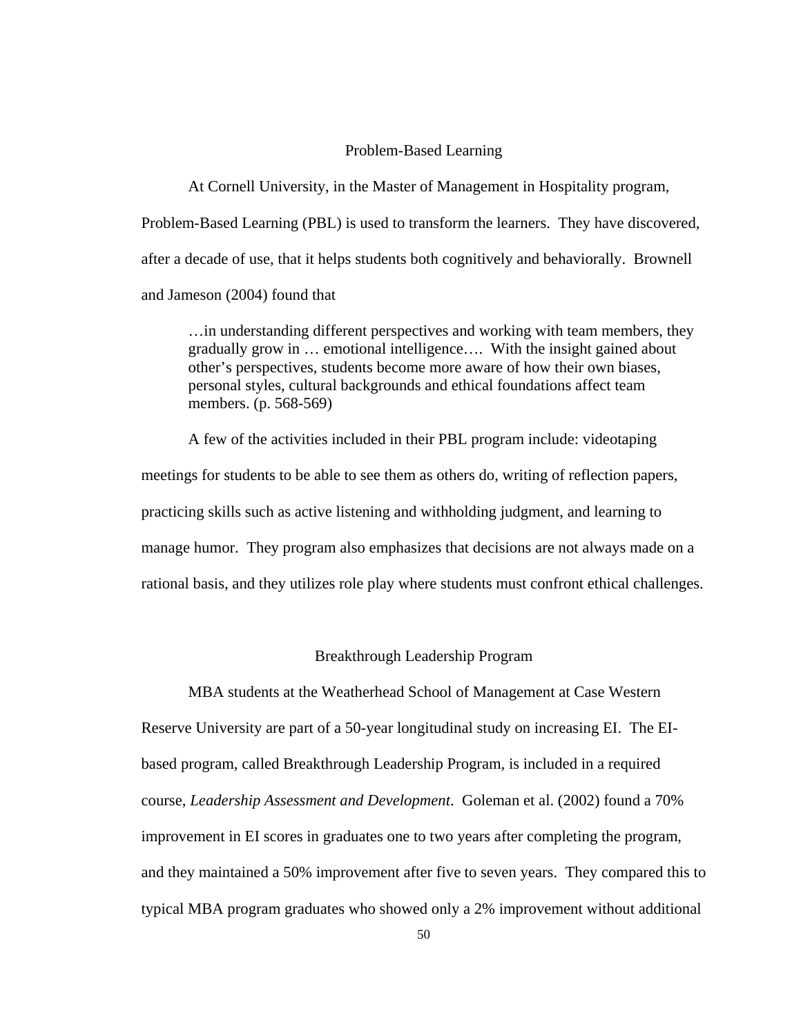## Problem-Based Learning

At Cornell University, in the Master of Management in Hospitality program, Problem-Based Learning (PBL) is used to transform the learners. They have discovered, after a decade of use, that it helps students both cognitively and behaviorally. Brownell and Jameson (2004) found that

> …in understanding different perspectives and working with team members, they gradually grow in … emotional intelligence…. With the insight gained about other's perspectives, students become more aware of how their own biases, personal styles, cultural backgrounds and ethical foundations affect team members. (p. 568-569)

A few of the activities included in their PBL program include: videotaping meetings for students to be able to see them as others do, writing of reflection papers, practicing skills such as active listening and withholding judgment, and learning to manage humor. They program also emphasizes that decisions are not always made on a rational basis, and they utilizes role play where students must confront ethical challenges.

## Breakthrough Leadership Program

MBA students at the Weatherhead School of Management at Case Western Reserve University are part of a 50-year longitudinal study on increasing EI. The EI-based program, called Breakthrough Leadership Program, is included in a required course, *Leadership Assessment and Development*. Goleman et al. (2002) found a 70% improvement in EI scores in graduates one to two years after completing the program, and they maintained a 50% improvement after five to seven years. They compared this to typical MBA program graduates who showed only a 2% improvement without additional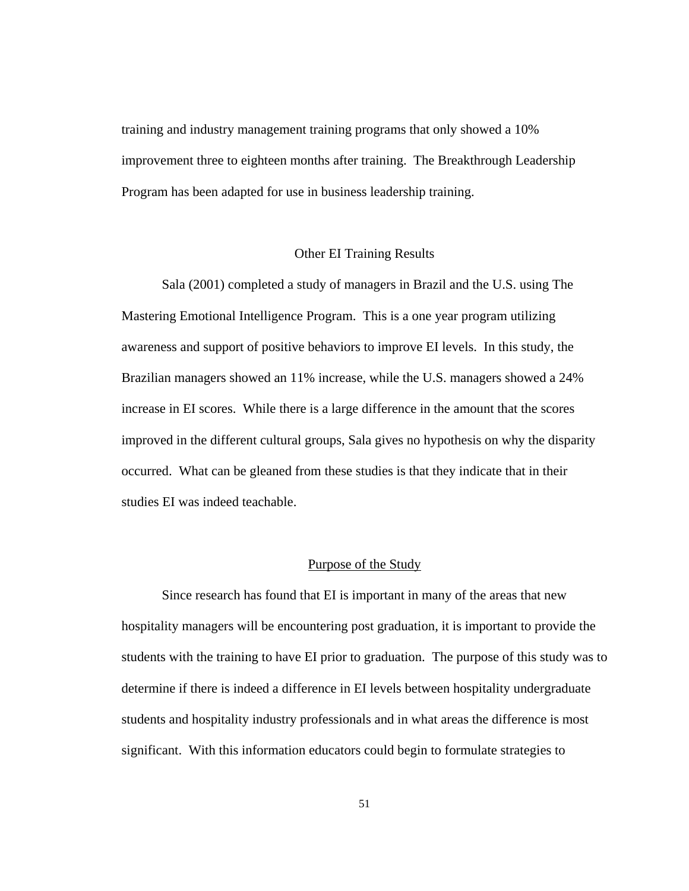training and industry management training programs that only showed a 10% improvement three to eighteen months after training. The Breakthrough Leadership Program has been adapted for use in business leadership training.

### Other EI Training Results

Sala (2001) completed a study of managers in Brazil and the U.S. using The Mastering Emotional Intelligence Program. This is a one year program utilizing awareness and support of positive behaviors to improve EI levels. In this study, the Brazilian managers showed an 11% increase, while the U.S. managers showed a 24% increase in EI scores. While there is a large difference in the amount that the scores improved in the different cultural groups, Sala gives no hypothesis on why the disparity occurred. What can be gleaned from these studies is that they indicate that in their studies EI was indeed teachable.

## Purpose of the Study

Since research has found that EI is important in many of the areas that new hospitality managers will be encountering post graduation, it is important to provide the students with the training to have EI prior to graduation. The purpose of this study was to determine if there is indeed a difference in EI levels between hospitality undergraduate students and hospitality industry professionals and in what areas the difference is most significant. With this information educators could begin to formulate strategies to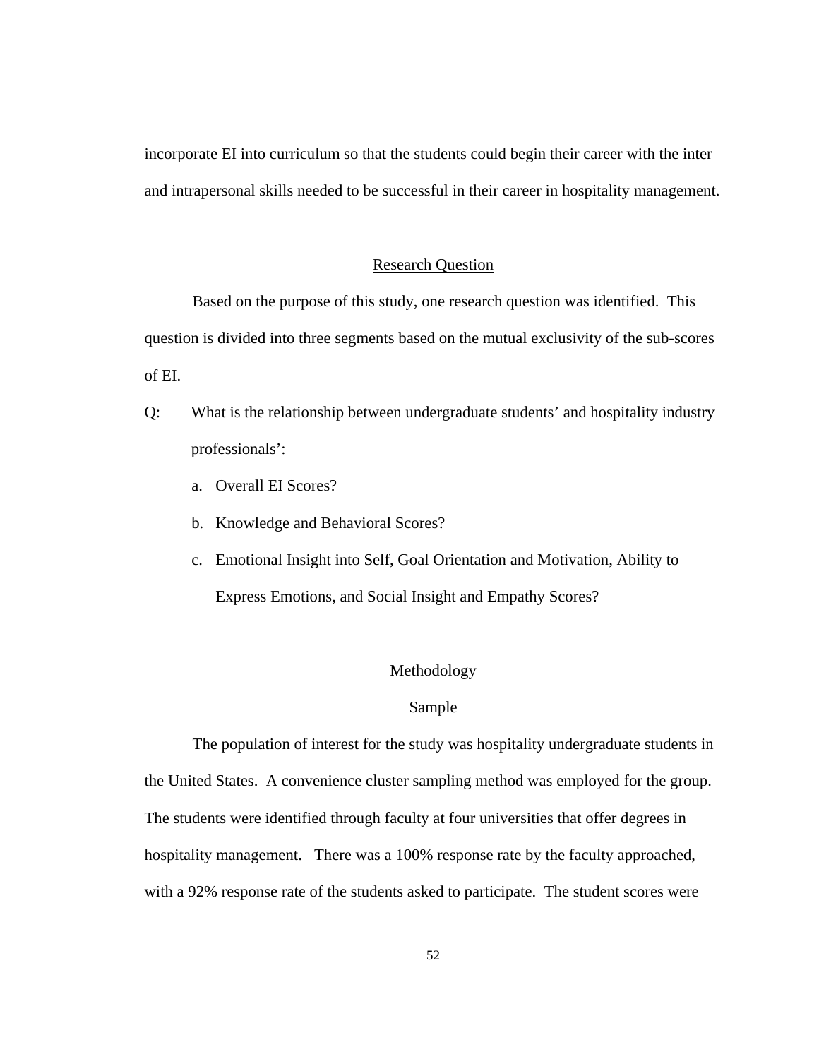incorporate EI into curriculum so that the students could begin their career with the inter and intrapersonal skills needed to be successful in their career in hospitality management.

## Research Question

Based on the purpose of this study, one research question was identified. This question is divided into three segments based on the mutual exclusivity of the sub-scores of EI.

Q: What is the relationship between undergraduate students' and hospitality industry professionals':

a. Overall EI Scores?

b. Knowledge and Behavioral Scores?

c. Emotional Insight into Self, Goal Orientation and Motivation, Ability to Express Emotions, and Social Insight and Empathy Scores?

## Methodology

### Sample

The population of interest for the study was hospitality undergraduate students in the United States. A convenience cluster sampling method was employed for the group. The students were identified through faculty at four universities that offer degrees in hospitality management. There was a 100% response rate by the faculty approached, with a 92% response rate of the students asked to participate. The student scores were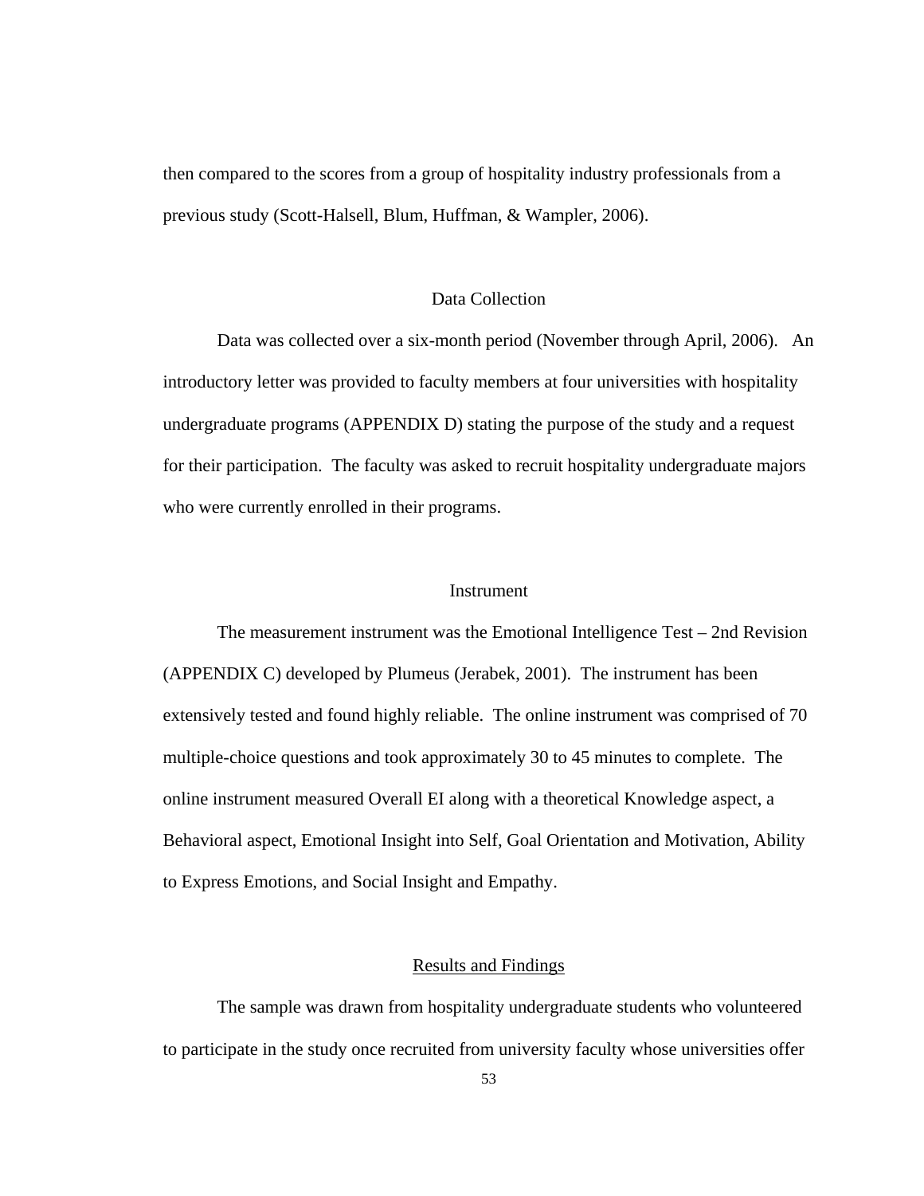then compared to the scores from a group of hospitality industry professionals from a previous study (Scott-Halsell, Blum, Huffman, & Wampler, 2006).

### Data Collection

Data was collected over a six-month period (November through April, 2006). An introductory letter was provided to faculty members at four universities with hospitality undergraduate programs (APPENDIX D) stating the purpose of the study and a request for their participation. The faculty was asked to recruit hospitality undergraduate majors who were currently enrolled in their programs.

### Instrument

The measurement instrument was the Emotional Intelligence Test – 2nd Revision (APPENDIX C) developed by Plumeus (Jerabek, 2001). The instrument has been extensively tested and found highly reliable. The online instrument was comprised of 70 multiple-choice questions and took approximately 30 to 45 minutes to complete. The online instrument measured Overall EI along with a theoretical Knowledge aspect, a Behavioral aspect, Emotional Insight into Self, Goal Orientation and Motivation, Ability to Express Emotions, and Social Insight and Empathy.

## Results and Findings

The sample was drawn from hospitality undergraduate students who volunteered to participate in the study once recruited from university faculty whose universities offer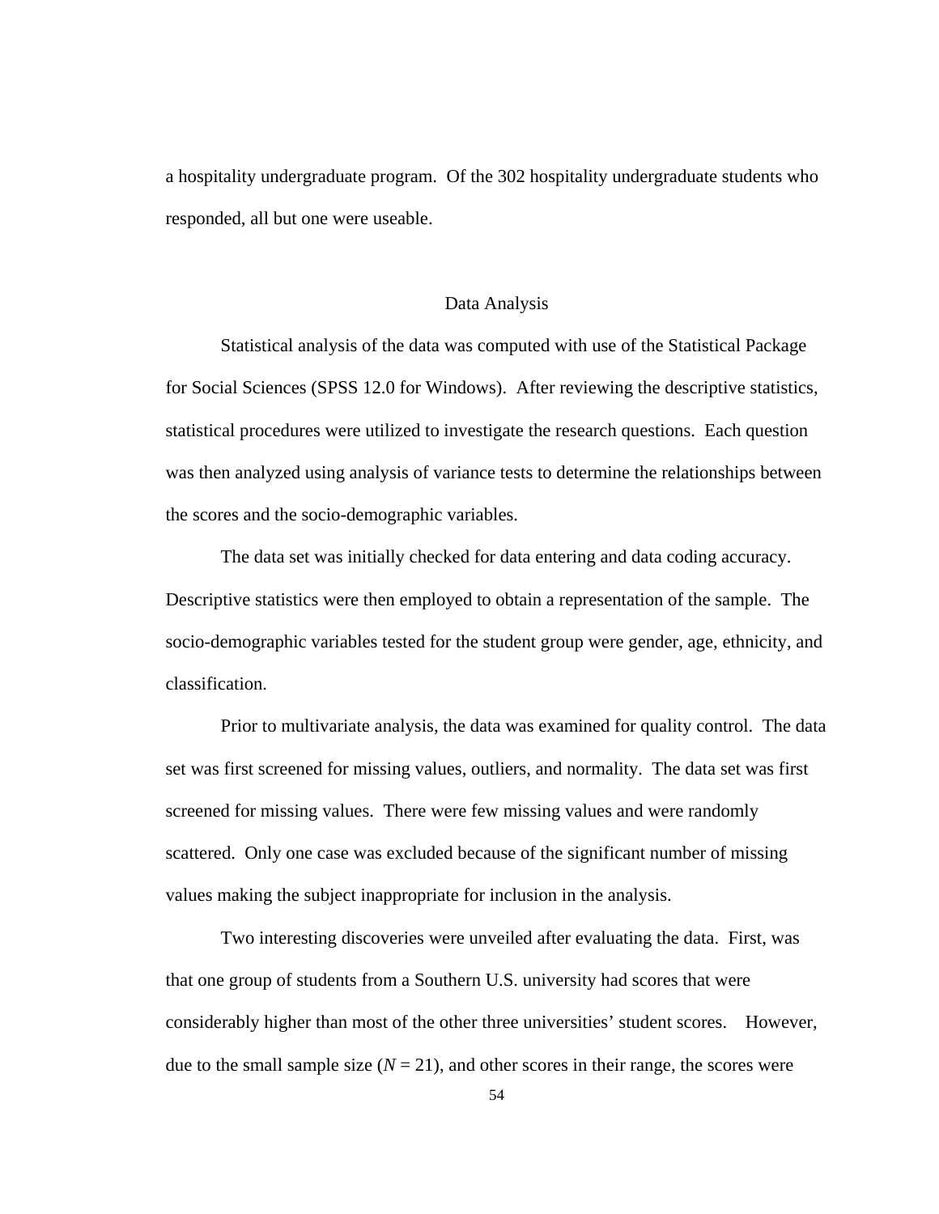a hospitality undergraduate program. Of the 302 hospitality undergraduate students who responded, all but one were useable.

## Data Analysis

Statistical analysis of the data was computed with use of the Statistical Package for Social Sciences (SPSS 12.0 for Windows). After reviewing the descriptive statistics, statistical procedures were utilized to investigate the research questions. Each question was then analyzed using analysis of variance tests to determine the relationships between the scores and the socio-demographic variables.

The data set was initially checked for data entering and data coding accuracy. Descriptive statistics were then employed to obtain a representation of the sample. The socio-demographic variables tested for the student group were gender, age, ethnicity, and classification.

Prior to multivariate analysis, the data was examined for quality control. The data set was first screened for missing values, outliers, and normality. The data set was first screened for missing values. There were few missing values and were randomly scattered. Only one case was excluded because of the significant number of missing values making the subject inappropriate for inclusion in the analysis.

Two interesting discoveries were unveiled after evaluating the data. First, was that one group of students from a Southern U.S. university had scores that were considerably higher than most of the other three universities' student scores. However, due to the small sample size ($N = 21$), and other scores in their range, the scores were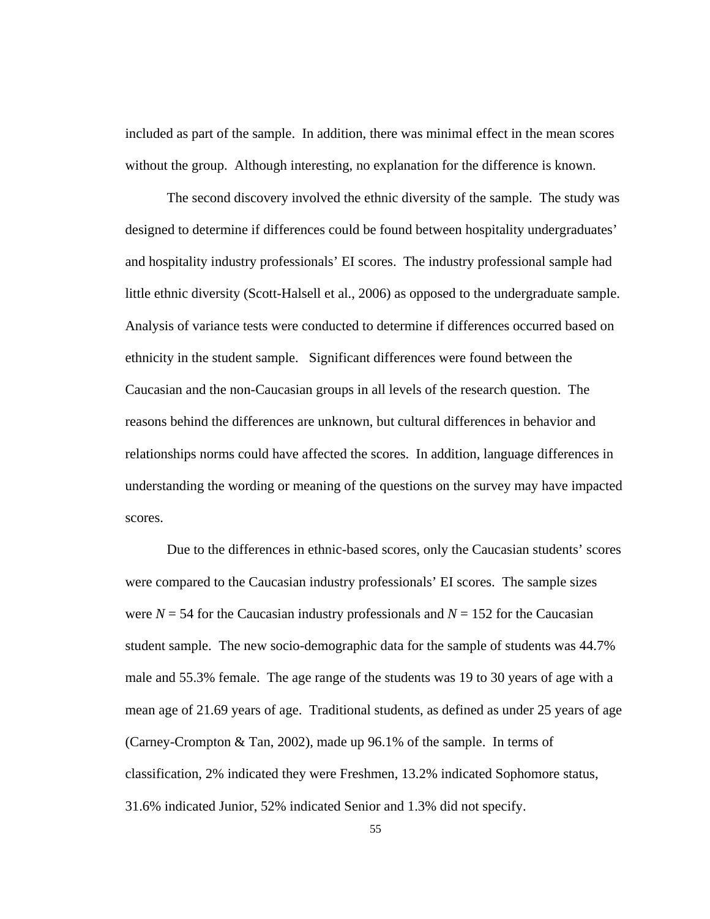included as part of the sample. In addition, there was minimal effect in the mean scores without the group. Although interesting, no explanation for the difference is known.

The second discovery involved the ethnic diversity of the sample. The study was designed to determine if differences could be found between hospitality undergraduates' and hospitality industry professionals' EI scores. The industry professional sample had little ethnic diversity (Scott-Halsell et al., 2006) as opposed to the undergraduate sample. Analysis of variance tests were conducted to determine if differences occurred based on ethnicity in the student sample. Significant differences were found between the Caucasian and the non-Caucasian groups in all levels of the research question. The reasons behind the differences are unknown, but cultural differences in behavior and relationships norms could have affected the scores. In addition, language differences in understanding the wording or meaning of the questions on the survey may have impacted scores.

Due to the differences in ethnic-based scores, only the Caucasian students' scores were compared to the Caucasian industry professionals' EI scores. The sample sizes were $N = 54$ for the Caucasian industry professionals and $N = 152$ for the Caucasian student sample. The new socio-demographic data for the sample of students was 44.7% male and 55.3% female. The age range of the students was 19 to 30 years of age with a mean age of 21.69 years of age. Traditional students, as defined as under 25 years of age (Carney-Crompton & Tan, 2002), made up 96.1% of the sample. In terms of classification, 2% indicated they were Freshmen, 13.2% indicated Sophomore status, 31.6% indicated Junior, 52% indicated Senior and 1.3% did not specify.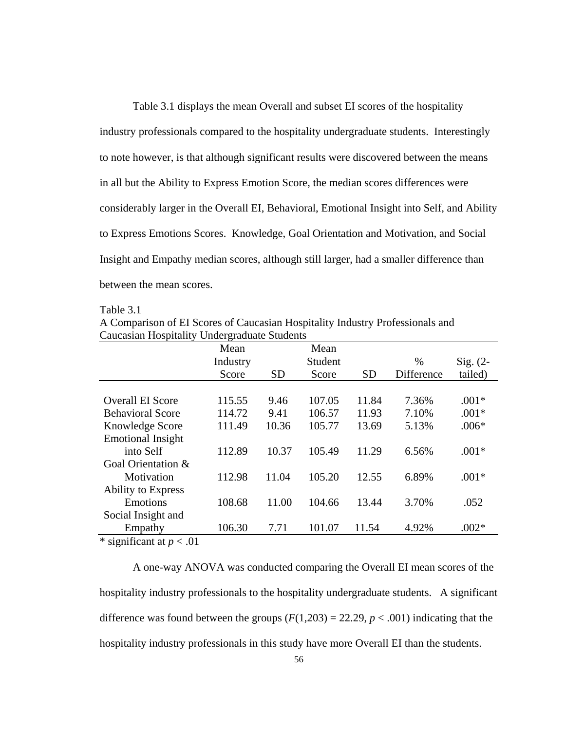Table 3.1 displays the mean Overall and subset EI scores of the hospitality industry professionals compared to the hospitality undergraduate students. Interestingly to note however, is that although significant results were discovered between the means in all but the Ability to Express Emotion Score, the median scores differences were considerably larger in the Overall EI, Behavioral, Emotional Insight into Self, and Ability to Express Emotions Scores. Knowledge, Goal Orientation and Motivation, and Social Insight and Empathy median scores, although still larger, had a smaller difference than between the mean scores.

Table 3.1
A Comparison of EI Scores of Caucasian Hospitality Industry Professionals and Caucasian Hospitality Undergraduate Students

| | Mean Industry Score | SD | Mean Student Score | SD | % Difference | Sig. (2-tailed) |
|---|---|---|---|---|---|---|
| Overall EI Score | 115.55 | 9.46 | 107.05 | 11.84 | 7.36% | .001* |
| Behavioral Score | 114.72 | 9.41 | 106.57 | 11.93 | 7.10% | .001* |
| Knowledge Score | 111.49 | 10.36 | 105.77 | 13.69 | 5.13% | .006* |
| Emotional Insight into Self | 112.89 | 10.37 | 105.49 | 11.29 | 6.56% | .001* |
| Goal Orientation & Motivation | 112.98 | 11.04 | 105.20 | 12.55 | 6.89% | .001* |
| Ability to Express Emotions | 108.68 | 11.00 | 104.66 | 13.44 | 3.70% | .052 |
| Social Insight and Empathy | 106.30 | 7.71 | 101.07 | 11.54 | 4.92% | .002* |

* significant at $p < .01$

A one-way ANOVA was conducted comparing the Overall EI mean scores of the hospitality industry professionals to the hospitality undergraduate students. A significant difference was found between the groups ($F(1,203) = 22.29$, $p < .001$) indicating that the hospitality industry professionals in this study have more Overall EI than the students.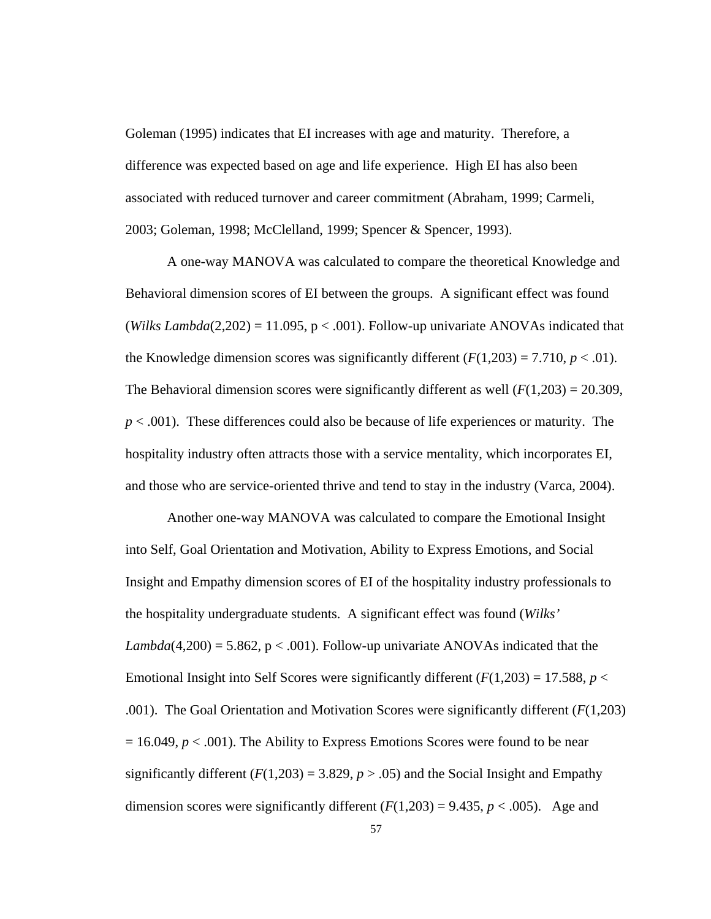Goleman (1995) indicates that EI increases with age and maturity. Therefore, a difference was expected based on age and life experience. High EI has also been associated with reduced turnover and career commitment (Abraham, 1999; Carmeli, 2003; Goleman, 1998; McClelland, 1999; Spencer & Spencer, 1993).

A one-way MANOVA was calculated to compare the theoretical Knowledge and Behavioral dimension scores of EI between the groups. A significant effect was found (*Wilks Lambda*(2,202) = 11.095, $p < .001$). Follow-up univariate ANOVAs indicated that the Knowledge dimension scores was significantly different ($F(1,203) = 7.710$, $p < .01$). The Behavioral dimension scores were significantly different as well ($F(1,203) = 20.309$, $p < .001$). These differences could also be because of life experiences or maturity. The hospitality industry often attracts those with a service mentality, which incorporates EI, and those who are service-oriented thrive and tend to stay in the industry (Varca, 2004).

Another one-way MANOVA was calculated to compare the Emotional Insight into Self, Goal Orientation and Motivation, Ability to Express Emotions, and Social Insight and Empathy dimension scores of EI of the hospitality industry professionals to the hospitality undergraduate students. A significant effect was found (*Wilks' Lambda*(4,200) = 5.862, $p < .001$). Follow-up univariate ANOVAs indicated that the Emotional Insight into Self Scores were significantly different ($F(1,203) = 17.588$, $p < .001$). The Goal Orientation and Motivation Scores were significantly different ($F(1,203) = 16.049$, $p < .001$). The Ability to Express Emotions Scores were found to be near significantly different ($F(1,203) = 3.829$, $p > .05$) and the Social Insight and Empathy dimension scores were significantly different ($F(1,203) = 9.435$, $p < .005$). Age and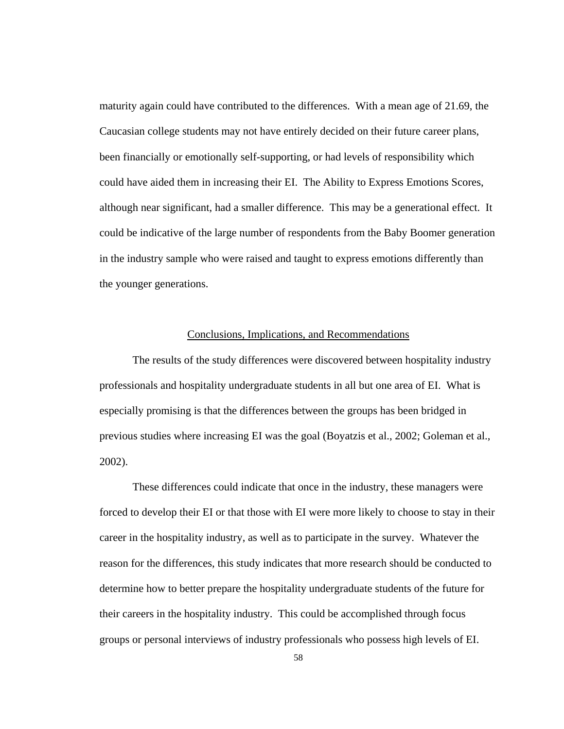maturity again could have contributed to the differences. With a mean age of 21.69, the Caucasian college students may not have entirely decided on their future career plans, been financially or emotionally self-supporting, or had levels of responsibility which could have aided them in increasing their EI. The Ability to Express Emotions Scores, although near significant, had a smaller difference. This may be a generational effect. It could be indicative of the large number of respondents from the Baby Boomer generation in the industry sample who were raised and taught to express emotions differently than the younger generations.

## Conclusions, Implications, and Recommendations

The results of the study differences were discovered between hospitality industry professionals and hospitality undergraduate students in all but one area of EI. What is especially promising is that the differences between the groups has been bridged in previous studies where increasing EI was the goal (Boyatzis et al., 2002; Goleman et al., 2002).

These differences could indicate that once in the industry, these managers were forced to develop their EI or that those with EI were more likely to choose to stay in their career in the hospitality industry, as well as to participate in the survey. Whatever the reason for the differences, this study indicates that more research should be conducted to determine how to better prepare the hospitality undergraduate students of the future for their careers in the hospitality industry. This could be accomplished through focus groups or personal interviews of industry professionals who possess high levels of EI.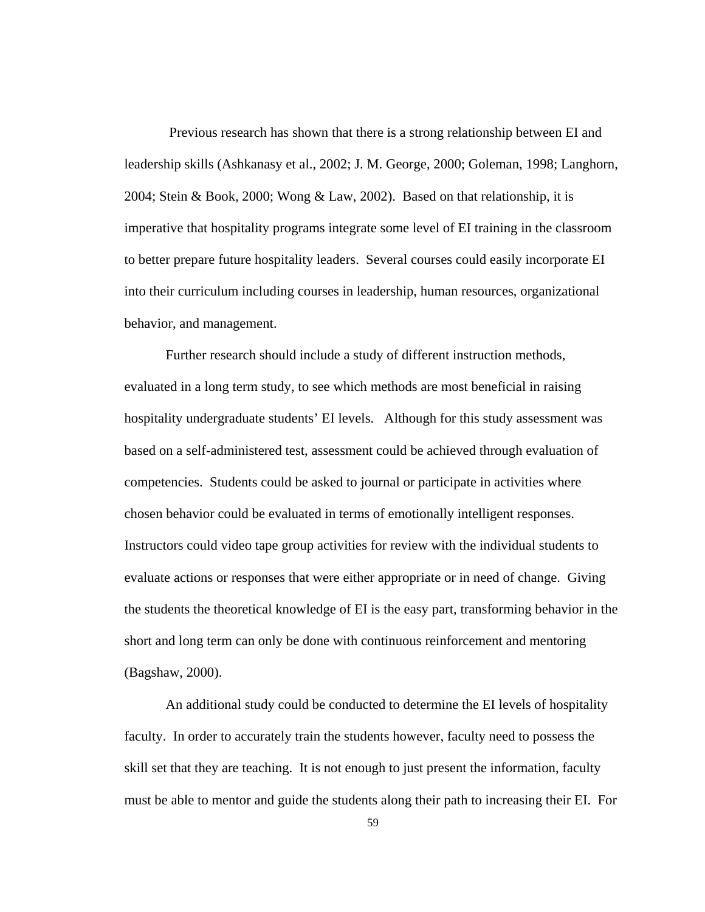Previous research has shown that there is a strong relationship between EI and leadership skills (Ashkanasy et al., 2002; J. M. George, 2000; Goleman, 1998; Langhorn, 2004; Stein & Book, 2000; Wong & Law, 2002). Based on that relationship, it is imperative that hospitality programs integrate some level of EI training in the classroom to better prepare future hospitality leaders. Several courses could easily incorporate EI into their curriculum including courses in leadership, human resources, organizational behavior, and management.

Further research should include a study of different instruction methods, evaluated in a long term study, to see which methods are most beneficial in raising hospitality undergraduate students' EI levels. Although for this study assessment was based on a self-administered test, assessment could be achieved through evaluation of competencies. Students could be asked to journal or participate in activities where chosen behavior could be evaluated in terms of emotionally intelligent responses. Instructors could video tape group activities for review with the individual students to evaluate actions or responses that were either appropriate or in need of change. Giving the students the theoretical knowledge of EI is the easy part, transforming behavior in the short and long term can only be done with continuous reinforcement and mentoring (Bagshaw, 2000).

An additional study could be conducted to determine the EI levels of hospitality faculty. In order to accurately train the students however, faculty need to possess the skill set that they are teaching. It is not enough to just present the information, faculty must be able to mentor and guide the students along their path to increasing their EI. For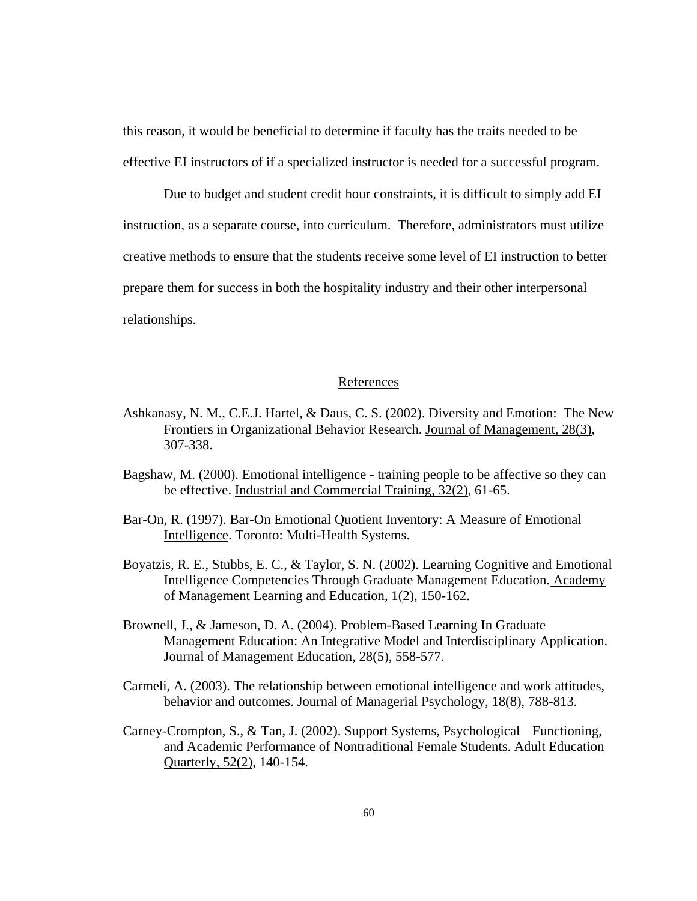this reason, it would be beneficial to determine if faculty has the traits needed to be effective EI instructors of if a specialized instructor is needed for a successful program.

Due to budget and student credit hour constraints, it is difficult to simply add EI instruction, as a separate course, into curriculum. Therefore, administrators must utilize creative methods to ensure that the students receive some level of EI instruction to better prepare them for success in both the hospitality industry and their other interpersonal relationships.

## References

Ashkanasy, N. M., C.E.J. Hartel, & Daus, C. S. (2002). Diversity and Emotion: The New Frontiers in Organizational Behavior Research. Journal of Management, 28(3), 307-338.

Bagshaw, M. (2000). Emotional intelligence - training people to be affective so they can be effective. Industrial and Commercial Training, 32(2), 61-65.

Bar-On, R. (1997). Bar-On Emotional Quotient Inventory: A Measure of Emotional Intelligence. Toronto: Multi-Health Systems.

Boyatzis, R. E., Stubbs, E. C., & Taylor, S. N. (2002). Learning Cognitive and Emotional Intelligence Competencies Through Graduate Management Education. Academy of Management Learning and Education, 1(2), 150-162.

Brownell, J., & Jameson, D. A. (2004). Problem-Based Learning In Graduate Management Education: An Integrative Model and Interdisciplinary Application. Journal of Management Education, 28(5), 558-577.

Carmeli, A. (2003). The relationship between emotional intelligence and work attitudes, behavior and outcomes. Journal of Managerial Psychology, 18(8), 788-813.

Carney-Crompton, S., & Tan, J. (2002). Support Systems, Psychological Functioning, and Academic Performance of Nontraditional Female Students. Adult Education Quarterly, 52(2), 140-154.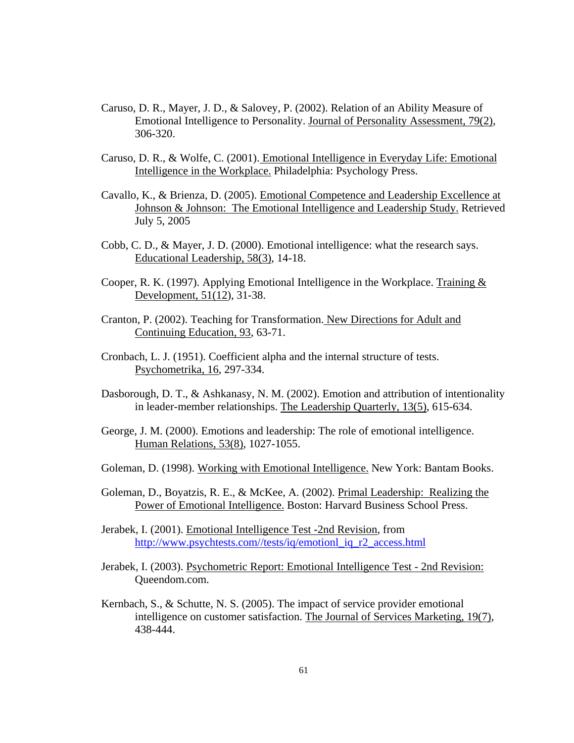Caruso, D. R., Mayer, J. D., & Salovey, P. (2002). Relation of an Ability Measure of Emotional Intelligence to Personality. Journal of Personality Assessment, 79(2), 306-320.

Caruso, D. R., & Wolfe, C. (2001). Emotional Intelligence in Everyday Life: Emotional Intelligence in the Workplace. Philadelphia: Psychology Press.

Cavallo, K., & Brienza, D. (2005). Emotional Competence and Leadership Excellence at Johnson & Johnson: The Emotional Intelligence and Leadership Study. Retrieved July 5, 2005

Cobb, C. D., & Mayer, J. D. (2000). Emotional intelligence: what the research says. Educational Leadership, 58(3), 14-18.

Cooper, R. K. (1997). Applying Emotional Intelligence in the Workplace. Training & Development, 51(12), 31-38.

Cranton, P. (2002). Teaching for Transformation. New Directions for Adult and Continuing Education, 93, 63-71.

Cronbach, L. J. (1951). Coefficient alpha and the internal structure of tests. Psychometrika, 16, 297-334.

Dasborough, D. T., & Ashkanasy, N. M. (2002). Emotion and attribution of intentionality in leader-member relationships. The Leadership Quarterly, 13(5), 615-634.

George, J. M. (2000). Emotions and leadership: The role of emotional intelligence. Human Relations, 53(8), 1027-1055.

Goleman, D. (1998). Working with Emotional Intelligence. New York: Bantam Books.

Goleman, D., Boyatzis, R. E., & McKee, A. (2002). Primal Leadership: Realizing the Power of Emotional Intelligence. Boston: Harvard Business School Press.

Jerabek, I. (2001). Emotional Intelligence Test -2nd Revision, from http://www.psychtests.com//tests/iq/emotionl_iq_r2_access.html

Jerabek, I. (2003). Psychometric Report: Emotional Intelligence Test - 2nd Revision: Queendom.com.

Kernbach, S., & Schutte, N. S. (2005). The impact of service provider emotional intelligence on customer satisfaction. The Journal of Services Marketing, 19(7), 438-444.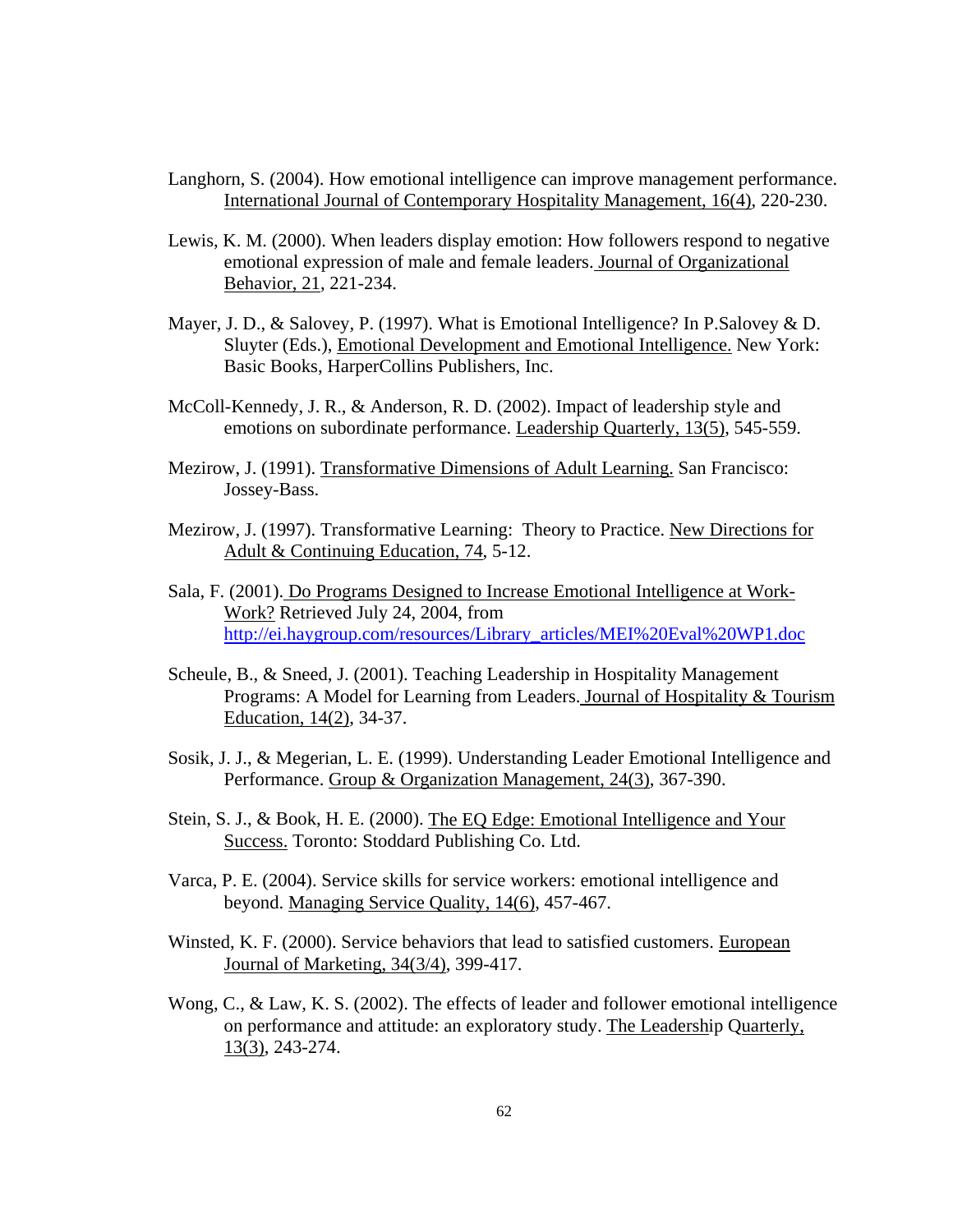Langhorn, S. (2004). How emotional intelligence can improve management performance. International Journal of Contemporary Hospitality Management, 16(4), 220-230.

Lewis, K. M. (2000). When leaders display emotion: How followers respond to negative emotional expression of male and female leaders. Journal of Organizational Behavior, 21, 221-234.

Mayer, J. D., & Salovey, P. (1997). What is Emotional Intelligence? In P.Salovey & D. Sluyter (Eds.), Emotional Development and Emotional Intelligence. New York: Basic Books, HarperCollins Publishers, Inc.

McColl-Kennedy, J. R., & Anderson, R. D. (2002). Impact of leadership style and emotions on subordinate performance. Leadership Quarterly, 13(5), 545-559.

Mezirow, J. (1991). Transformative Dimensions of Adult Learning. San Francisco: Jossey-Bass.

Mezirow, J. (1997). Transformative Learning: Theory to Practice. New Directions for Adult & Continuing Education, 74, 5-12.

Sala, F. (2001). Do Programs Designed to Increase Emotional Intelligence at Work- Work? Retrieved July 24, 2004, from http://ei.haygroup.com/resources/Library_articles/MEI%20Eval%20WP1.doc

Scheule, B., & Sneed, J. (2001). Teaching Leadership in Hospitality Management Programs: A Model for Learning from Leaders. Journal of Hospitality & Tourism Education, 14(2), 34-37.

Sosik, J. J., & Megerian, L. E. (1999). Understanding Leader Emotional Intelligence and Performance. Group & Organization Management, 24(3), 367-390.

Stein, S. J., & Book, H. E. (2000). The EQ Edge: Emotional Intelligence and Your Success. Toronto: Stoddard Publishing Co. Ltd.

Varca, P. E. (2004). Service skills for service workers: emotional intelligence and beyond. Managing Service Quality, 14(6), 457-467.

Winsted, K. F. (2000). Service behaviors that lead to satisfied customers. European Journal of Marketing, 34(3/4), 399-417.

Wong, C., & Law, K. S. (2002). The effects of leader and follower emotional intelligence on performance and attitude: an exploratory study. The Leadership Quarterly, 13(3), 243-274.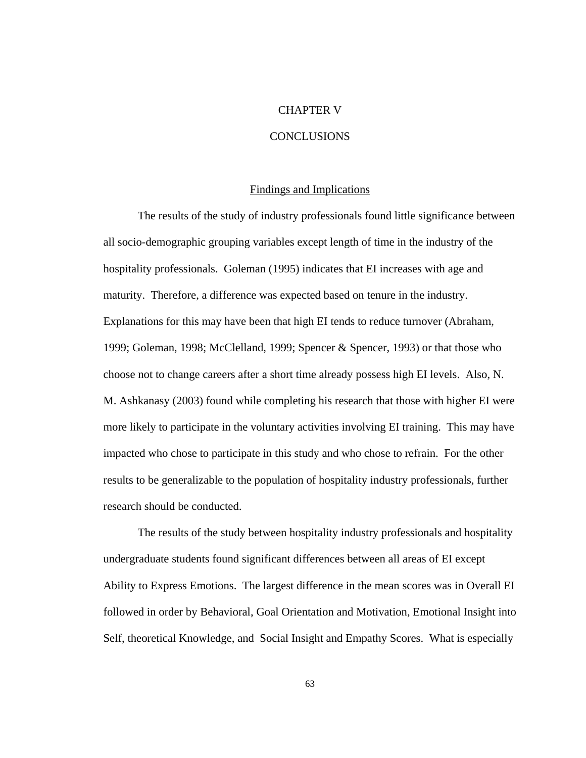# CHAPTER V

# CONCLUSIONS

## Findings and Implications

The results of the study of industry professionals found little significance between all socio-demographic grouping variables except length of time in the industry of the hospitality professionals. Goleman (1995) indicates that EI increases with age and maturity. Therefore, a difference was expected based on tenure in the industry. Explanations for this may have been that high EI tends to reduce turnover (Abraham, 1999; Goleman, 1998; McClelland, 1999; Spencer & Spencer, 1993) or that those who choose not to change careers after a short time already possess high EI levels. Also, N. M. Ashkanasy (2003) found while completing his research that those with higher EI were more likely to participate in the voluntary activities involving EI training. This may have impacted who chose to participate in this study and who chose to refrain. For the other results to be generalizable to the population of hospitality industry professionals, further research should be conducted.

The results of the study between hospitality industry professionals and hospitality undergraduate students found significant differences between all areas of EI except Ability to Express Emotions. The largest difference in the mean scores was in Overall EI followed in order by Behavioral, Goal Orientation and Motivation, Emotional Insight into Self, theoretical Knowledge, and Social Insight and Empathy Scores. What is especially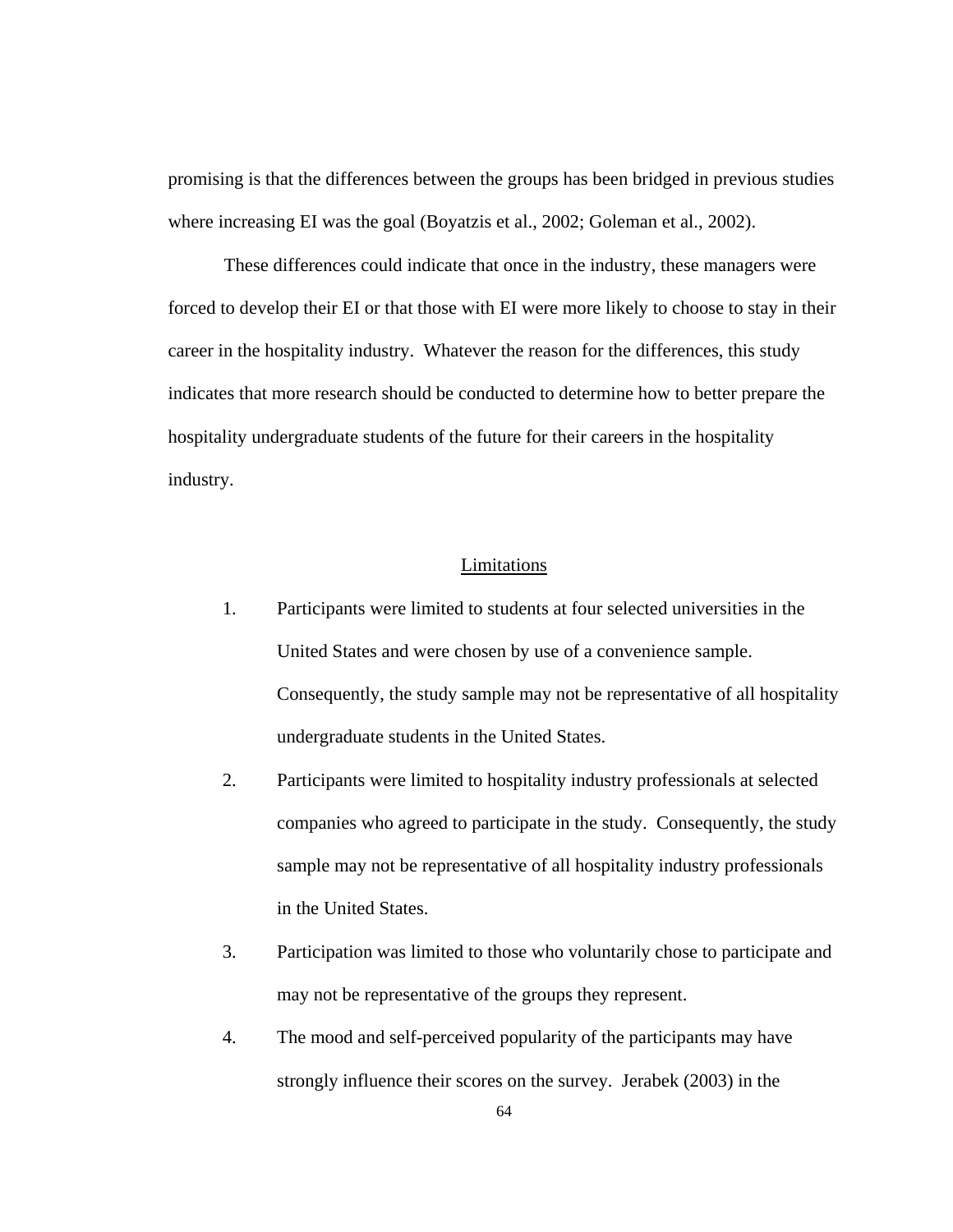promising is that the differences between the groups has been bridged in previous studies where increasing EI was the goal (Boyatzis et al., 2002; Goleman et al., 2002).

These differences could indicate that once in the industry, these managers were forced to develop their EI or that those with EI were more likely to choose to stay in their career in the hospitality industry. Whatever the reason for the differences, this study indicates that more research should be conducted to determine how to better prepare the hospitality undergraduate students of the future for their careers in the hospitality industry.

## Limitations

1. Participants were limited to students at four selected universities in the United States and were chosen by use of a convenience sample. Consequently, the study sample may not be representative of all hospitality undergraduate students in the United States.
2. Participants were limited to hospitality industry professionals at selected companies who agreed to participate in the study. Consequently, the study sample may not be representative of all hospitality industry professionals in the United States.
3. Participation was limited to those who voluntarily chose to participate and may not be representative of the groups they represent.
4. The mood and self-perceived popularity of the participants may have strongly influence their scores on the survey. Jerabek (2003) in the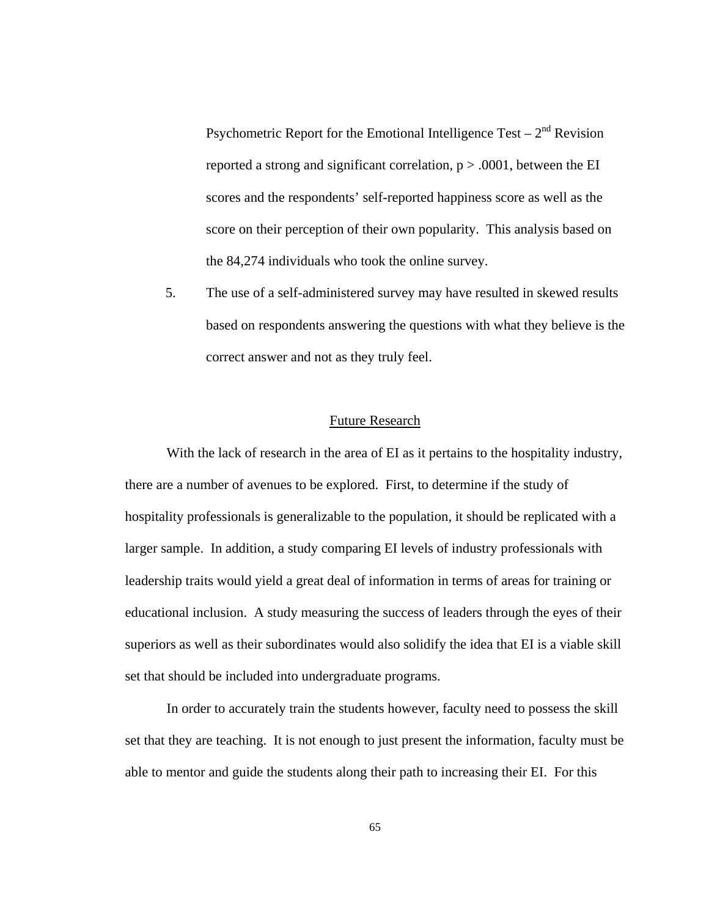Psychometric Report for the Emotional Intelligence Test – 2nd Revision reported a strong and significant correlation, $p > .0001$, between the EI scores and the respondents' self-reported happiness score as well as the score on their perception of their own popularity. This analysis based on the 84,274 individuals who took the online survey.

5. The use of a self-administered survey may have resulted in skewed results based on respondents answering the questions with what they believe is the correct answer and not as they truly feel.

## Future Research

With the lack of research in the area of EI as it pertains to the hospitality industry, there are a number of avenues to be explored. First, to determine if the study of hospitality professionals is generalizable to the population, it should be replicated with a larger sample. In addition, a study comparing EI levels of industry professionals with leadership traits would yield a great deal of information in terms of areas for training or educational inclusion. A study measuring the success of leaders through the eyes of their superiors as well as their subordinates would also solidify the idea that EI is a viable skill set that should be included into undergraduate programs.

In order to accurately train the students however, faculty need to possess the skill set that they are teaching. It is not enough to just present the information, faculty must be able to mentor and guide the students along their path to increasing their EI. For this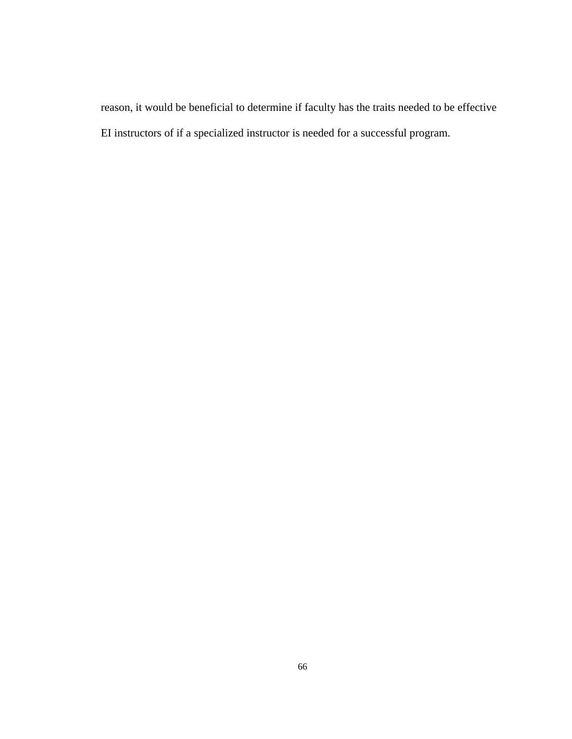reason, it would be beneficial to determine if faculty has the traits needed to be effective EI instructors of if a specialized instructor is needed for a successful program.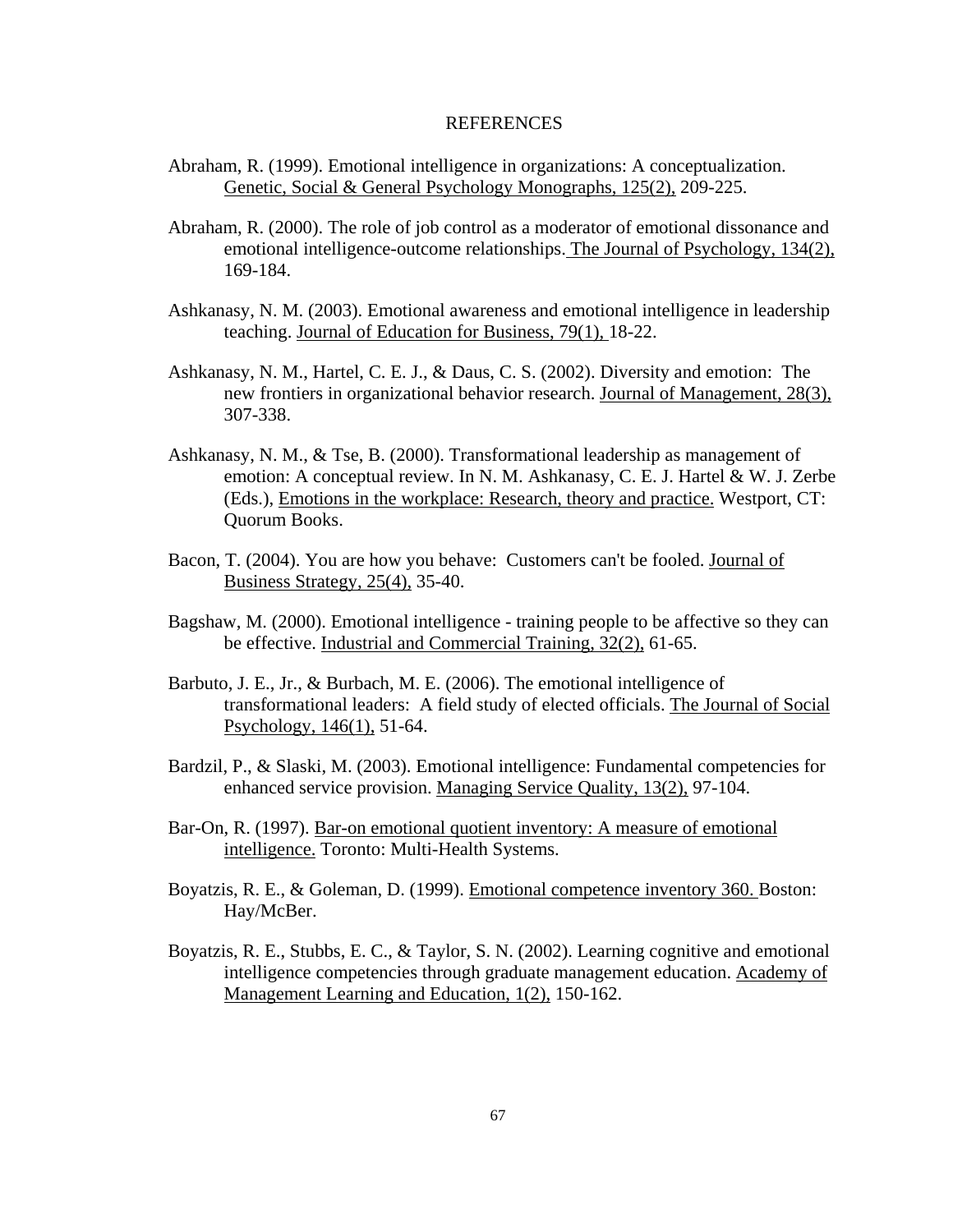# REFERENCES

Abraham, R. (1999). Emotional intelligence in organizations: A conceptualization. Genetic, Social & General Psychology Monographs, 125(2), 209-225.

Abraham, R. (2000). The role of job control as a moderator of emotional dissonance and emotional intelligence-outcome relationships. The Journal of Psychology, 134(2), 169-184.

Ashkanasy, N. M. (2003). Emotional awareness and emotional intelligence in leadership teaching. Journal of Education for Business, 79(1), 18-22.

Ashkanasy, N. M., Hartel, C. E. J., & Daus, C. S. (2002). Diversity and emotion: The new frontiers in organizational behavior research. Journal of Management, 28(3), 307-338.

Ashkanasy, N. M., & Tse, B. (2000). Transformational leadership as management of emotion: A conceptual review. In N. M. Ashkanasy, C. E. J. Hartel & W. J. Zerbe (Eds.), Emotions in the workplace: Research, theory and practice. Westport, CT: Quorum Books.

Bacon, T. (2004). You are how you behave: Customers can't be fooled. Journal of Business Strategy, 25(4), 35-40.

Bagshaw, M. (2000). Emotional intelligence - training people to be affective so they can be effective. Industrial and Commercial Training, 32(2), 61-65.

Barbuto, J. E., Jr., & Burbach, M. E. (2006). The emotional intelligence of transformational leaders: A field study of elected officials. The Journal of Social Psychology, 146(1), 51-64.

Bardzil, P., & Slaski, M. (2003). Emotional intelligence: Fundamental competencies for enhanced service provision. Managing Service Quality, 13(2), 97-104.

Bar-On, R. (1997). Bar-on emotional quotient inventory: A measure of emotional intelligence. Toronto: Multi-Health Systems.

Boyatzis, R. E., & Goleman, D. (1999). Emotional competence inventory 360. Boston: Hay/McBer.

Boyatzis, R. E., Stubbs, E. C., & Taylor, S. N. (2002). Learning cognitive and emotional intelligence competencies through graduate management education. Academy of Management Learning and Education, 1(2), 150-162.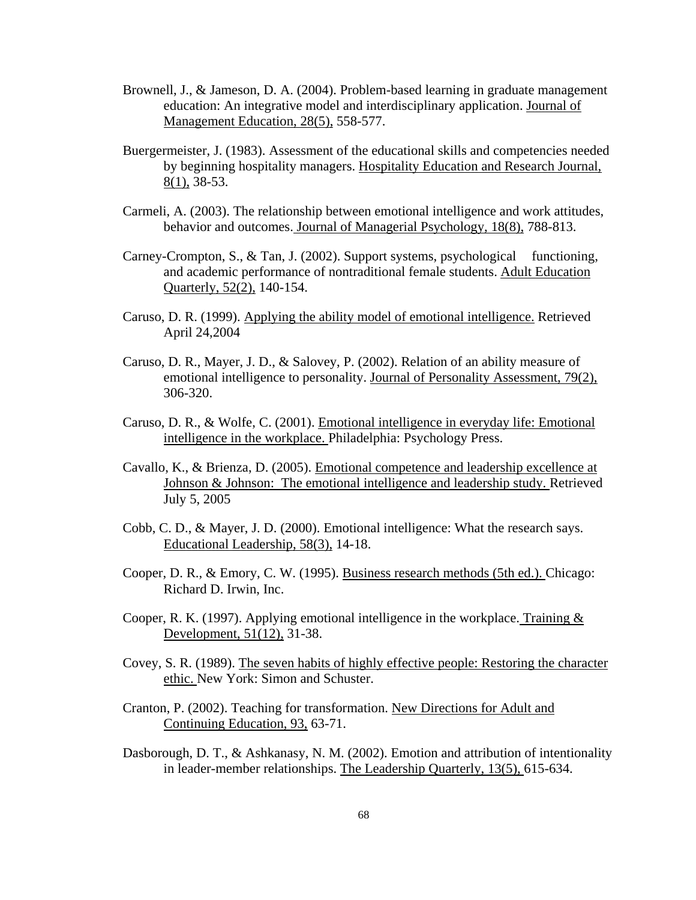Brownell, J., & Jameson, D. A. (2004). Problem-based learning in graduate management education: An integrative model and interdisciplinary application. Journal of Management Education, 28(5), 558-577.

Buergermeister, J. (1983). Assessment of the educational skills and competencies needed by beginning hospitality managers. Hospitality Education and Research Journal, 8(1), 38-53.

Carmeli, A. (2003). The relationship between emotional intelligence and work attitudes, behavior and outcomes. Journal of Managerial Psychology, 18(8), 788-813.

Carney-Crompton, S., & Tan, J. (2002). Support systems, psychological functioning, and academic performance of nontraditional female students. Adult Education Quarterly, 52(2), 140-154.

Caruso, D. R. (1999). Applying the ability model of emotional intelligence. Retrieved April 24,2004

Caruso, D. R., Mayer, J. D., & Salovey, P. (2002). Relation of an ability measure of emotional intelligence to personality. Journal of Personality Assessment, 79(2), 306-320.

Caruso, D. R., & Wolfe, C. (2001). Emotional intelligence in everyday life: Emotional intelligence in the workplace. Philadelphia: Psychology Press.

Cavallo, K., & Brienza, D. (2005). Emotional competence and leadership excellence at Johnson & Johnson: The emotional intelligence and leadership study. Retrieved July 5, 2005

Cobb, C. D., & Mayer, J. D. (2000). Emotional intelligence: What the research says. Educational Leadership, 58(3), 14-18.

Cooper, D. R., & Emory, C. W. (1995). Business research methods (5th ed.). Chicago: Richard D. Irwin, Inc.

Cooper, R. K. (1997). Applying emotional intelligence in the workplace. Training & Development, 51(12), 31-38.

Covey, S. R. (1989). The seven habits of highly effective people: Restoring the character ethic. New York: Simon and Schuster.

Cranton, P. (2002). Teaching for transformation. New Directions for Adult and Continuing Education, 93, 63-71.

Dasborough, D. T., & Ashkanasy, N. M. (2002). Emotion and attribution of intentionality in leader-member relationships. The Leadership Quarterly, 13(5), 615-634.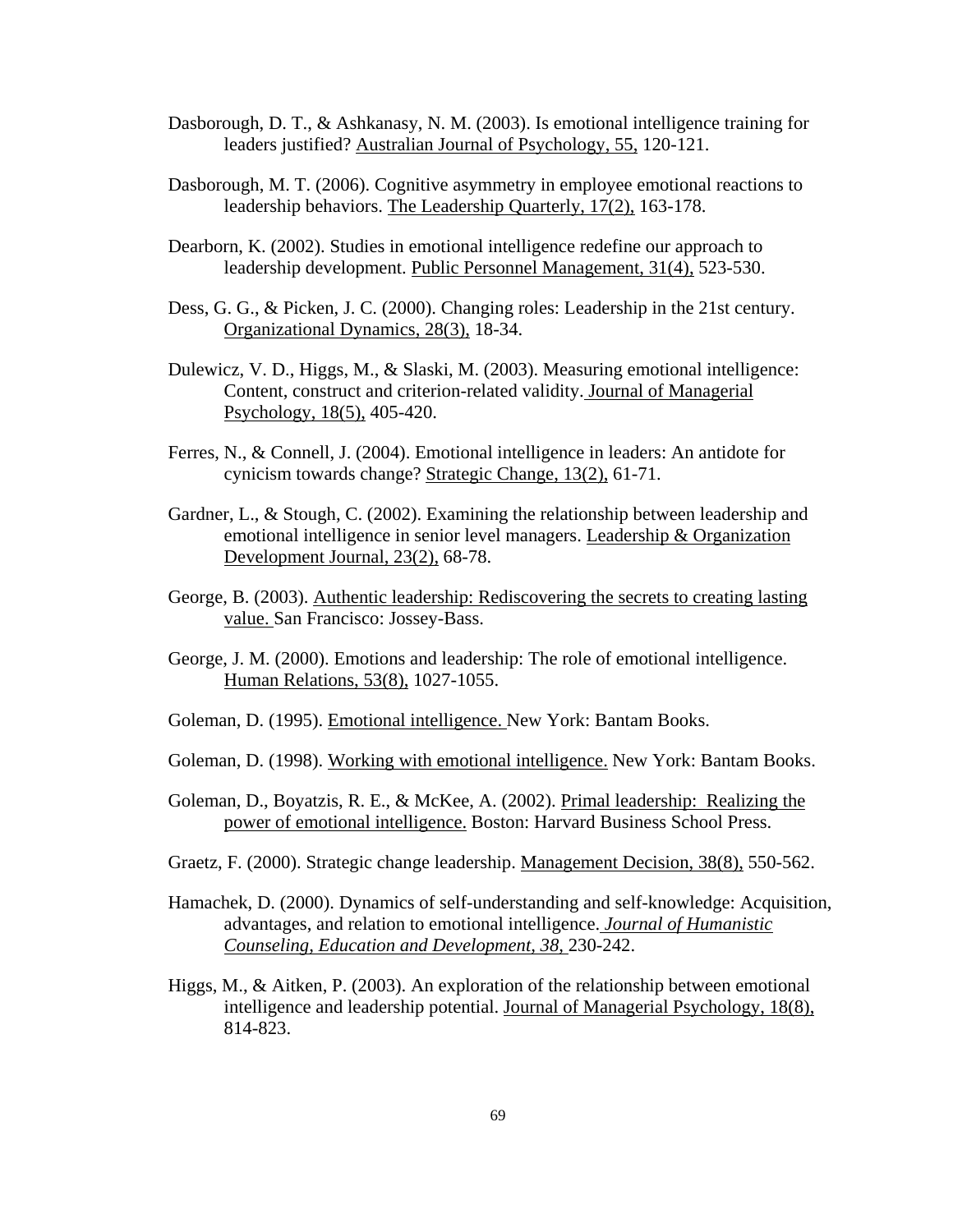Dasborough, D. T., & Ashkanasy, N. M. (2003). Is emotional intelligence training for leaders justified? Australian Journal of Psychology, 55, 120-121.

Dasborough, M. T. (2006). Cognitive asymmetry in employee emotional reactions to leadership behaviors. The Leadership Quarterly, 17(2), 163-178.

Dearborn, K. (2002). Studies in emotional intelligence redefine our approach to leadership development. Public Personnel Management, 31(4), 523-530.

Dess, G. G., & Picken, J. C. (2000). Changing roles: Leadership in the 21st century. Organizational Dynamics, 28(3), 18-34.

Dulewicz, V. D., Higgs, M., & Slaski, M. (2003). Measuring emotional intelligence: Content, construct and criterion-related validity. Journal of Managerial Psychology, 18(5), 405-420.

Ferres, N., & Connell, J. (2004). Emotional intelligence in leaders: An antidote for cynicism towards change? Strategic Change, 13(2), 61-71.

Gardner, L., & Stough, C. (2002). Examining the relationship between leadership and emotional intelligence in senior level managers. Leadership & Organization Development Journal, 23(2), 68-78.

George, B. (2003). Authentic leadership: Rediscovering the secrets to creating lasting value. San Francisco: Jossey-Bass.

George, J. M. (2000). Emotions and leadership: The role of emotional intelligence. Human Relations, 53(8), 1027-1055.

Goleman, D. (1995). Emotional intelligence. New York: Bantam Books.

Goleman, D. (1998). Working with emotional intelligence. New York: Bantam Books.

Goleman, D., Boyatzis, R. E., & McKee, A. (2002). Primal leadership: Realizing the power of emotional intelligence. Boston: Harvard Business School Press.

Graetz, F. (2000). Strategic change leadership. Management Decision, 38(8), 550-562.

Hamachek, D. (2000). Dynamics of self-understanding and self-knowledge: Acquisition, advantages, and relation to emotional intelligence. *Journal of Humanistic Counseling, Education and Development, 38,* 230-242.

Higgs, M., & Aitken, P. (2003). An exploration of the relationship between emotional intelligence and leadership potential. Journal of Managerial Psychology, 18(8), 814-823.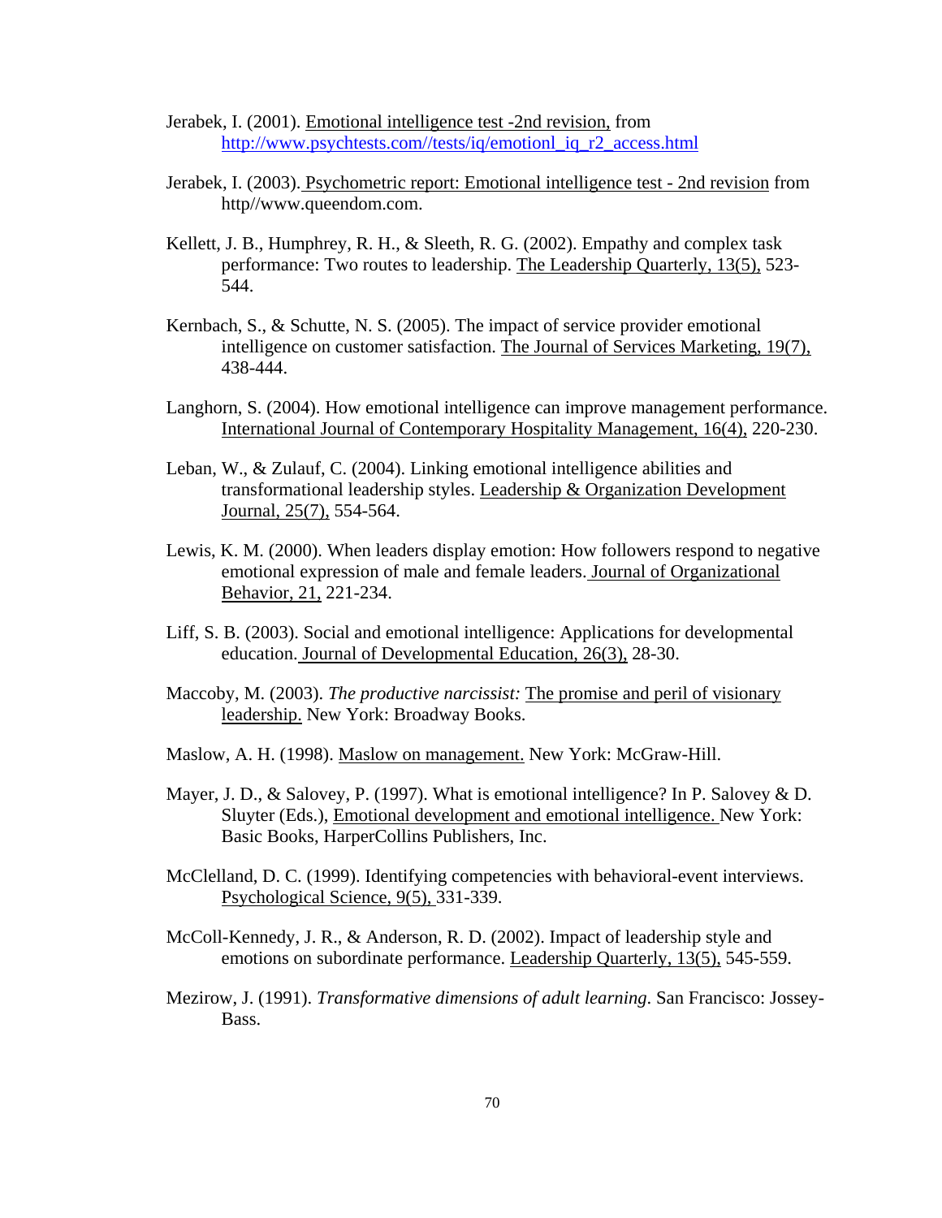Jerabek, I. (2001). Emotional intelligence test -2nd revision, from http://www.psychtests.com//tests/iq/emotionl_iq_r2_access.html

Jerabek, I. (2003). Psychometric report: Emotional intelligence test - 2nd revision from http//www.queendom.com.

Kellett, J. B., Humphrey, R. H., & Sleeth, R. G. (2002). Empathy and complex task performance: Two routes to leadership. The Leadership Quarterly, 13(5), 523-544.

Kernbach, S., & Schutte, N. S. (2005). The impact of service provider emotional intelligence on customer satisfaction. The Journal of Services Marketing, 19(7), 438-444.

Langhorn, S. (2004). How emotional intelligence can improve management performance. International Journal of Contemporary Hospitality Management, 16(4), 220-230.

Leban, W., & Zulauf, C. (2004). Linking emotional intelligence abilities and transformational leadership styles. Leadership & Organization Development Journal, 25(7), 554-564.

Lewis, K. M. (2000). When leaders display emotion: How followers respond to negative emotional expression of male and female leaders. Journal of Organizational Behavior, 21, 221-234.

Liff, S. B. (2003). Social and emotional intelligence: Applications for developmental education. Journal of Developmental Education, 26(3), 28-30.

Maccoby, M. (2003). *The productive narcissist:* The promise and peril of visionary leadership. New York: Broadway Books.

Maslow, A. H. (1998). Maslow on management. New York: McGraw-Hill.

Mayer, J. D., & Salovey, P. (1997). What is emotional intelligence? In P. Salovey & D. Sluyter (Eds.), Emotional development and emotional intelligence. New York: Basic Books, HarperCollins Publishers, Inc.

McClelland, D. C. (1999). Identifying competencies with behavioral-event interviews. Psychological Science, 9(5), 331-339.

McColl-Kennedy, J. R., & Anderson, R. D. (2002). Impact of leadership style and emotions on subordinate performance. Leadership Quarterly, 13(5), 545-559.

Mezirow, J. (1991). *Transformative dimensions of adult learning.* San Francisco: Jossey-Bass.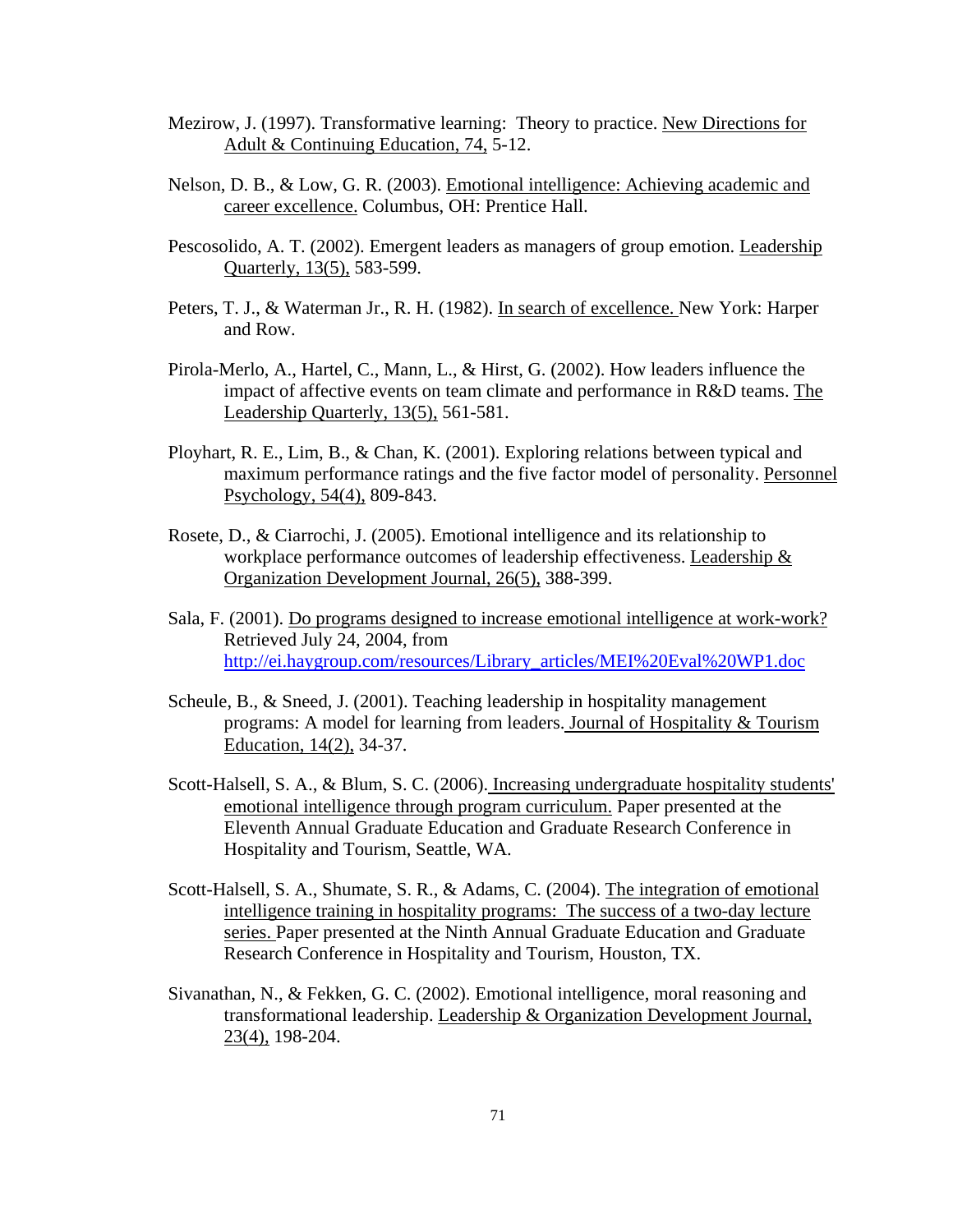Mezirow, J. (1997). Transformative learning: Theory to practice. New Directions for Adult & Continuing Education, 74, 5-12.

Nelson, D. B., & Low, G. R. (2003). Emotional intelligence: Achieving academic and career excellence. Columbus, OH: Prentice Hall.

Pescosolido, A. T. (2002). Emergent leaders as managers of group emotion. Leadership Quarterly, 13(5), 583-599.

Peters, T. J., & Waterman Jr., R. H. (1982). In search of excellence. New York: Harper and Row.

Pirola-Merlo, A., Hartel, C., Mann, L., & Hirst, G. (2002). How leaders influence the impact of affective events on team climate and performance in R&D teams. The Leadership Quarterly, 13(5), 561-581.

Ployhart, R. E., Lim, B., & Chan, K. (2001). Exploring relations between typical and maximum performance ratings and the five factor model of personality. Personnel Psychology, 54(4), 809-843.

Rosete, D., & Ciarrochi, J. (2005). Emotional intelligence and its relationship to workplace performance outcomes of leadership effectiveness. Leadership & Organization Development Journal, 26(5), 388-399.

Sala, F. (2001). Do programs designed to increase emotional intelligence at work-work? Retrieved July 24, 2004, from http://ei.haygroup.com/resources/Library_articles/MEI%20Eval%20WP1.doc

Scheule, B., & Sneed, J. (2001). Teaching leadership in hospitality management programs: A model for learning from leaders. Journal of Hospitality & Tourism Education, 14(2), 34-37.

Scott-Halsell, S. A., & Blum, S. C. (2006). Increasing undergraduate hospitality students' emotional intelligence through program curriculum. Paper presented at the Eleventh Annual Graduate Education and Graduate Research Conference in Hospitality and Tourism, Seattle, WA.

Scott-Halsell, S. A., Shumate, S. R., & Adams, C. (2004). The integration of emotional intelligence training in hospitality programs: The success of a two-day lecture series. Paper presented at the Ninth Annual Graduate Education and Graduate Research Conference in Hospitality and Tourism, Houston, TX.

Sivanathan, N., & Fekken, G. C. (2002). Emotional intelligence, moral reasoning and transformational leadership. Leadership & Organization Development Journal, 23(4), 198-204.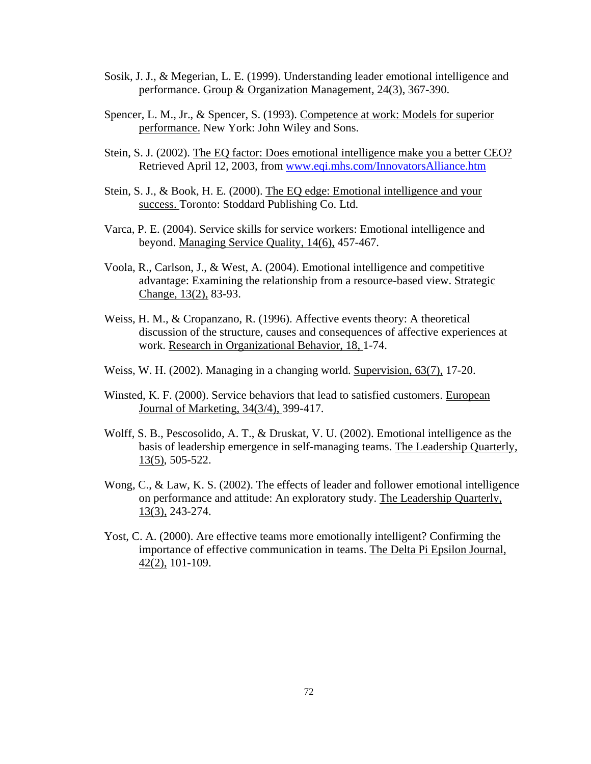Sosik, J. J., & Megerian, L. E. (1999). Understanding leader emotional intelligence and performance. Group & Organization Management, 24(3), 367-390.

Spencer, L. M., Jr., & Spencer, S. (1993). Competence at work: Models for superior performance. New York: John Wiley and Sons.

Stein, S. J. (2002). The EQ factor: Does emotional intelligence make you a better CEO? Retrieved April 12, 2003, from www.eqi.mhs.com/InnovatorsAlliance.htm

Stein, S. J., & Book, H. E. (2000). The EQ edge: Emotional intelligence and your success. Toronto: Stoddard Publishing Co. Ltd.

Varca, P. E. (2004). Service skills for service workers: Emotional intelligence and beyond. Managing Service Quality, 14(6), 457-467.

Voola, R., Carlson, J., & West, A. (2004). Emotional intelligence and competitive advantage: Examining the relationship from a resource-based view. Strategic Change, 13(2), 83-93.

Weiss, H. M., & Cropanzano, R. (1996). Affective events theory: A theoretical discussion of the structure, causes and consequences of affective experiences at work. Research in Organizational Behavior, 18, 1-74.

Weiss, W. H. (2002). Managing in a changing world. Supervision, 63(7), 17-20.

Winsted, K. F. (2000). Service behaviors that lead to satisfied customers. European Journal of Marketing, 34(3/4), 399-417.

Wolff, S. B., Pescosolido, A. T., & Druskat, V. U. (2002). Emotional intelligence as the basis of leadership emergence in self-managing teams. The Leadership Quarterly, 13(5), 505-522.

Wong, C., & Law, K. S. (2002). The effects of leader and follower emotional intelligence on performance and attitude: An exploratory study. The Leadership Quarterly, 13(3), 243-274.

Yost, C. A. (2000). Are effective teams more emotionally intelligent? Confirming the importance of effective communication in teams. The Delta Pi Epsilon Journal, 42(2), 101-109.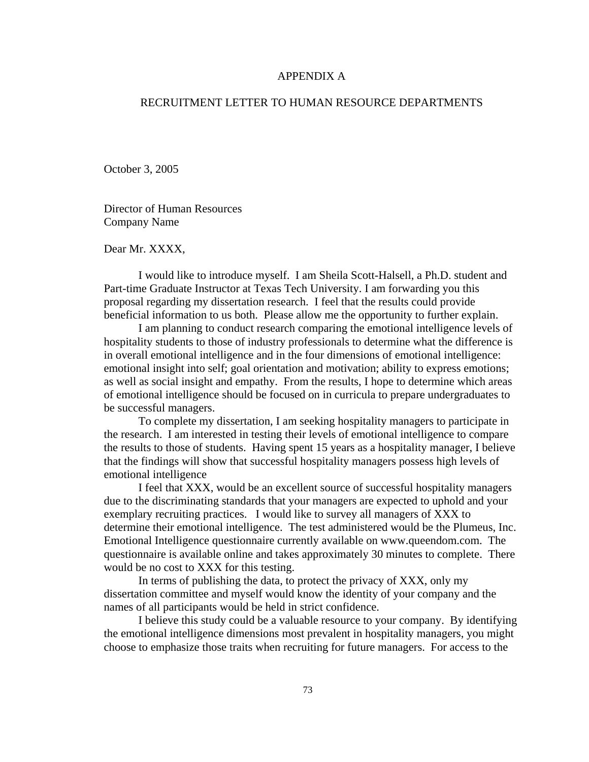# APPENDIX A

## RECRUITMENT LETTER TO HUMAN RESOURCE DEPARTMENTS

October 3, 2005

Director of Human Resources
Company Name

Dear Mr. XXXX,

I would like to introduce myself. I am Sheila Scott-Halsell, a Ph.D. student and Part-time Graduate Instructor at Texas Tech University. I am forwarding you this proposal regarding my dissertation research. I feel that the results could provide beneficial information to us both. Please allow me the opportunity to further explain.

I am planning to conduct research comparing the emotional intelligence levels of hospitality students to those of industry professionals to determine what the difference is in overall emotional intelligence and in the four dimensions of emotional intelligence: emotional insight into self; goal orientation and motivation; ability to express emotions; as well as social insight and empathy. From the results, I hope to determine which areas of emotional intelligence should be focused on in curricula to prepare undergraduates to be successful managers.

To complete my dissertation, I am seeking hospitality managers to participate in the research. I am interested in testing their levels of emotional intelligence to compare the results to those of students. Having spent 15 years as a hospitality manager, I believe that the findings will show that successful hospitality managers possess high levels of emotional intelligence

I feel that XXX, would be an excellent source of successful hospitality managers due to the discriminating standards that your managers are expected to uphold and your exemplary recruiting practices. I would like to survey all managers of XXX to determine their emotional intelligence. The test administered would be the Plumeus, Inc. Emotional Intelligence questionnaire currently available on www.queendom.com. The questionnaire is available online and takes approximately 30 minutes to complete. There would be no cost to XXX for this testing.

In terms of publishing the data, to protect the privacy of XXX, only my dissertation committee and myself would know the identity of your company and the names of all participants would be held in strict confidence.

I believe this study could be a valuable resource to your company. By identifying the emotional intelligence dimensions most prevalent in hospitality managers, you might choose to emphasize those traits when recruiting for future managers. For access to the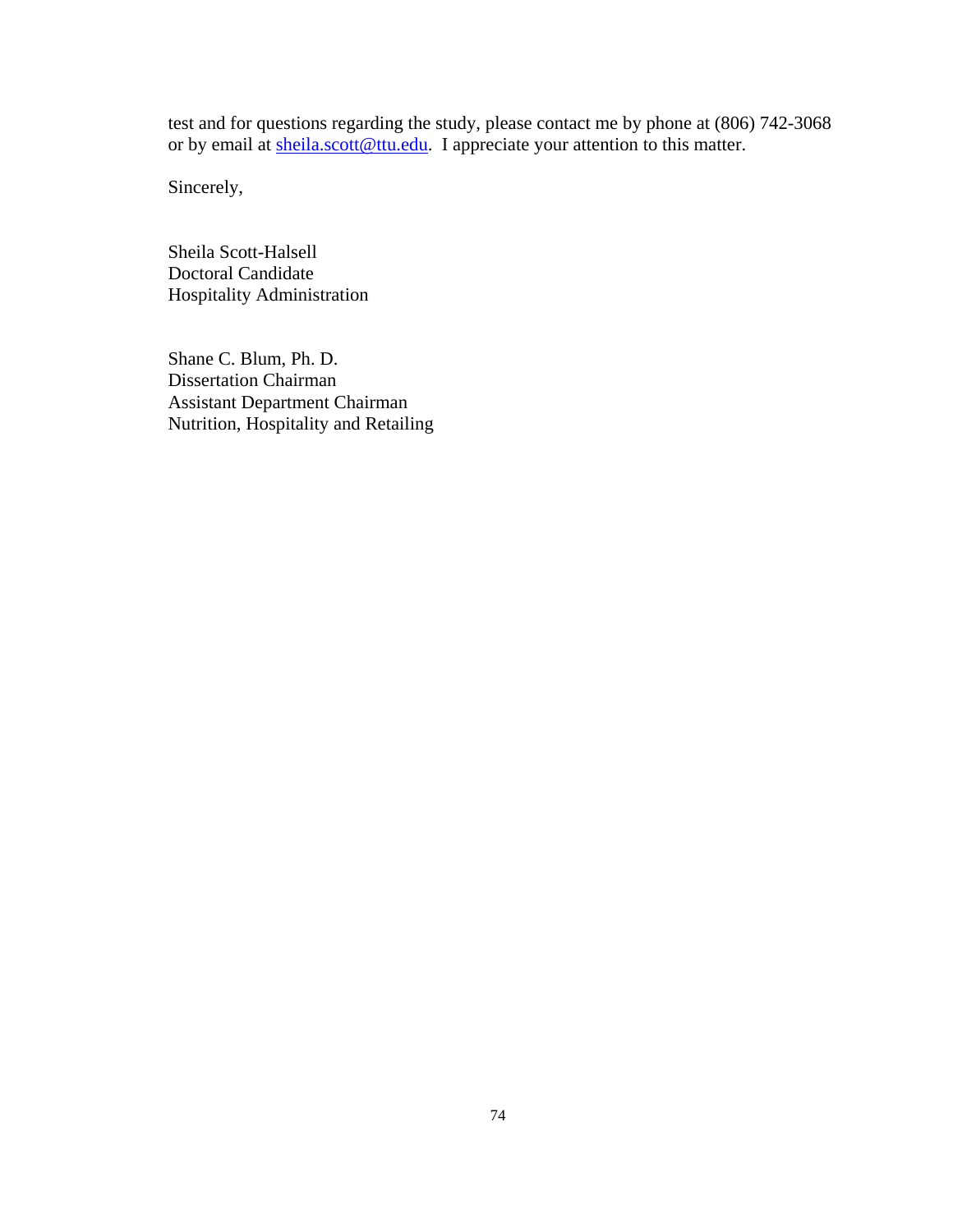test and for questions regarding the study, please contact me by phone at (806) 742-3068 or by email at sheila.scott@ttu.edu. I appreciate your attention to this matter.

Sincerely,

Sheila Scott-Halsell
Doctoral Candidate
Hospitality Administration

Shane C. Blum, Ph. D.
Dissertation Chairman
Assistant Department Chairman
Nutrition, Hospitality and Retailing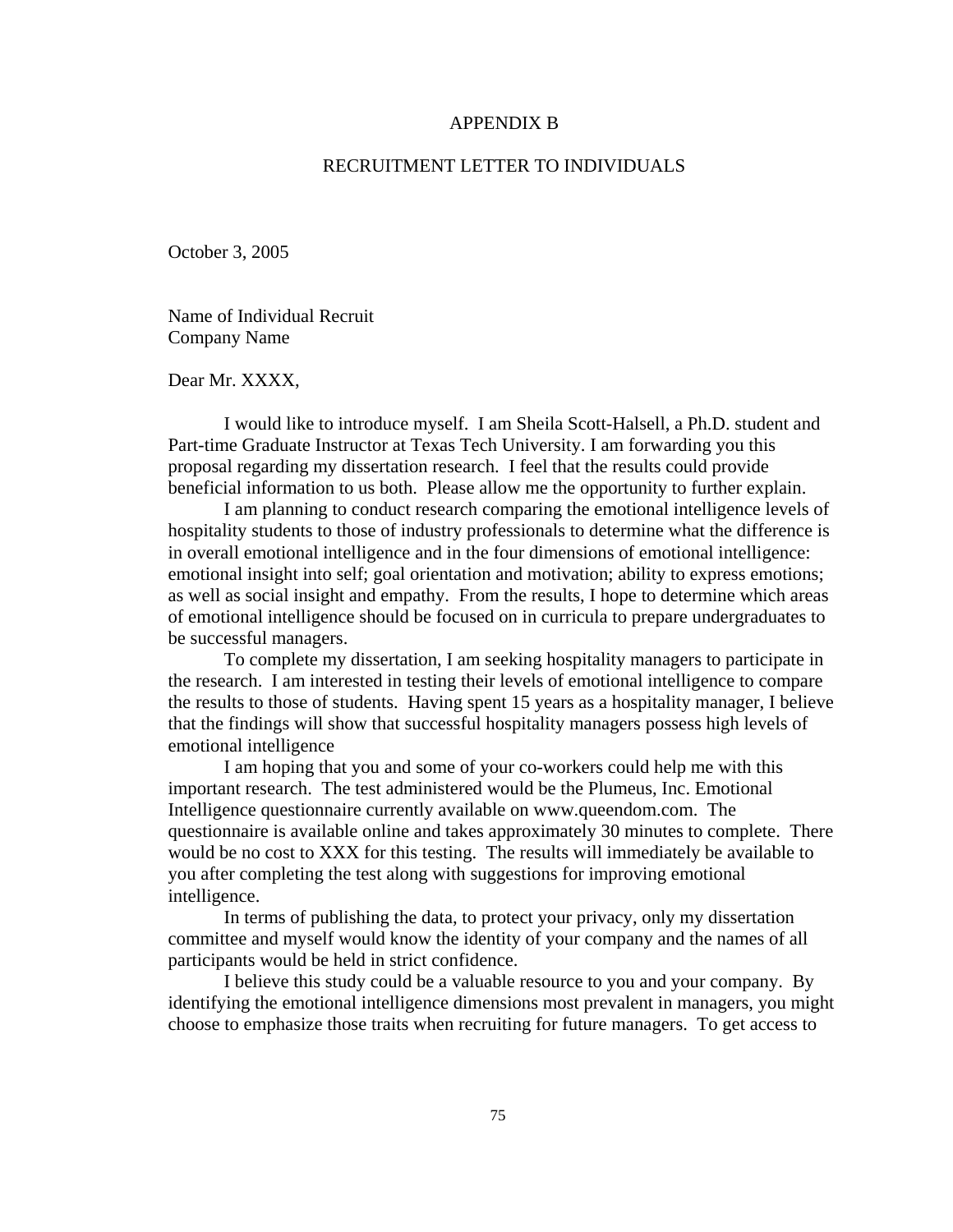# APPENDIX B

## RECRUITMENT LETTER TO INDIVIDUALS

October 3, 2005

Name of Individual Recruit
Company Name

Dear Mr. XXXX,

I would like to introduce myself. I am Sheila Scott-Halsell, a Ph.D. student and Part-time Graduate Instructor at Texas Tech University. I am forwarding you this proposal regarding my dissertation research. I feel that the results could provide beneficial information to us both. Please allow me the opportunity to further explain.

I am planning to conduct research comparing the emotional intelligence levels of hospitality students to those of industry professionals to determine what the difference is in overall emotional intelligence and in the four dimensions of emotional intelligence: emotional insight into self; goal orientation and motivation; ability to express emotions; as well as social insight and empathy. From the results, I hope to determine which areas of emotional intelligence should be focused on in curricula to prepare undergraduates to be successful managers.

To complete my dissertation, I am seeking hospitality managers to participate in the research. I am interested in testing their levels of emotional intelligence to compare the results to those of students. Having spent 15 years as a hospitality manager, I believe that the findings will show that successful hospitality managers possess high levels of emotional intelligence

I am hoping that you and some of your co-workers could help me with this important research. The test administered would be the Plumeus, Inc. Emotional Intelligence questionnaire currently available on www.queendom.com. The questionnaire is available online and takes approximately 30 minutes to complete. There would be no cost to XXX for this testing. The results will immediately be available to you after completing the test along with suggestions for improving emotional intelligence.

In terms of publishing the data, to protect your privacy, only my dissertation committee and myself would know the identity of your company and the names of all participants would be held in strict confidence.

I believe this study could be a valuable resource to you and your company. By identifying the emotional intelligence dimensions most prevalent in managers, you might choose to emphasize those traits when recruiting for future managers. To get access to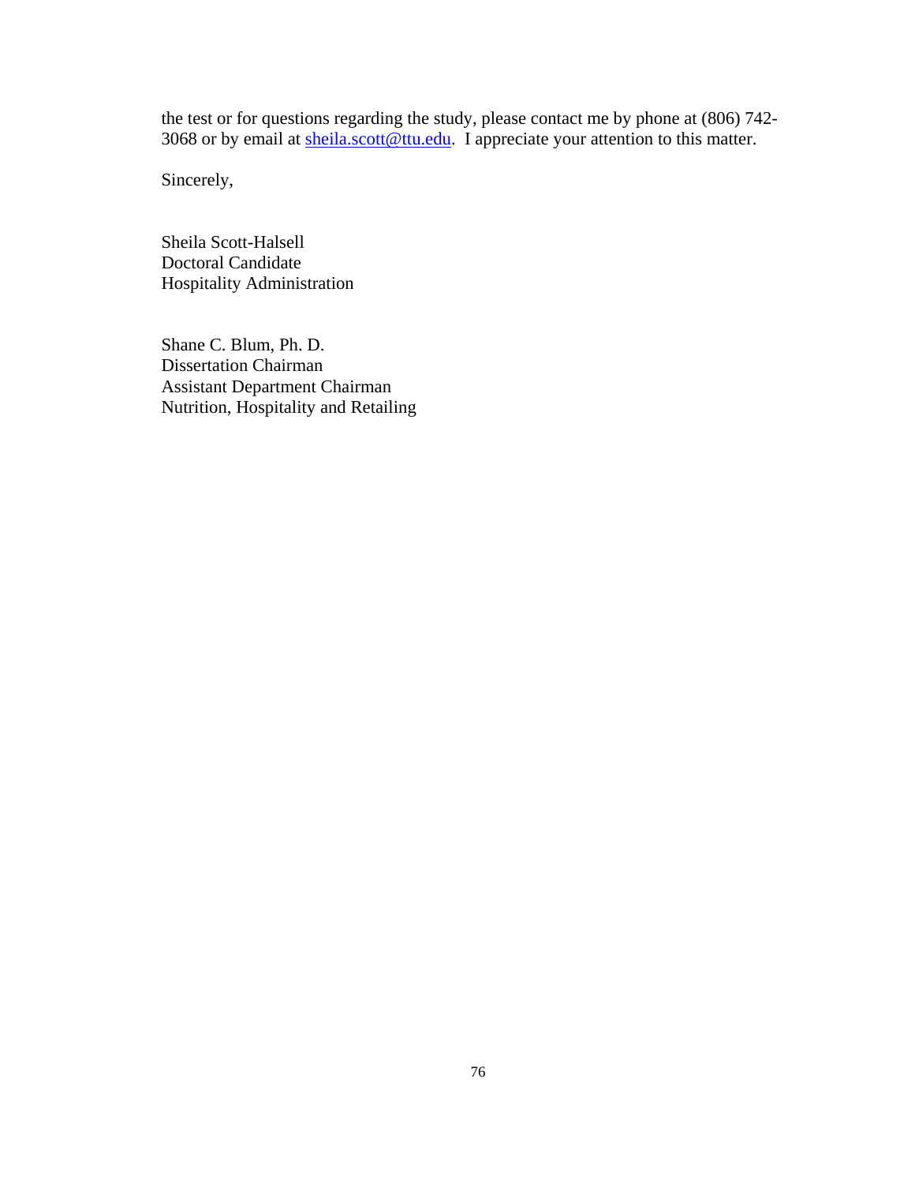the test or for questions regarding the study, please contact me by phone at (806) 742-3068 or by email at sheila.scott@ttu.edu. I appreciate your attention to this matter.

Sincerely,

Sheila Scott-Halsell
Doctoral Candidate
Hospitality Administration

Shane C. Blum, Ph. D.
Dissertation Chairman
Assistant Department Chairman
Nutrition, Hospitality and Retailing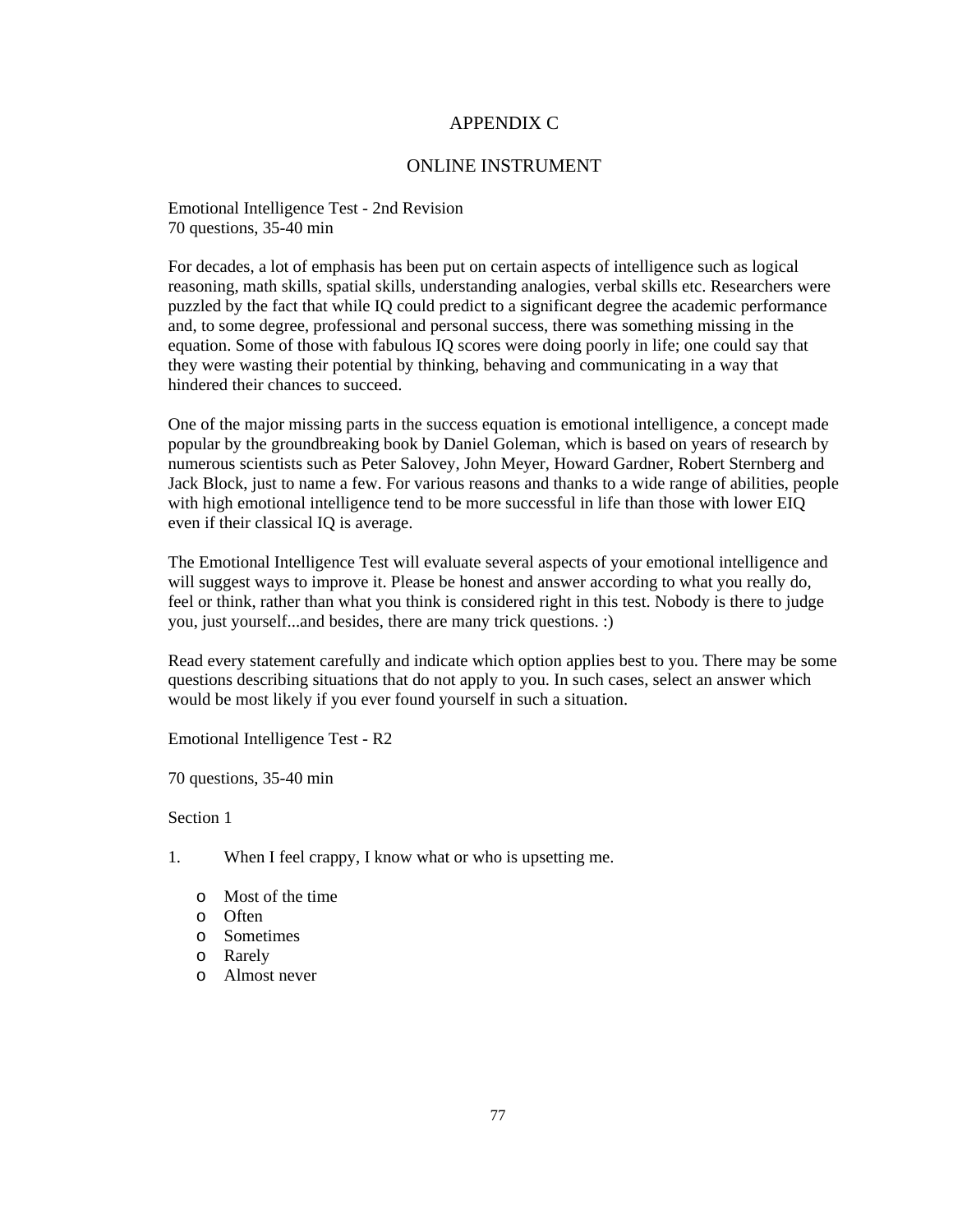# APPENDIX C

## ONLINE INSTRUMENT

Emotional Intelligence Test - 2nd Revision
70 questions, 35-40 min

For decades, a lot of emphasis has been put on certain aspects of intelligence such as logical reasoning, math skills, spatial skills, understanding analogies, verbal skills etc. Researchers were puzzled by the fact that while IQ could predict to a significant degree the academic performance and, to some degree, professional and personal success, there was something missing in the equation. Some of those with fabulous IQ scores were doing poorly in life; one could say that they were wasting their potential by thinking, behaving and communicating in a way that hindered their chances to succeed.

One of the major missing parts in the success equation is emotional intelligence, a concept made popular by the groundbreaking book by Daniel Goleman, which is based on years of research by numerous scientists such as Peter Salovey, John Meyer, Howard Gardner, Robert Sternberg and Jack Block, just to name a few. For various reasons and thanks to a wide range of abilities, people with high emotional intelligence tend to be more successful in life than those with lower EIQ even if their classical IQ is average.

The Emotional Intelligence Test will evaluate several aspects of your emotional intelligence and will suggest ways to improve it. Please be honest and answer according to what you really do, feel or think, rather than what you think is considered right in this test. Nobody is there to judge you, just yourself...and besides, there are many trick questions. :)

Read every statement carefully and indicate which option applies best to you. There may be some questions describing situations that do not apply to you. In such cases, select an answer which would be most likely if you ever found yourself in such a situation.

Emotional Intelligence Test - R2

70 questions, 35-40 min

Section 1

1. When I feel crappy, I know what or who is upsetting me.

   - Most of the time
   - Often
   - Sometimes
   - Rarely
   - Almost never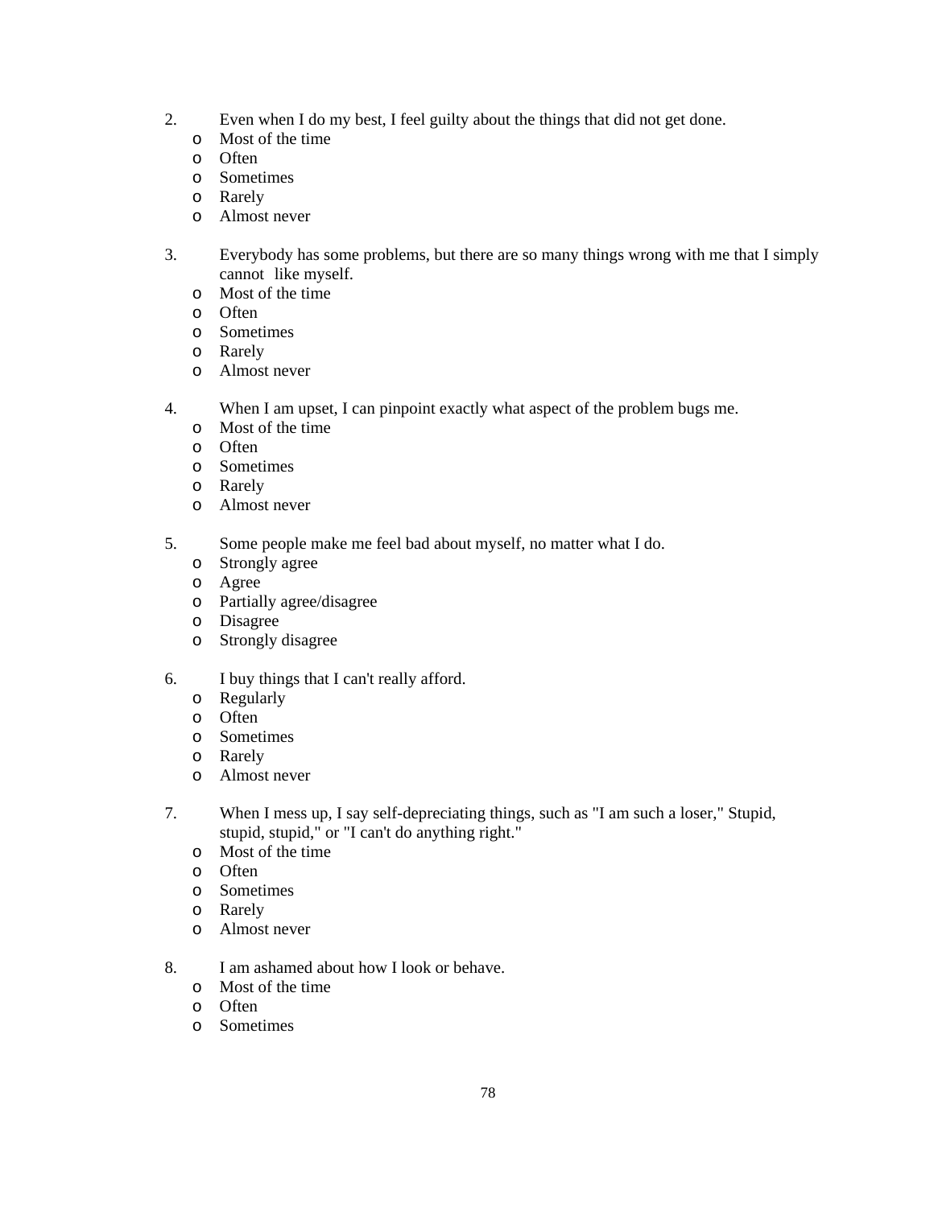2. Even when I do my best, I feel guilty about the things that did not get done.
   - o Most of the time
   - o Often
   - o Sometimes
   - o Rarely
   - o Almost never

3. Everybody has some problems, but there are so many things wrong with me that I simply cannot like myself.
   - o Most of the time
   - o Often
   - o Sometimes
   - o Rarely
   - o Almost never

4. When I am upset, I can pinpoint exactly what aspect of the problem bugs me.
   - o Most of the time
   - o Often
   - o Sometimes
   - o Rarely
   - o Almost never

5. Some people make me feel bad about myself, no matter what I do.
   - o Strongly agree
   - o Agree
   - o Partially agree/disagree
   - o Disagree
   - o Strongly disagree

6. I buy things that I can't really afford.
   - o Regularly
   - o Often
   - o Sometimes
   - o Rarely
   - o Almost never

7. When I mess up, I say self-depreciating things, such as "I am such a loser," Stupid, stupid, stupid," or "I can't do anything right."
   - o Most of the time
   - o Often
   - o Sometimes
   - o Rarely
   - o Almost never

8. I am ashamed about how I look or behave.
   - o Most of the time
   - o Often
   - o Sometimes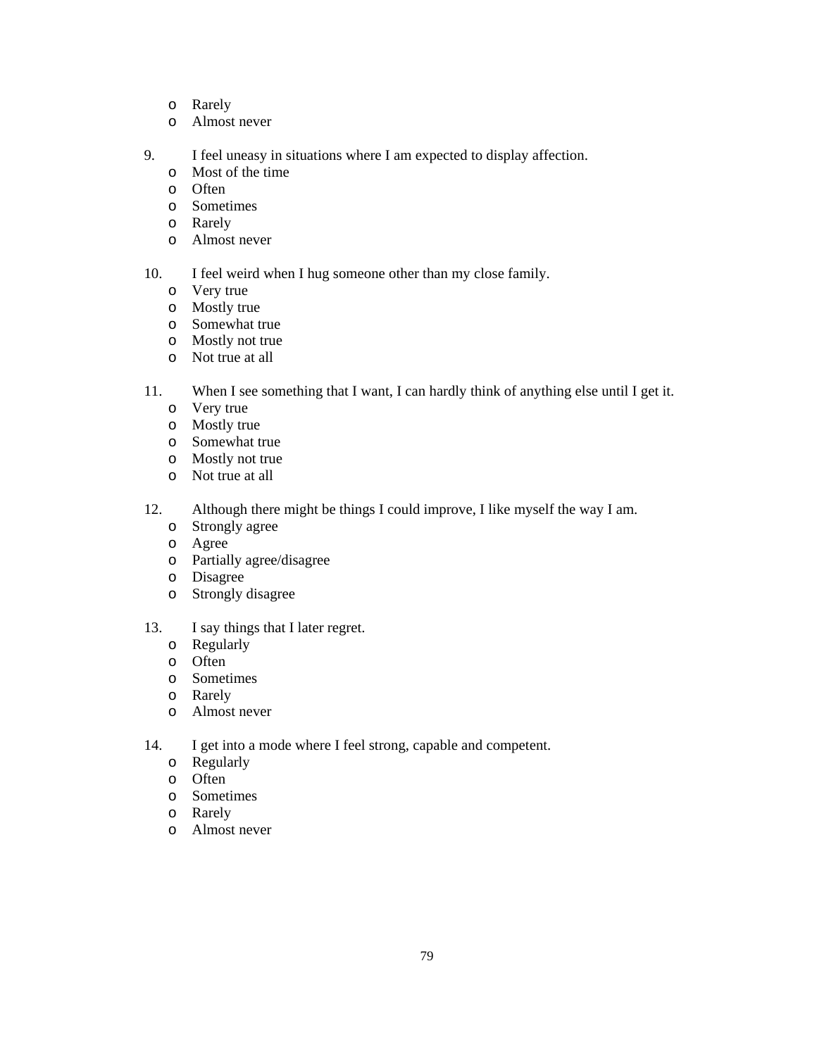- Rarely
- Almost never

9. I feel uneasy in situations where I am expected to display affection.
   - Most of the time
   - Often
   - Sometimes
   - Rarely
   - Almost never

10. I feel weird when I hug someone other than my close family.
    - Very true
    - Mostly true
    - Somewhat true
    - Mostly not true
    - Not true at all

11. When I see something that I want, I can hardly think of anything else until I get it.
    - Very true
    - Mostly true
    - Somewhat true
    - Mostly not true
    - Not true at all

12. Although there might be things I could improve, I like myself the way I am.
    - Strongly agree
    - Agree
    - Partially agree/disagree
    - Disagree
    - Strongly disagree

13. I say things that I later regret.
    - Regularly
    - Often
    - Sometimes
    - Rarely
    - Almost never

14. I get into a mode where I feel strong, capable and competent.
    - Regularly
    - Often
    - Sometimes
    - Rarely
    - Almost never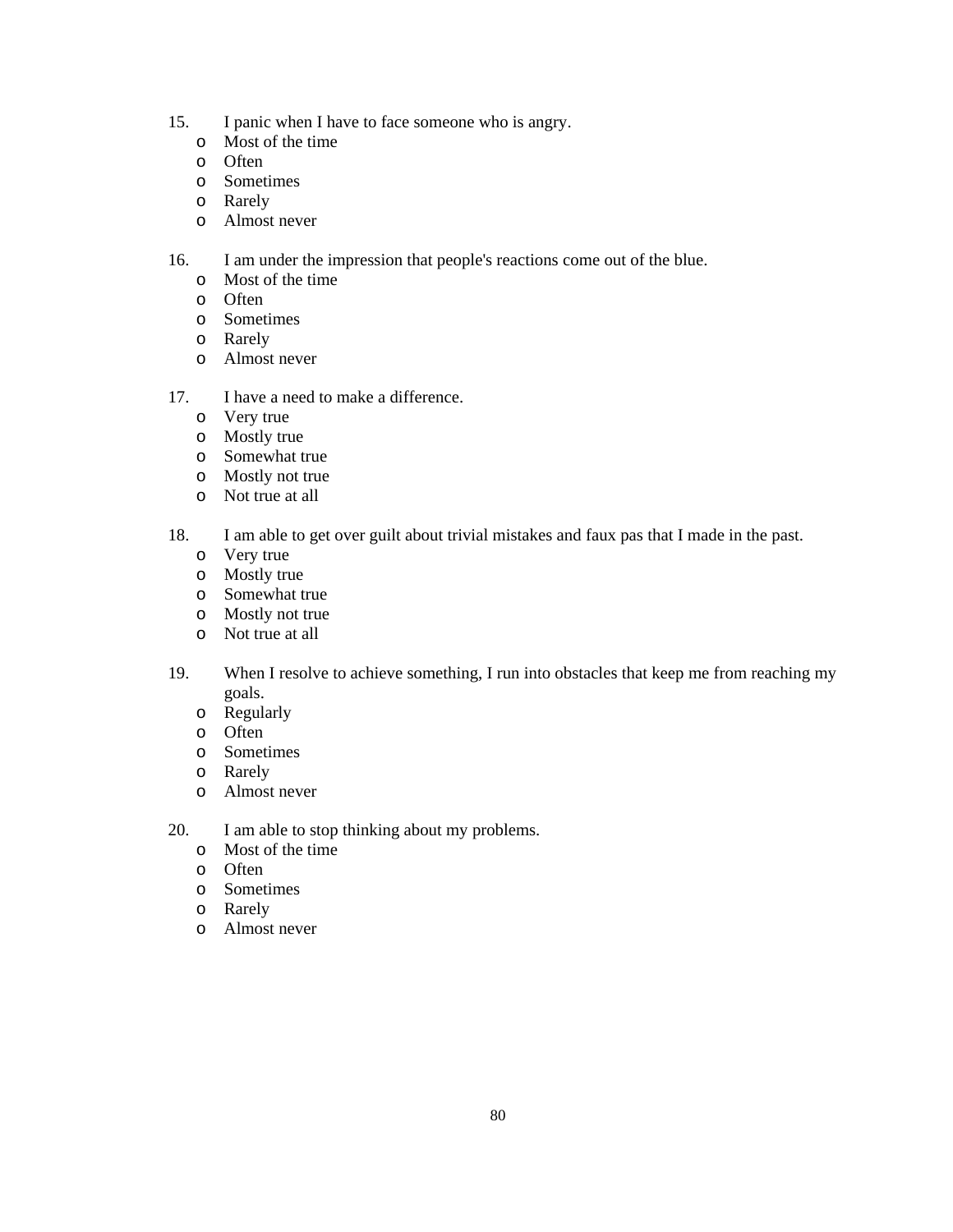15. I panic when I have to face someone who is angry.
    - o Most of the time
    - o Often
    - o Sometimes
    - o Rarely
    - o Almost never

16. I am under the impression that people's reactions come out of the blue.
    - o Most of the time
    - o Often
    - o Sometimes
    - o Rarely
    - o Almost never

17. I have a need to make a difference.
    - o Very true
    - o Mostly true
    - o Somewhat true
    - o Mostly not true
    - o Not true at all

18. I am able to get over guilt about trivial mistakes and faux pas that I made in the past.
    - o Very true
    - o Mostly true
    - o Somewhat true
    - o Mostly not true
    - o Not true at all

19. When I resolve to achieve something, I run into obstacles that keep me from reaching my goals.
    - o Regularly
    - o Often
    - o Sometimes
    - o Rarely
    - o Almost never

20. I am able to stop thinking about my problems.
    - o Most of the time
    - o Often
    - o Sometimes
    - o Rarely
    - o Almost never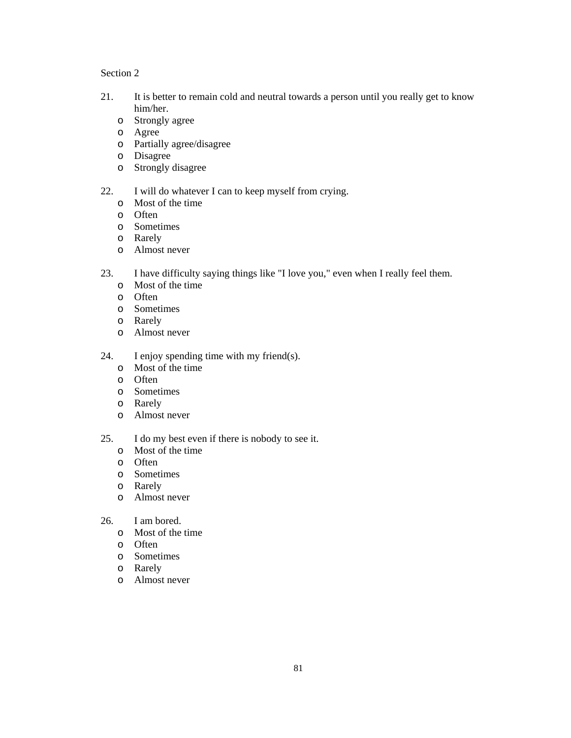Section 2

21. It is better to remain cold and neutral towards a person until you really get to know him/her.
    - Strongly agree
    - Agree
    - Partially agree/disagree
    - Disagree
    - Strongly disagree

22. I will do whatever I can to keep myself from crying.
    - Most of the time
    - Often
    - Sometimes
    - Rarely
    - Almost never

23. I have difficulty saying things like "I love you," even when I really feel them.
    - Most of the time
    - Often
    - Sometimes
    - Rarely
    - Almost never

24. I enjoy spending time with my friend(s).
    - Most of the time
    - Often
    - Sometimes
    - Rarely
    - Almost never

25. I do my best even if there is nobody to see it.
    - Most of the time
    - Often
    - Sometimes
    - Rarely
    - Almost never

26. I am bored.
    - Most of the time
    - Often
    - Sometimes
    - Rarely
    - Almost never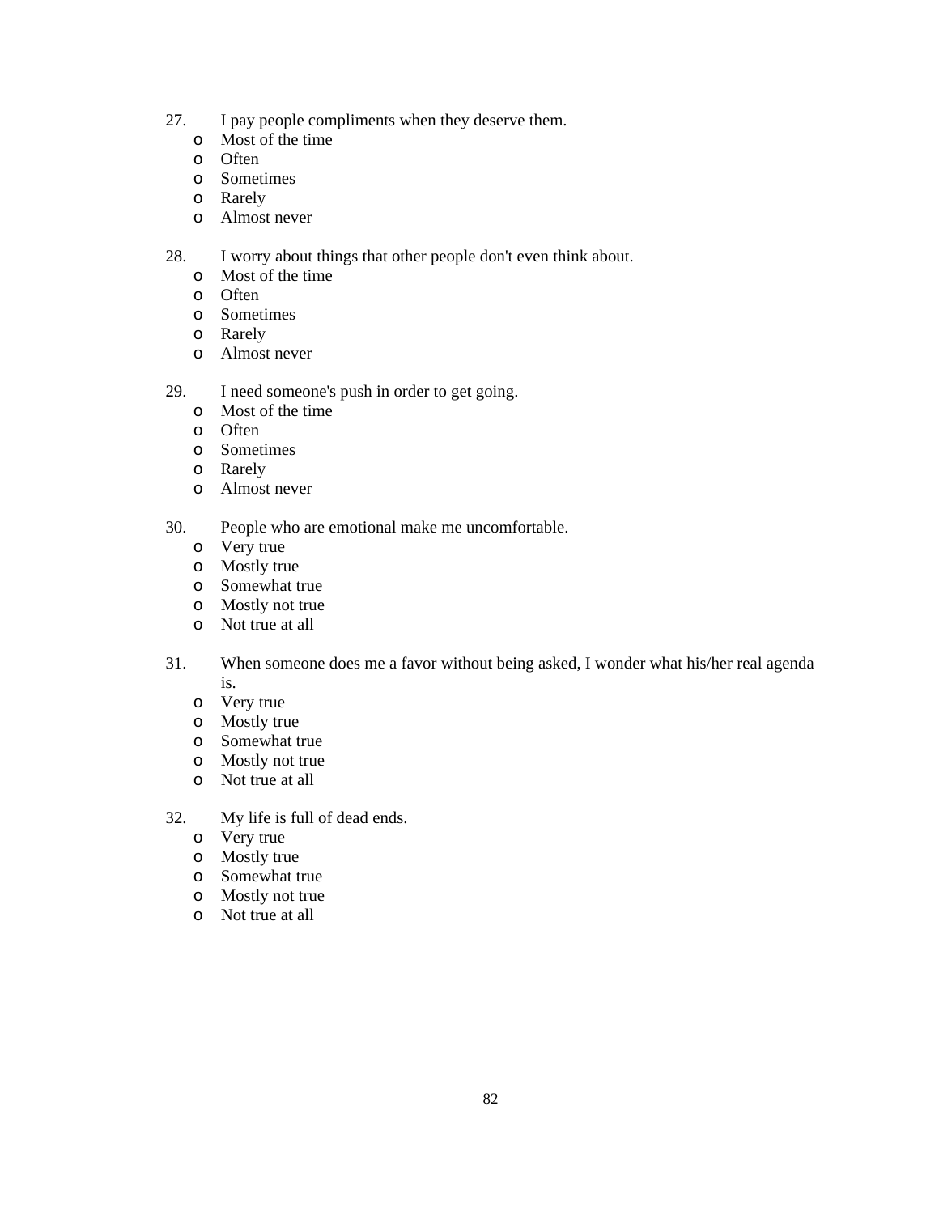27. I pay people compliments when they deserve them.
    - o Most of the time
    - o Often
    - o Sometimes
    - o Rarely
    - o Almost never

28. I worry about things that other people don't even think about.
    - o Most of the time
    - o Often
    - o Sometimes
    - o Rarely
    - o Almost never

29. I need someone's push in order to get going.
    - o Most of the time
    - o Often
    - o Sometimes
    - o Rarely
    - o Almost never

30. People who are emotional make me uncomfortable.
    - o Very true
    - o Mostly true
    - o Somewhat true
    - o Mostly not true
    - o Not true at all

31. When someone does me a favor without being asked, I wonder what his/her real agenda is.
    - o Very true
    - o Mostly true
    - o Somewhat true
    - o Mostly not true
    - o Not true at all

32. My life is full of dead ends.
    - o Very true
    - o Mostly true
    - o Somewhat true
    - o Mostly not true
    - o Not true at all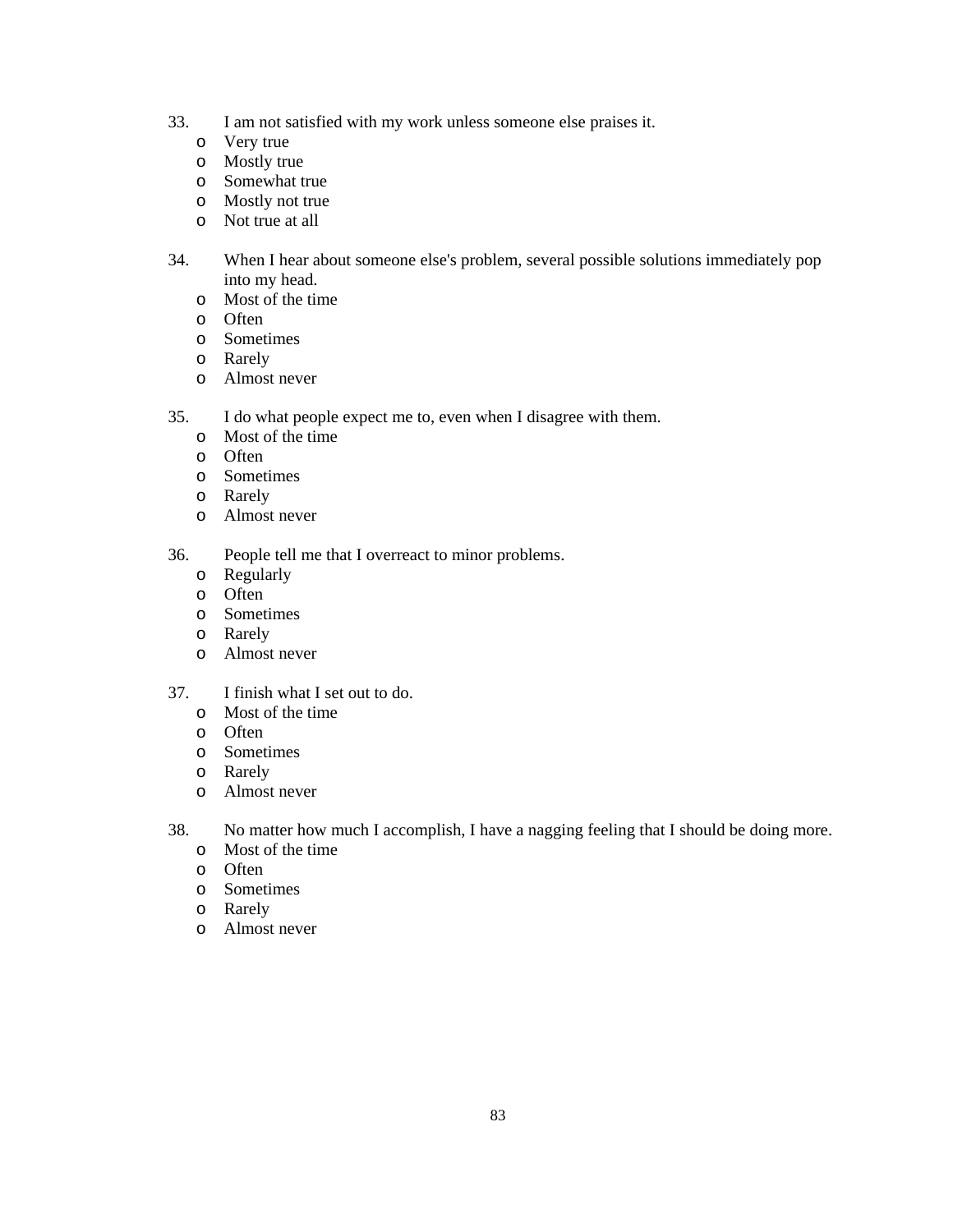33. I am not satisfied with my work unless someone else praises it.
   - Very true
   - Mostly true
   - Somewhat true
   - Mostly not true
   - Not true at all

34. When I hear about someone else's problem, several possible solutions immediately pop into my head.
   - Most of the time
   - Often
   - Sometimes
   - Rarely
   - Almost never

35. I do what people expect me to, even when I disagree with them.
   - Most of the time
   - Often
   - Sometimes
   - Rarely
   - Almost never

36. People tell me that I overreact to minor problems.
   - Regularly
   - Often
   - Sometimes
   - Rarely
   - Almost never

37. I finish what I set out to do.
   - Most of the time
   - Often
   - Sometimes
   - Rarely
   - Almost never

38. No matter how much I accomplish, I have a nagging feeling that I should be doing more.
   - Most of the time
   - Often
   - Sometimes
   - Rarely
   - Almost never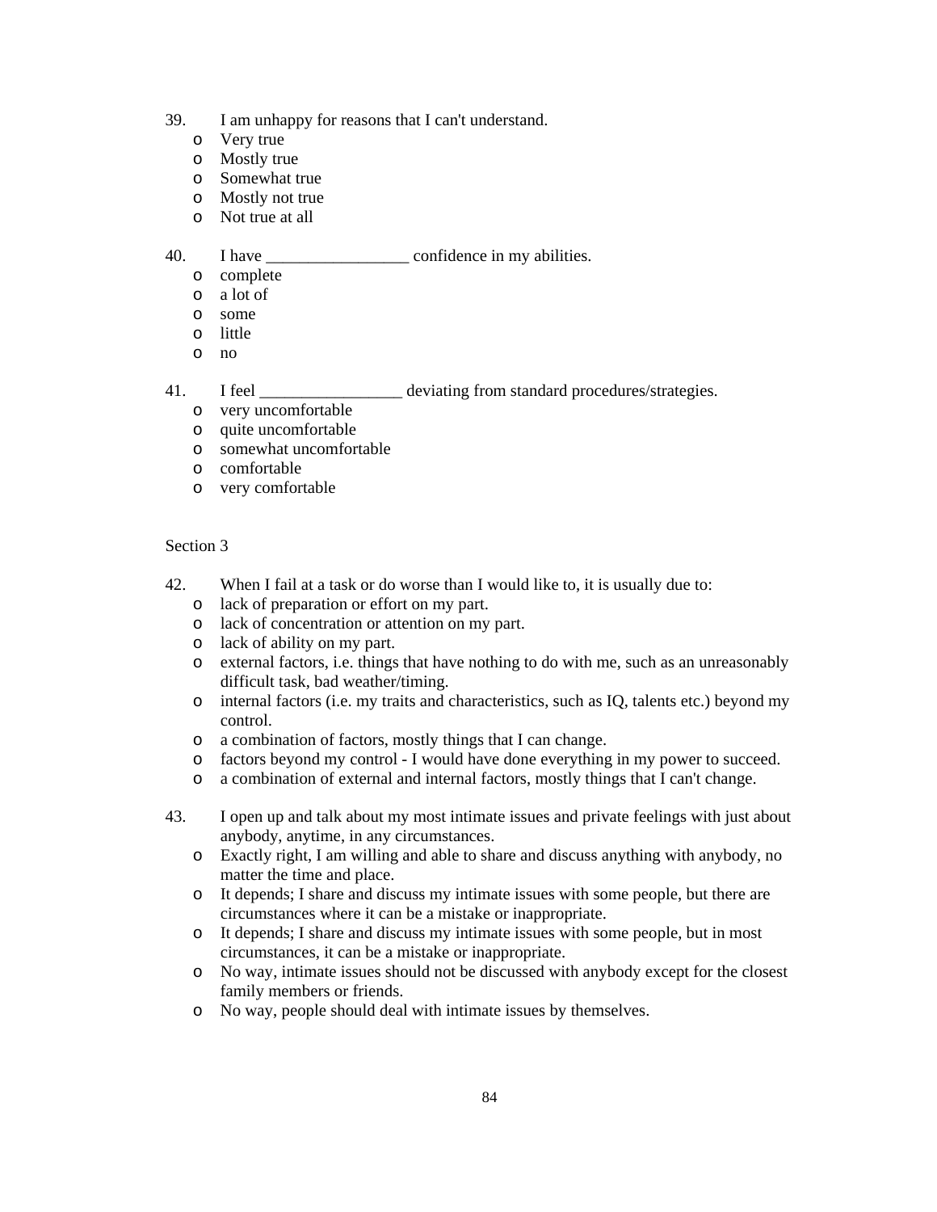39. I am unhappy for reasons that I can't understand.
   - Very true
   - Mostly true
   - Somewhat true
   - Mostly not true
   - Not true at all

40. I have _________________ confidence in my abilities.
   - complete
   - a lot of
   - some
   - little
   - no

41. I feel _________________ deviating from standard procedures/strategies.
   - very uncomfortable
   - quite uncomfortable
   - somewhat uncomfortable
   - comfortable
   - very comfortable

Section 3

42. When I fail at a task or do worse than I would like to, it is usually due to:
   - lack of preparation or effort on my part.
   - lack of concentration or attention on my part.
   - lack of ability on my part.
   - external factors, i.e. things that have nothing to do with me, such as an unreasonably difficult task, bad weather/timing.
   - internal factors (i.e. my traits and characteristics, such as IQ, talents etc.) beyond my control.
   - a combination of factors, mostly things that I can change.
   - factors beyond my control - I would have done everything in my power to succeed.
   - a combination of external and internal factors, mostly things that I can't change.

43. I open up and talk about my most intimate issues and private feelings with just about anybody, anytime, in any circumstances.
   - Exactly right, I am willing and able to share and discuss anything with anybody, no matter the time and place.
   - It depends; I share and discuss my intimate issues with some people, but there are circumstances where it can be a mistake or inappropriate.
   - It depends; I share and discuss my intimate issues with some people, but in most circumstances, it can be a mistake or inappropriate.
   - No way, intimate issues should not be discussed with anybody except for the closest family members or friends.
   - No way, people should deal with intimate issues by themselves.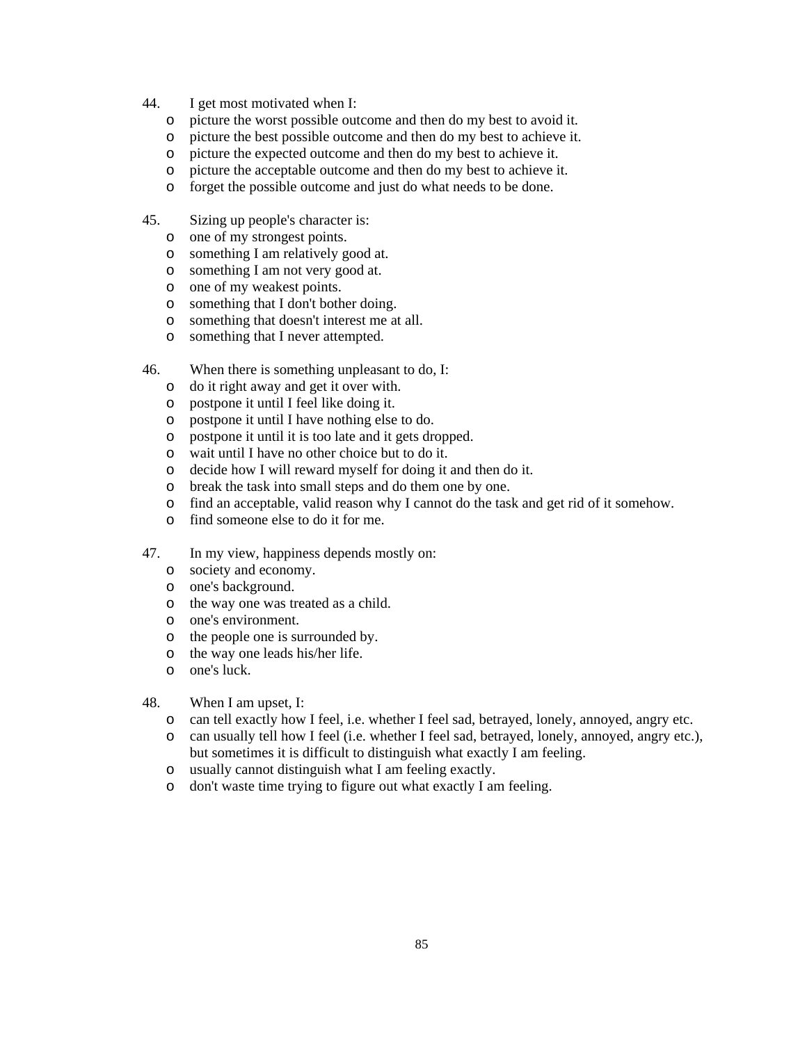44. I get most motivated when I:
    - picture the worst possible outcome and then do my best to avoid it.
    - picture the best possible outcome and then do my best to achieve it.
    - picture the expected outcome and then do my best to achieve it.
    - picture the acceptable outcome and then do my best to achieve it.
    - forget the possible outcome and just do what needs to be done.

45. Sizing up people's character is:
    - one of my strongest points.
    - something I am relatively good at.
    - something I am not very good at.
    - one of my weakest points.
    - something that I don't bother doing.
    - something that doesn't interest me at all.
    - something that I never attempted.

46. When there is something unpleasant to do, I:
    - do it right away and get it over with.
    - postpone it until I feel like doing it.
    - postpone it until I have nothing else to do.
    - postpone it until it is too late and it gets dropped.
    - wait until I have no other choice but to do it.
    - decide how I will reward myself for doing it and then do it.
    - break the task into small steps and do them one by one.
    - find an acceptable, valid reason why I cannot do the task and get rid of it somehow.
    - find someone else to do it for me.

47. In my view, happiness depends mostly on:
    - society and economy.
    - one's background.
    - the way one was treated as a child.
    - one's environment.
    - the people one is surrounded by.
    - the way one leads his/her life.
    - one's luck.

48. When I am upset, I:
    - can tell exactly how I feel, i.e. whether I feel sad, betrayed, lonely, annoyed, angry etc.
    - can usually tell how I feel (i.e. whether I feel sad, betrayed, lonely, annoyed, angry etc.), but sometimes it is difficult to distinguish what exactly I am feeling.
    - usually cannot distinguish what I am feeling exactly.
    - don't waste time trying to figure out what exactly I am feeling.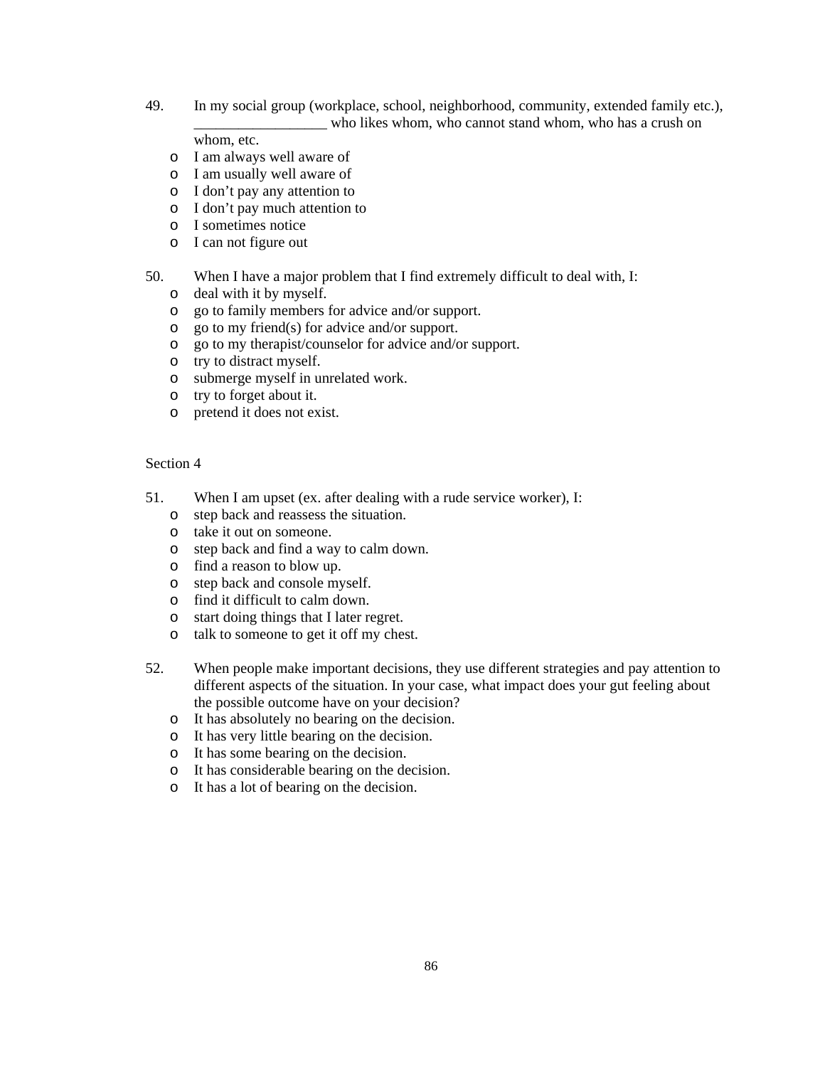49. In my social group (workplace, school, neighborhood, community, extended family etc.), __________________ who likes whom, who cannot stand whom, who has a crush on whom, etc.
    - I am always well aware of
    - I am usually well aware of
    - I don't pay any attention to
    - I don't pay much attention to
    - I sometimes notice
    - I can not figure out

50. When I have a major problem that I find extremely difficult to deal with, I:
    - deal with it by myself.
    - go to family members for advice and/or support.
    - go to my friend(s) for advice and/or support.
    - go to my therapist/counselor for advice and/or support.
    - try to distract myself.
    - submerge myself in unrelated work.
    - try to forget about it.
    - pretend it does not exist.

Section 4

51. When I am upset (ex. after dealing with a rude service worker), I:
    - step back and reassess the situation.
    - take it out on someone.
    - step back and find a way to calm down.
    - find a reason to blow up.
    - step back and console myself.
    - find it difficult to calm down.
    - start doing things that I later regret.
    - talk to someone to get it off my chest.

52. When people make important decisions, they use different strategies and pay attention to different aspects of the situation. In your case, what impact does your gut feeling about the possible outcome have on your decision?
    - It has absolutely no bearing on the decision.
    - It has very little bearing on the decision.
    - It has some bearing on the decision.
    - It has considerable bearing on the decision.
    - It has a lot of bearing on the decision.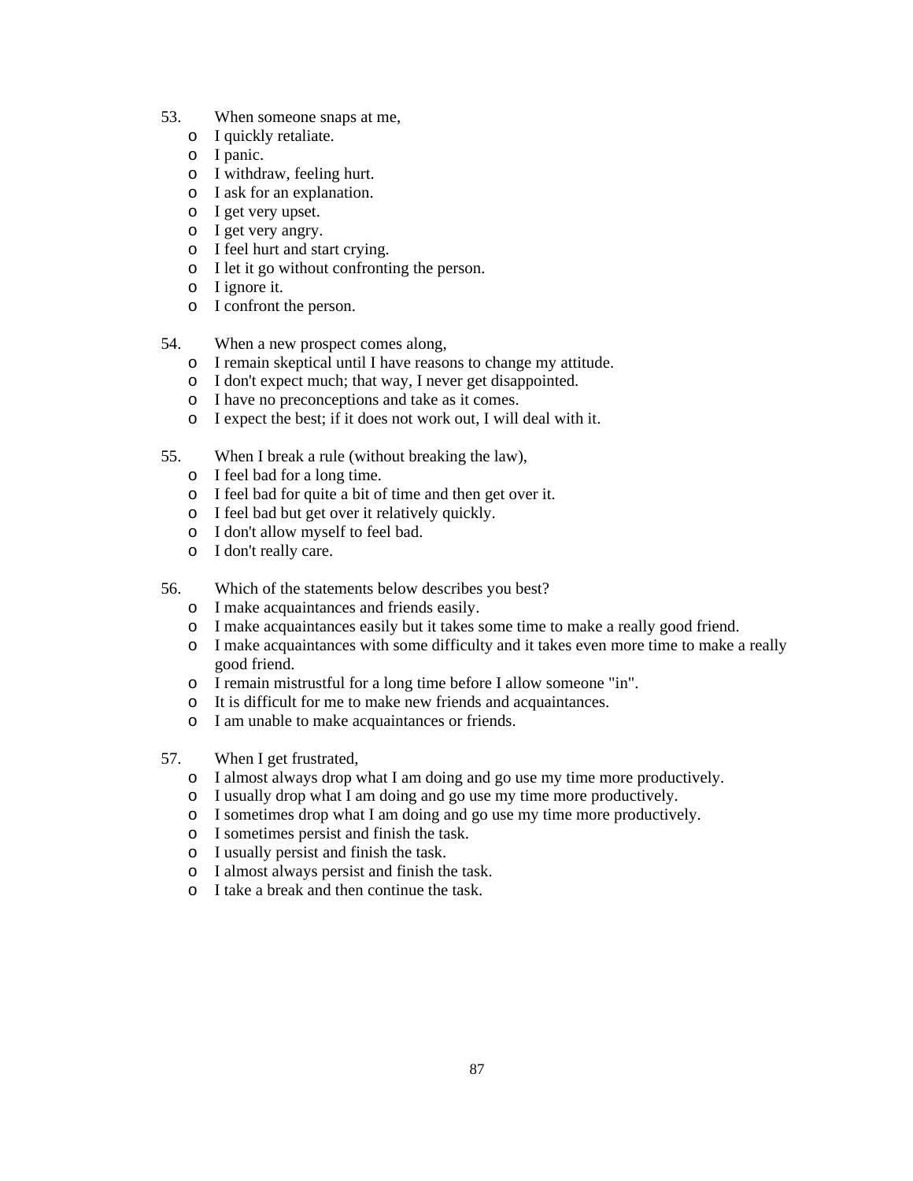53. When someone snaps at me,
    - I quickly retaliate.
    - I panic.
    - I withdraw, feeling hurt.
    - I ask for an explanation.
    - I get very upset.
    - I get very angry.
    - I feel hurt and start crying.
    - I let it go without confronting the person.
    - I ignore it.
    - I confront the person.

54. When a new prospect comes along,
    - I remain skeptical until I have reasons to change my attitude.
    - I don't expect much; that way, I never get disappointed.
    - I have no preconceptions and take as it comes.
    - I expect the best; if it does not work out, I will deal with it.

55. When I break a rule (without breaking the law),
    - I feel bad for a long time.
    - I feel bad for quite a bit of time and then get over it.
    - I feel bad but get over it relatively quickly.
    - I don't allow myself to feel bad.
    - I don't really care.

56. Which of the statements below describes you best?
    - I make acquaintances and friends easily.
    - I make acquaintances easily but it takes some time to make a really good friend.
    - I make acquaintances with some difficulty and it takes even more time to make a really good friend.
    - I remain mistrustful for a long time before I allow someone "in".
    - It is difficult for me to make new friends and acquaintances.
    - I am unable to make acquaintances or friends.

57. When I get frustrated,
    - I almost always drop what I am doing and go use my time more productively.
    - I usually drop what I am doing and go use my time more productively.
    - I sometimes drop what I am doing and go use my time more productively.
    - I sometimes persist and finish the task.
    - I usually persist and finish the task.
    - I almost always persist and finish the task.
    - I take a break and then continue the task.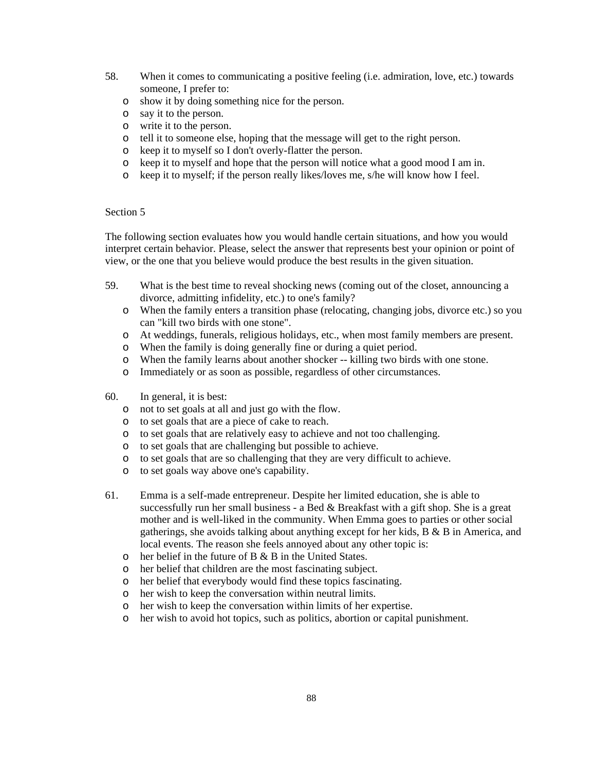58. When it comes to communicating a positive feeling (i.e. admiration, love, etc.) towards someone, I prefer to:
   - show it by doing something nice for the person.
   - say it to the person.
   - write it to the person.
   - tell it to someone else, hoping that the message will get to the right person.
   - keep it to myself so I don't overly-flatter the person.
   - keep it to myself and hope that the person will notice what a good mood I am in.
   - keep it to myself; if the person really likes/loves me, s/he will know how I feel.

Section 5

The following section evaluates how you would handle certain situations, and how you would interpret certain behavior. Please, select the answer that represents best your opinion or point of view, or the one that you believe would produce the best results in the given situation.

59. What is the best time to reveal shocking news (coming out of the closet, announcing a divorce, admitting infidelity, etc.) to one's family?
   - When the family enters a transition phase (relocating, changing jobs, divorce etc.) so you can "kill two birds with one stone".
   - At weddings, funerals, religious holidays, etc., when most family members are present.
   - When the family is doing generally fine or during a quiet period.
   - When the family learns about another shocker -- killing two birds with one stone.
   - Immediately or as soon as possible, regardless of other circumstances.

60. In general, it is best:
   - not to set goals at all and just go with the flow.
   - to set goals that are a piece of cake to reach.
   - to set goals that are relatively easy to achieve and not too challenging.
   - to set goals that are challenging but possible to achieve.
   - to set goals that are so challenging that they are very difficult to achieve.
   - to set goals way above one's capability.

61. Emma is a self-made entrepreneur. Despite her limited education, she is able to successfully run her small business - a Bed & Breakfast with a gift shop. She is a great mother and is well-liked in the community. When Emma goes to parties or other social gatherings, she avoids talking about anything except for her kids, B & B in America, and local events. The reason she feels annoyed about any other topic is:
   - her belief in the future of B & B in the United States.
   - her belief that children are the most fascinating subject.
   - her belief that everybody would find these topics fascinating.
   - her wish to keep the conversation within neutral limits.
   - her wish to keep the conversation within limits of her expertise.
   - her wish to avoid hot topics, such as politics, abortion or capital punishment.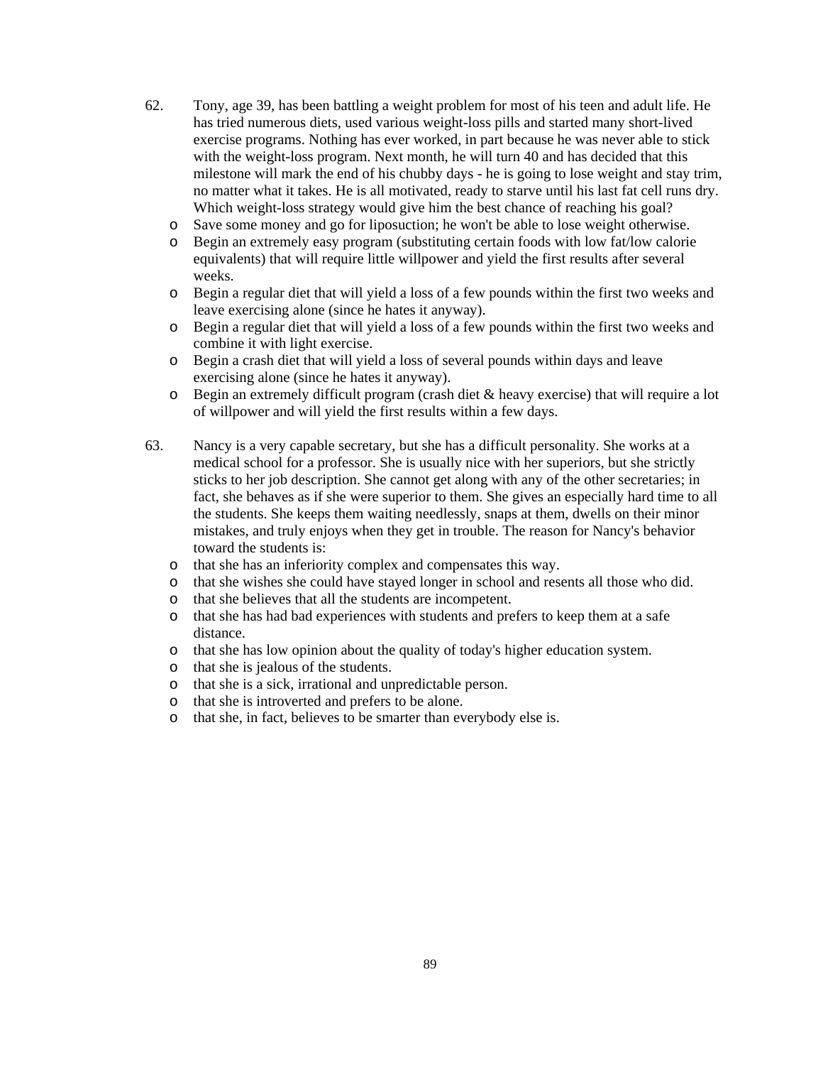62. Tony, age 39, has been battling a weight problem for most of his teen and adult life. He has tried numerous diets, used various weight-loss pills and started many short-lived exercise programs. Nothing has ever worked, in part because he was never able to stick with the weight-loss program. Next month, he will turn 40 and has decided that this milestone will mark the end of his chubby days - he is going to lose weight and stay trim, no matter what it takes. He is all motivated, ready to starve until his last fat cell runs dry. Which weight-loss strategy would give him the best chance of reaching his goal?
   - Save some money and go for liposuction; he won't be able to lose weight otherwise.
   - Begin an extremely easy program (substituting certain foods with low fat/low calorie equivalents) that will require little willpower and yield the first results after several weeks.
   - Begin a regular diet that will yield a loss of a few pounds within the first two weeks and leave exercising alone (since he hates it anyway).
   - Begin a regular diet that will yield a loss of a few pounds within the first two weeks and combine it with light exercise.
   - Begin a crash diet that will yield a loss of several pounds within days and leave exercising alone (since he hates it anyway).
   - Begin an extremely difficult program (crash diet & heavy exercise) that will require a lot of willpower and will yield the first results within a few days.

63. Nancy is a very capable secretary, but she has a difficult personality. She works at a medical school for a professor. She is usually nice with her superiors, but she strictly sticks to her job description. She cannot get along with any of the other secretaries; in fact, she behaves as if she were superior to them. She gives an especially hard time to all the students. She keeps them waiting needlessly, snaps at them, dwells on their minor mistakes, and truly enjoys when they get in trouble. The reason for Nancy's behavior toward the students is:
   - that she has an inferiority complex and compensates this way.
   - that she wishes she could have stayed longer in school and resents all those who did.
   - that she believes that all the students are incompetent.
   - that she has had bad experiences with students and prefers to keep them at a safe distance.
   - that she has low opinion about the quality of today's higher education system.
   - that she is jealous of the students.
   - that she is a sick, irrational and unpredictable person.
   - that she is introverted and prefers to be alone.
   - that she, in fact, believes to be smarter than everybody else is.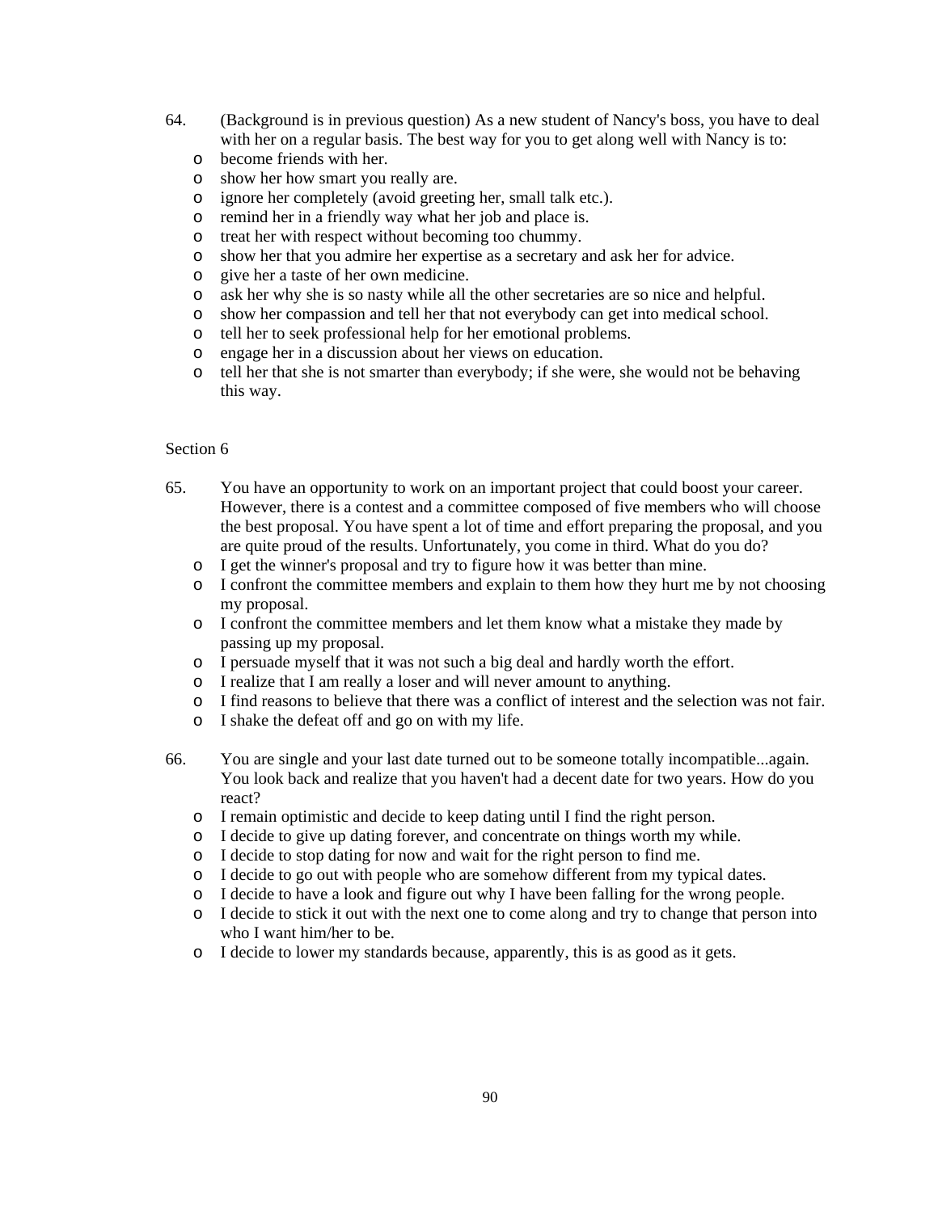64. (Background is in previous question) As a new student of Nancy's boss, you have to deal with her on a regular basis. The best way for you to get along well with Nancy is to:
   - become friends with her.
   - show her how smart you really are.
   - ignore her completely (avoid greeting her, small talk etc.).
   - remind her in a friendly way what her job and place is.
   - treat her with respect without becoming too chummy.
   - show her that you admire her expertise as a secretary and ask her for advice.
   - give her a taste of her own medicine.
   - ask her why she is so nasty while all the other secretaries are so nice and helpful.
   - show her compassion and tell her that not everybody can get into medical school.
   - tell her to seek professional help for her emotional problems.
   - engage her in a discussion about her views on education.
   - tell her that she is not smarter than everybody; if she were, she would not be behaving this way.

Section 6

65. You have an opportunity to work on an important project that could boost your career. However, there is a contest and a committee composed of five members who will choose the best proposal. You have spent a lot of time and effort preparing the proposal, and you are quite proud of the results. Unfortunately, you come in third. What do you do?
   - I get the winner's proposal and try to figure how it was better than mine.
   - I confront the committee members and explain to them how they hurt me by not choosing my proposal.
   - I confront the committee members and let them know what a mistake they made by passing up my proposal.
   - I persuade myself that it was not such a big deal and hardly worth the effort.
   - I realize that I am really a loser and will never amount to anything.
   - I find reasons to believe that there was a conflict of interest and the selection was not fair.
   - I shake the defeat off and go on with my life.

66. You are single and your last date turned out to be someone totally incompatible...again. You look back and realize that you haven't had a decent date for two years. How do you react?
   - I remain optimistic and decide to keep dating until I find the right person.
   - I decide to give up dating forever, and concentrate on things worth my while.
   - I decide to stop dating for now and wait for the right person to find me.
   - I decide to go out with people who are somehow different from my typical dates.
   - I decide to have a look and figure out why I have been falling for the wrong people.
   - I decide to stick it out with the next one to come along and try to change that person into who I want him/her to be.
   - I decide to lower my standards because, apparently, this is as good as it gets.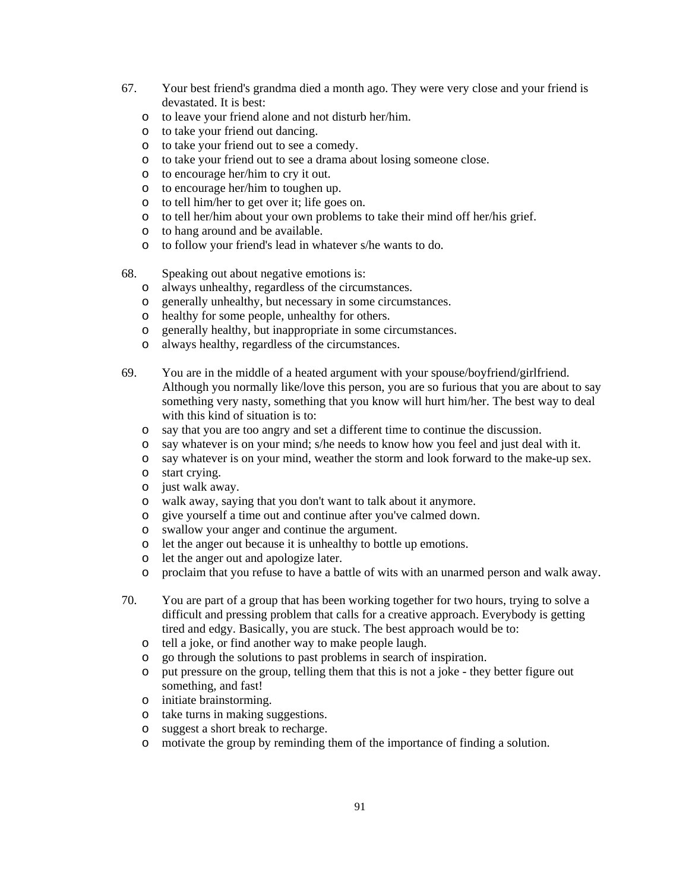67. Your best friend's grandma died a month ago. They were very close and your friend is devastated. It is best:
   - to leave your friend alone and not disturb her/him.
   - to take your friend out dancing.
   - to take your friend out to see a comedy.
   - to take your friend out to see a drama about losing someone close.
   - to encourage her/him to cry it out.
   - to encourage her/him to toughen up.
   - to tell him/her to get over it; life goes on.
   - to tell her/him about your own problems to take their mind off her/his grief.
   - to hang around and be available.
   - to follow your friend's lead in whatever s/he wants to do.

68. Speaking out about negative emotions is:
   - always unhealthy, regardless of the circumstances.
   - generally unhealthy, but necessary in some circumstances.
   - healthy for some people, unhealthy for others.
   - generally healthy, but inappropriate in some circumstances.
   - always healthy, regardless of the circumstances.

69. You are in the middle of a heated argument with your spouse/boyfriend/girlfriend. Although you normally like/love this person, you are so furious that you are about to say something very nasty, something that you know will hurt him/her. The best way to deal with this kind of situation is to:
   - say that you are too angry and set a different time to continue the discussion.
   - say whatever is on your mind; s/he needs to know how you feel and just deal with it.
   - say whatever is on your mind, weather the storm and look forward to the make-up sex.
   - start crying.
   - just walk away.
   - walk away, saying that you don't want to talk about it anymore.
   - give yourself a time out and continue after you've calmed down.
   - swallow your anger and continue the argument.
   - let the anger out because it is unhealthy to bottle up emotions.
   - let the anger out and apologize later.
   - proclaim that you refuse to have a battle of wits with an unarmed person and walk away.

70. You are part of a group that has been working together for two hours, trying to solve a difficult and pressing problem that calls for a creative approach. Everybody is getting tired and edgy. Basically, you are stuck. The best approach would be to:
   - tell a joke, or find another way to make people laugh.
   - go through the solutions to past problems in search of inspiration.
   - put pressure on the group, telling them that this is not a joke - they better figure out something, and fast!
   - initiate brainstorming.
   - take turns in making suggestions.
   - suggest a short break to recharge.
   - motivate the group by reminding them of the importance of finding a solution.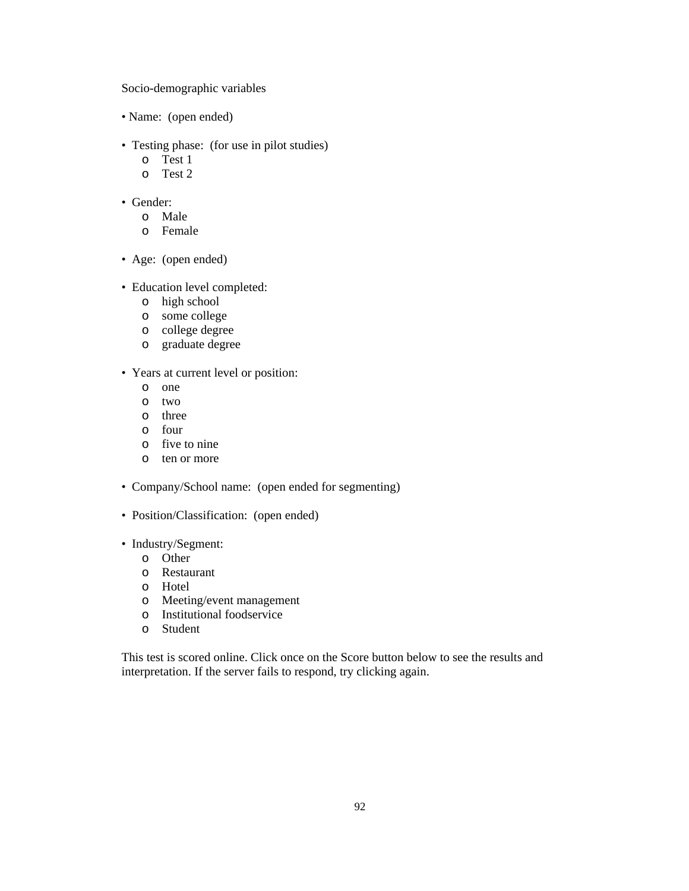Socio-demographic variables

- Name: (open ended)

- Testing phase: (for use in pilot studies)
  - Test 1
  - Test 2

- Gender:
  - Male
  - Female

- Age: (open ended)

- Education level completed:
  - high school
  - some college
  - college degree
  - graduate degree

- Years at current level or position:
  - one
  - two
  - three
  - four
  - five to nine
  - ten or more

- Company/School name: (open ended for segmenting)

- Position/Classification: (open ended)

- Industry/Segment:
  - Other
  - Restaurant
  - Hotel
  - Meeting/event management
  - Institutional foodservice
  - Student

This test is scored online. Click once on the Score button below to see the results and interpretation. If the server fails to respond, try clicking again.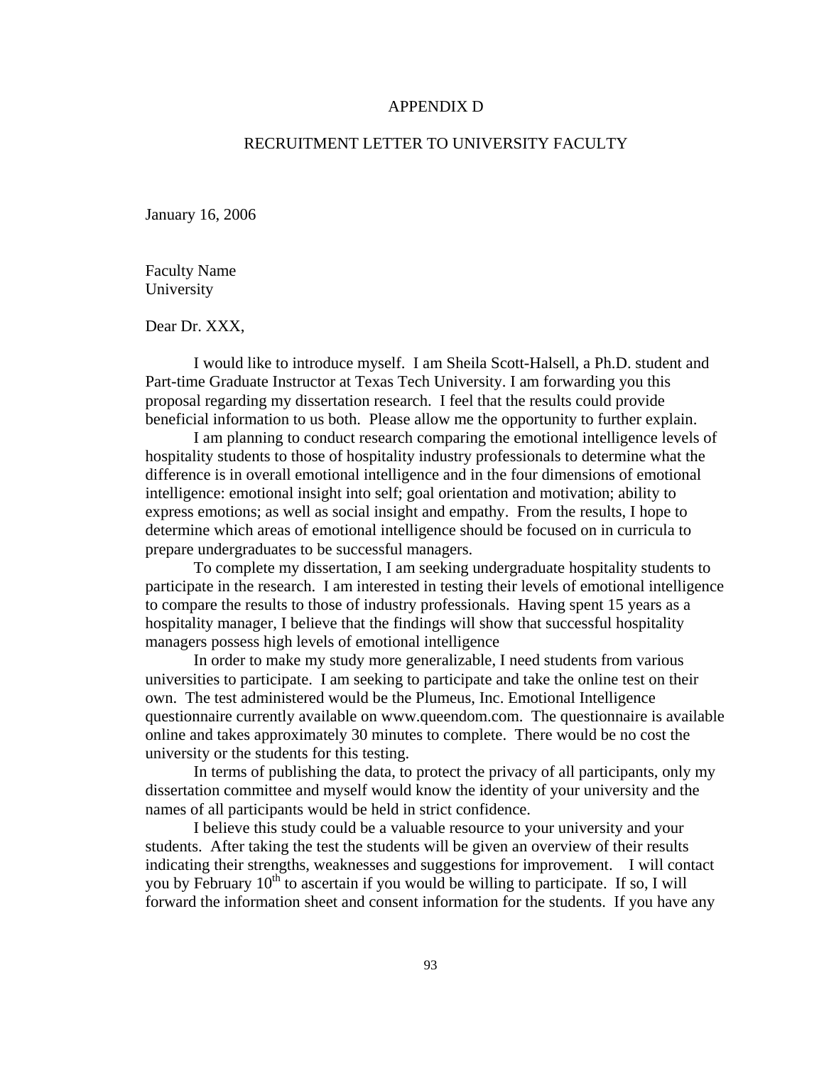# APPENDIX D

## RECRUITMENT LETTER TO UNIVERSITY FACULTY

January 16, 2006

Faculty Name
University

Dear Dr. XXX,

I would like to introduce myself. I am Sheila Scott-Halsell, a Ph.D. student and Part-time Graduate Instructor at Texas Tech University. I am forwarding you this proposal regarding my dissertation research. I feel that the results could provide beneficial information to us both. Please allow me the opportunity to further explain.

I am planning to conduct research comparing the emotional intelligence levels of hospitality students to those of hospitality industry professionals to determine what the difference is in overall emotional intelligence and in the four dimensions of emotional intelligence: emotional insight into self; goal orientation and motivation; ability to express emotions; as well as social insight and empathy. From the results, I hope to determine which areas of emotional intelligence should be focused on in curricula to prepare undergraduates to be successful managers.

To complete my dissertation, I am seeking undergraduate hospitality students to participate in the research. I am interested in testing their levels of emotional intelligence to compare the results to those of industry professionals. Having spent 15 years as a hospitality manager, I believe that the findings will show that successful hospitality managers possess high levels of emotional intelligence

In order to make my study more generalizable, I need students from various universities to participate. I am seeking to participate and take the online test on their own. The test administered would be the Plumeus, Inc. Emotional Intelligence questionnaire currently available on www.queendom.com. The questionnaire is available online and takes approximately 30 minutes to complete. There would be no cost the university or the students for this testing.

In terms of publishing the data, to protect the privacy of all participants, only my dissertation committee and myself would know the identity of your university and the names of all participants would be held in strict confidence.

I believe this study could be a valuable resource to your university and your students. After taking the test the students will be given an overview of their results indicating their strengths, weaknesses and suggestions for improvement. I will contact you by February 10th to ascertain if you would be willing to participate. If so, I will forward the information sheet and consent information for the students. If you have any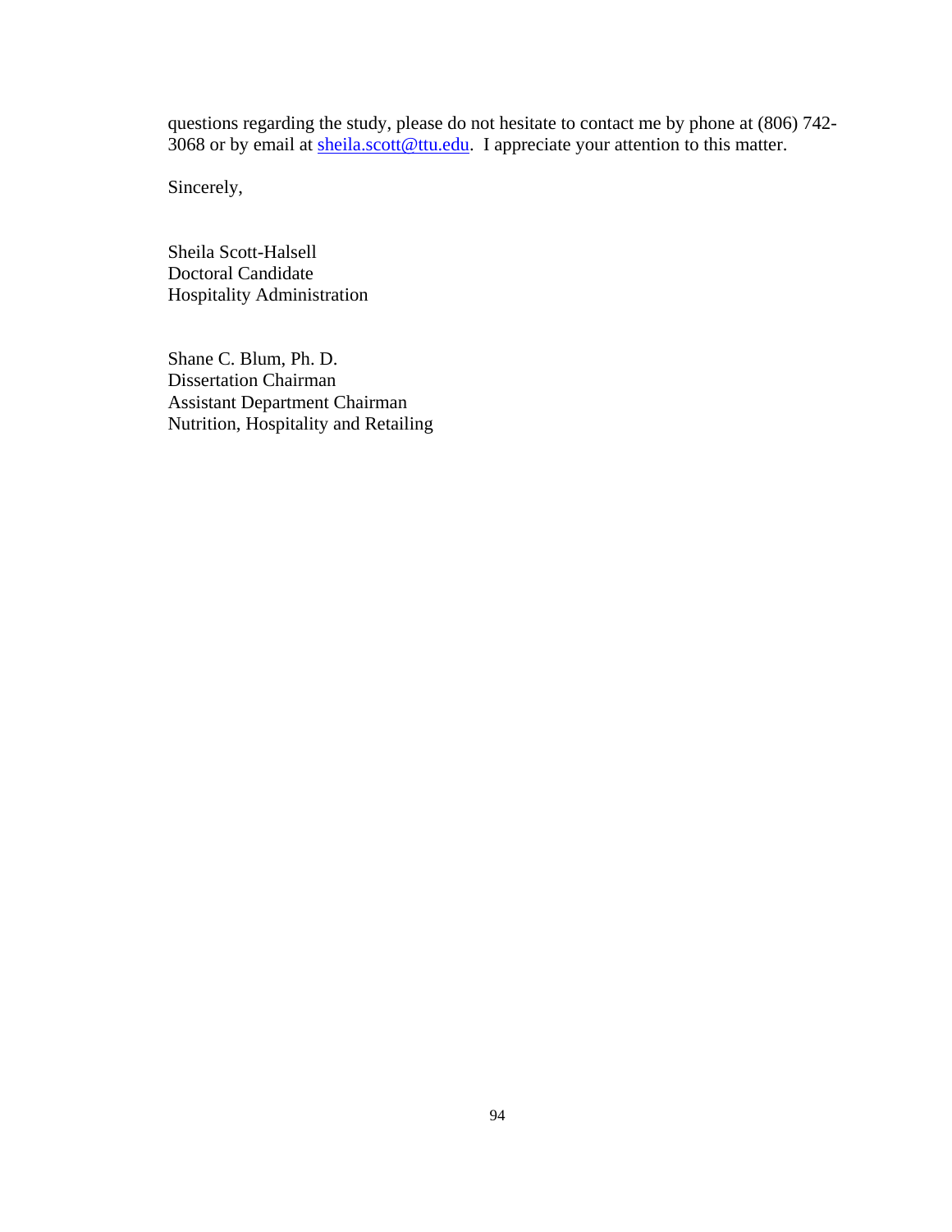questions regarding the study, please do not hesitate to contact me by phone at (806) 742-3068 or by email at sheila.scott@ttu.edu. I appreciate your attention to this matter.

Sincerely,

Sheila Scott-Halsell
Doctoral Candidate
Hospitality Administration

Shane C. Blum, Ph. D.
Dissertation Chairman
Assistant Department Chairman
Nutrition, Hospitality and Retailing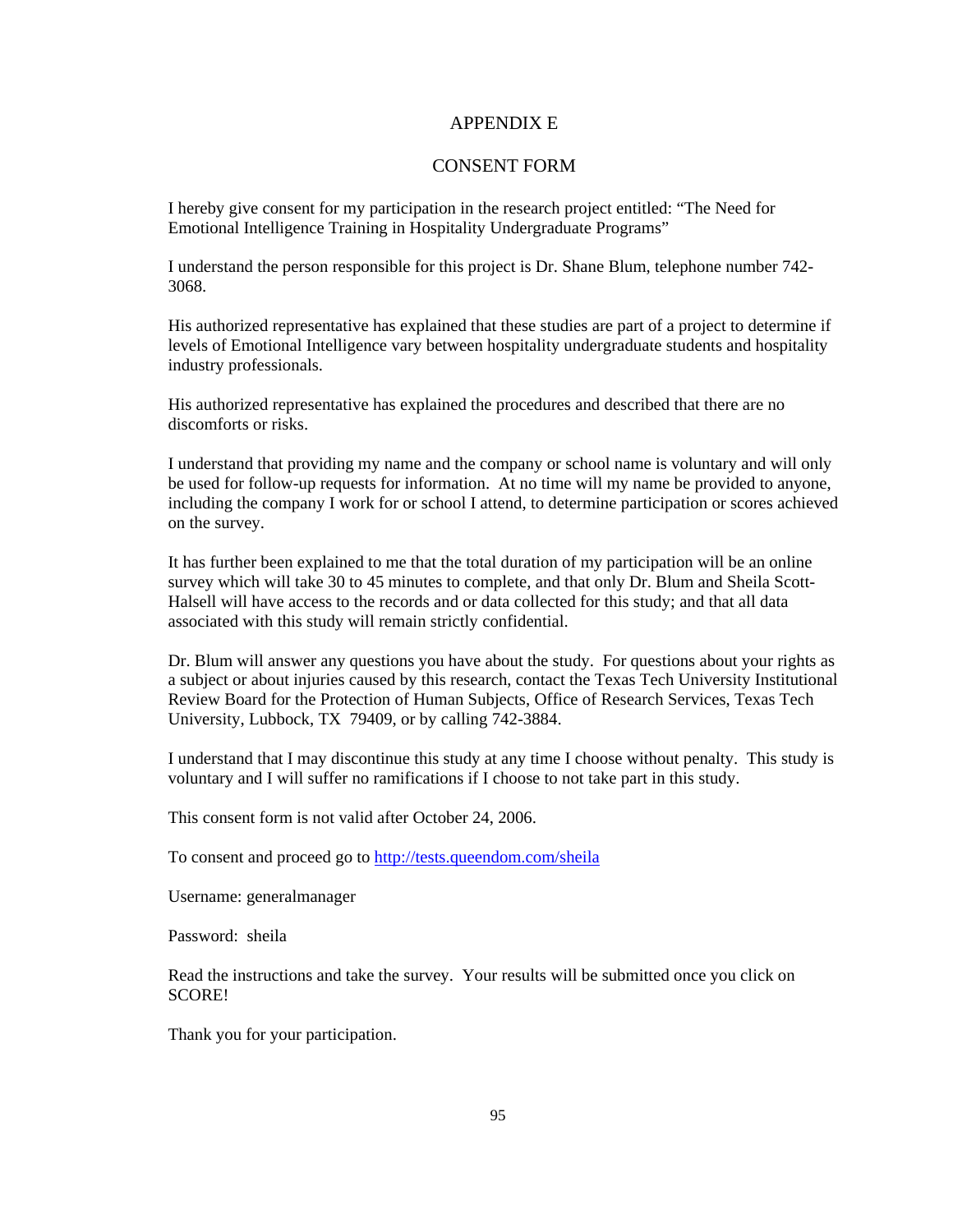# APPENDIX E

## CONSENT FORM

I hereby give consent for my participation in the research project entitled: "The Need for Emotional Intelligence Training in Hospitality Undergraduate Programs"

I understand the person responsible for this project is Dr. Shane Blum, telephone number 742-3068.

His authorized representative has explained that these studies are part of a project to determine if levels of Emotional Intelligence vary between hospitality undergraduate students and hospitality industry professionals.

His authorized representative has explained the procedures and described that there are no discomforts or risks.

I understand that providing my name and the company or school name is voluntary and will only be used for follow-up requests for information. At no time will my name be provided to anyone, including the company I work for or school I attend, to determine participation or scores achieved on the survey.

It has further been explained to me that the total duration of my participation will be an online survey which will take 30 to 45 minutes to complete, and that only Dr. Blum and Sheila Scott-Halsell will have access to the records and or data collected for this study; and that all data associated with this study will remain strictly confidential.

Dr. Blum will answer any questions you have about the study. For questions about your rights as a subject or about injuries caused by this research, contact the Texas Tech University Institutional Review Board for the Protection of Human Subjects, Office of Research Services, Texas Tech University, Lubbock, TX 79409, or by calling 742-3884.

I understand that I may discontinue this study at any time I choose without penalty. This study is voluntary and I will suffer no ramifications if I choose to not take part in this study.

This consent form is not valid after October 24, 2006.

To consent and proceed go to http://tests.queendom.com/sheila

Username: generalmanager

Password: sheila

Read the instructions and take the survey. Your results will be submitted once you click on SCORE!

Thank you for your participation.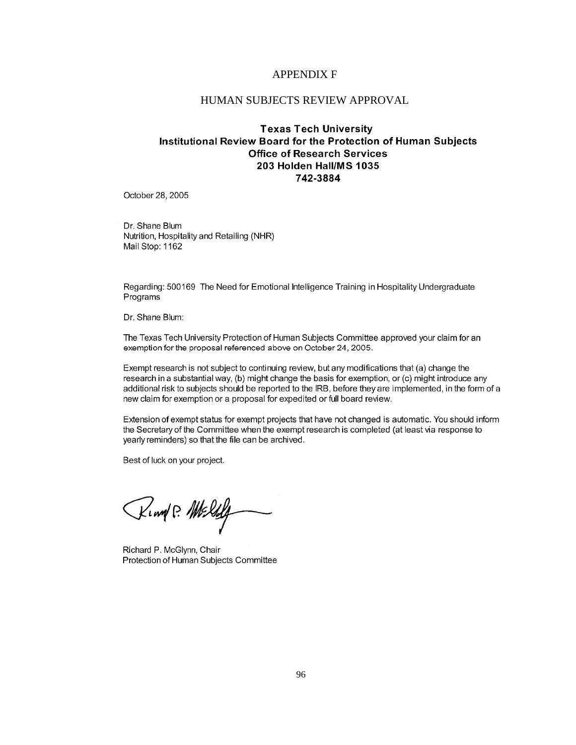# APPENDIX F

## HUMAN SUBJECTS REVIEW APPROVAL

**Texas Tech University**
**Institutional Review Board for the Protection of Human Subjects**
**Office of Research Services**
**203 Holden Hall/MS 1035**
**742-3884**

October 28, 2005

Dr. Shane Blum
Nutrition, Hospitality and Retailing (NHR)
Mail Stop: 1162

Regarding: 500169 The Need for Emotional Intelligence Training in Hospitality Undergraduate Programs

Dr. Shane Blum:

The Texas Tech University Protection of Human Subjects Committee approved your claim for an exemption for the proposal referenced above on October 24, 2005.

Exempt research is not subject to continuing review, but any modifications that (a) change the research in a substantial way, (b) might change the basis for exemption, or (c) might introduce any additional risk to subjects should be reported to the IRB, before they are implemented, in the form of a new claim for exemption or a proposal for expedited or full board review.

Extension of exempt status for exempt projects that have not changed is automatic. You should inform the Secretary of the Committee when the exempt research is completed (at least via response to yearly reminders) so that the file can be archived.

Best of luck on your project.

Richard P. McGlynn, Chair
Protection of Human Subjects Committee